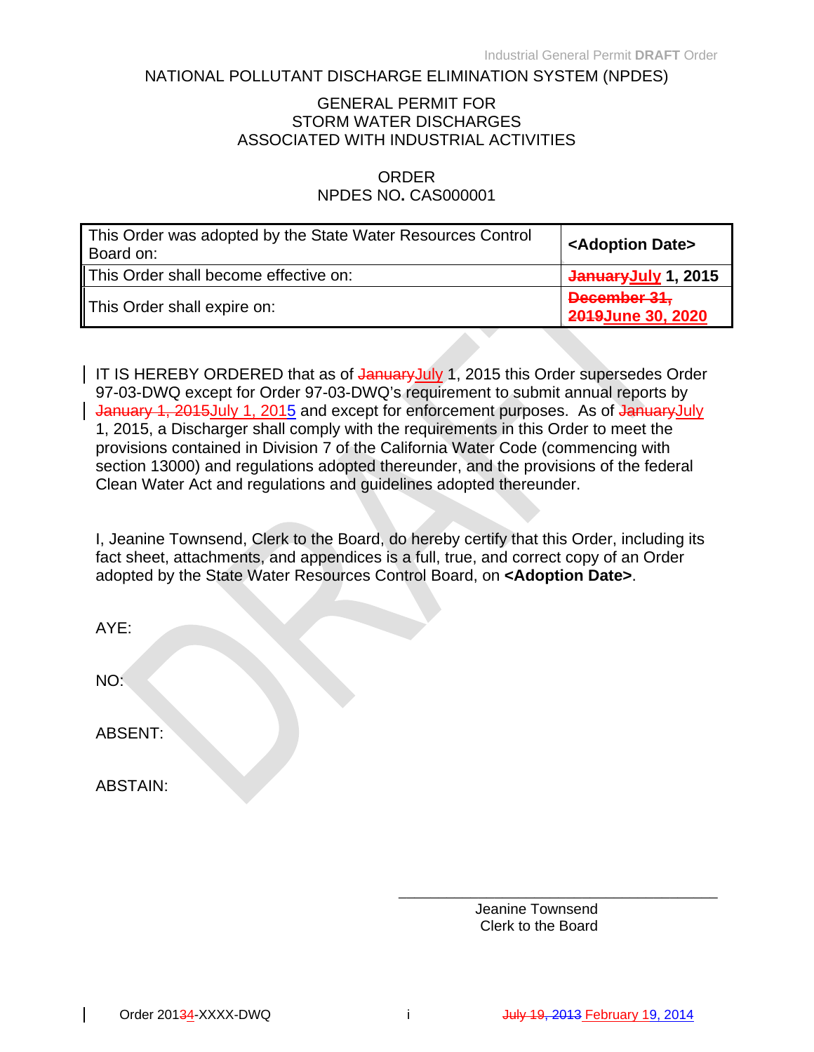NATIONAL POLLUTANT DISCHARGE ELIMINATION SYSTEM (NPDES)

GENERAL PERMIT FOR
STORM WATER DISCHARGES
ASSOCIATED WITH INDUSTRIAL ACTIVITIES

ORDER
NPDES NO. CAS000001

| | |
|---|---|
| This Order was adopted by the State Water Resources Control Board on: | **<Adoption Date>** |
| This Order shall become effective on: | **~~January~~July 1, 2015** |
| This Order shall expire on: | **~~December 31, 2019~~June 30, 2020** |

IT IS HEREBY ORDERED that as of ~~January~~July 1, 2015 this Order supersedes Order 97-03-DWQ except for Order 97-03-DWQ's requirement to submit annual reports by ~~January 1, 2015~~July 1, 2015 and except for enforcement purposes. As of ~~January~~July 1, 2015, a Discharger shall comply with the requirements in this Order to meet the provisions contained in Division 7 of the California Water Code (commencing with section 13000) and regulations adopted thereunder, and the provisions of the federal Clean Water Act and regulations and guidelines adopted thereunder.

I, Jeanine Townsend, Clerk to the Board, do hereby certify that this Order, including its fact sheet, attachments, and appendices is a full, true, and correct copy of an Order adopted by the State Water Resources Control Board, on **<Adoption Date>**.

AYE:

NO:

ABSENT:

ABSTAIN:

\_\_\_\_\_\_\_\_\_\_\_\_\_\_\_\_\_\_\_\_\_\_\_\_\_\_\_\_\_\_\_\_\_\_\_\_
Jeanine Townsend
Clerk to the Board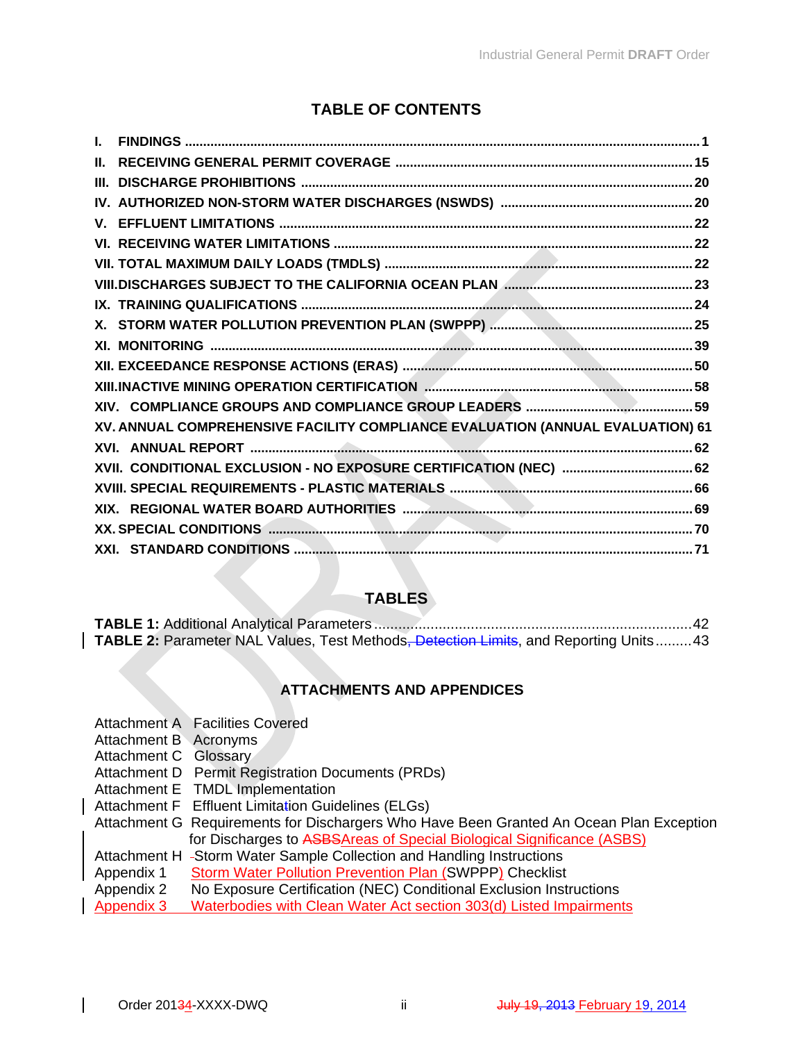## TABLE OF CONTENTS

| | |
|---|---|
| I. FINDINGS | 1 |
| II. RECEIVING GENERAL PERMIT COVERAGE | 15 |
| III. DISCHARGE PROHIBITIONS | 20 |
| IV. AUTHORIZED NON-STORM WATER DISCHARGES (NSWDS) | 20 |
| V. EFFLUENT LIMITATIONS | 22 |
| VI. RECEIVING WATER LIMITATIONS | 22 |
| VII. TOTAL MAXIMUM DAILY LOADS (TMDLS) | 22 |
| VIII. DISCHARGES SUBJECT TO THE CALIFORNIA OCEAN PLAN | 23 |
| IX. TRAINING QUALIFICATIONS | 24 |
| X. STORM WATER POLLUTION PREVENTION PLAN (SWPPP) | 25 |
| XI. MONITORING | 39 |
| XII. EXCEEDANCE RESPONSE ACTIONS (ERAS) | 50 |
| XIII. INACTIVE MINING OPERATION CERTIFICATION | 58 |
| XIV. COMPLIANCE GROUPS AND COMPLIANCE GROUP LEADERS | 59 |
| XV. ANNUAL COMPREHENSIVE FACILITY COMPLIANCE EVALUATION (ANNUAL EVALUATION) | 61 |
| XVI. ANNUAL REPORT | 62 |
| XVII. CONDITIONAL EXCLUSION - NO EXPOSURE CERTIFICATION (NEC) | 62 |
| XVIII. SPECIAL REQUIREMENTS - PLASTIC MATERIALS | 66 |
| XIX. REGIONAL WATER BOARD AUTHORITIES | 69 |
| XX. SPECIAL CONDITIONS | 70 |
| XXI. STANDARD CONDITIONS | 71 |

## TABLES

| | |
|---|---|
| **TABLE 1:** Additional Analytical Parameters | 42 |
| **TABLE 2:** Parameter NAL Values, Test Methods, ~~Detection Limits~~, and Reporting Units | 43 |

## ATTACHMENTS AND APPENDICES

| | |
|---|---|
| Attachment A | Facilities Covered |
| Attachment B | Acronyms |
| Attachment C | Glossary |
| Attachment D | Permit Registration Documents (PRDs) |
| Attachment E | TMDL Implementation |
| Attachment F | Effluent Limitation Guidelines (ELGs) |
| Attachment G | Requirements for Dischargers Who Have Been Granted An Ocean Plan Exception for Discharges to ~~ASBS~~Areas of Special Biological Significance (ASBS) |
| Attachment H | Storm Water Sample Collection and Handling Instructions |
| Appendix 1 | Storm Water Pollution Prevention Plan (SWPPP) Checklist |
| Appendix 2 | No Exposure Certification (NEC) Conditional Exclusion Instructions |
| Appendix 3 | Waterbodies with Clean Water Act section 303(d) Listed Impairments |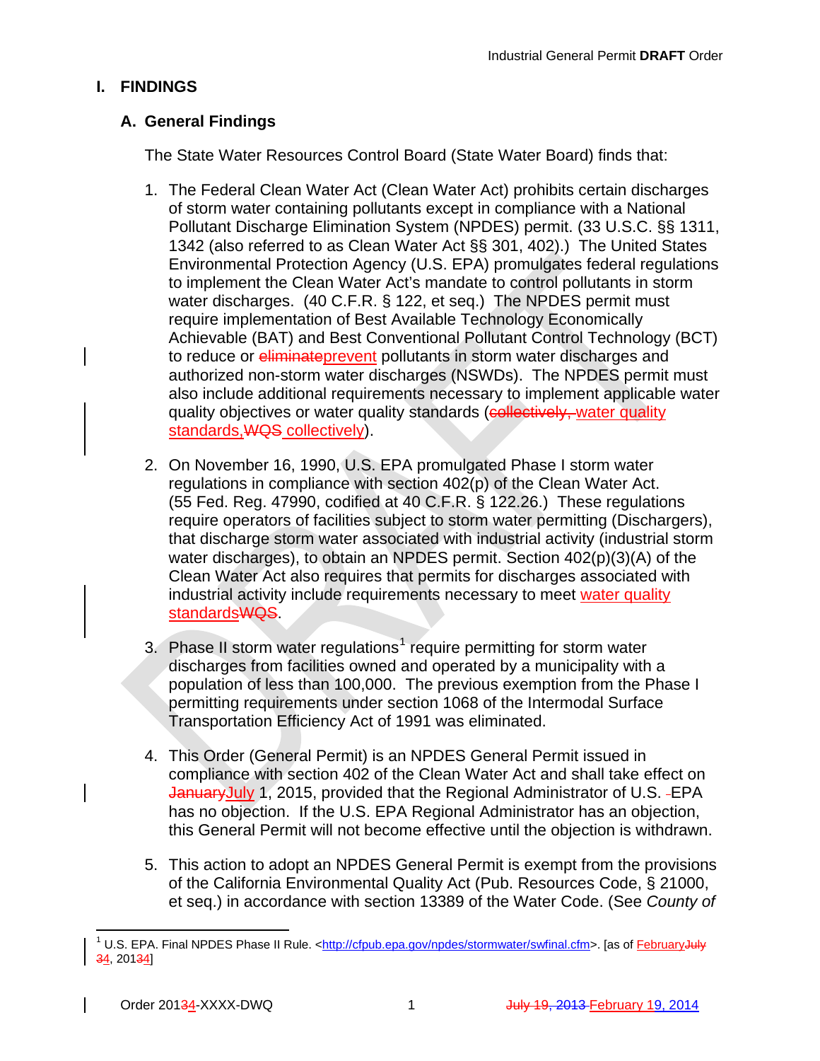# I. FINDINGS

## A. General Findings

The State Water Resources Control Board (State Water Board) finds that:

1. The Federal Clean Water Act (Clean Water Act) prohibits certain discharges of storm water containing pollutants except in compliance with a National Pollutant Discharge Elimination System (NPDES) permit. (33 U.S.C. §§ 1311, 1342 (also referred to as Clean Water Act §§ 301, 402).) The United States Environmental Protection Agency (U.S. EPA) promulgates federal regulations to implement the Clean Water Act's mandate to control pollutants in storm water discharges. (40 C.F.R. § 122, et seq.) The NPDES permit must require implementation of Best Available Technology Economically Achievable (BAT) and Best Conventional Pollutant Control Technology (BCT) to reduce or ~~eliminate~~prevent pollutants in storm water discharges and authorized non-storm water discharges (NSWDs). The NPDES permit must also include additional requirements necessary to implement applicable water quality objectives or water quality standards (~~collectively,~~ water quality standards,~~WQS~~ collectively).

2. On November 16, 1990, U.S. EPA promulgated Phase I storm water regulations in compliance with section 402(p) of the Clean Water Act. (55 Fed. Reg. 47990, codified at 40 C.F.R. § 122.26.) These regulations require operators of facilities subject to storm water permitting (Dischargers), that discharge storm water associated with industrial activity (industrial storm water discharges), to obtain an NPDES permit. Section 402(p)(3)(A) of the Clean Water Act also requires that permits for discharges associated with industrial activity include requirements necessary to meet water quality standards~~WQS~~.

3. Phase II storm water regulations[1] require permitting for storm water discharges from facilities owned and operated by a municipality with a population of less than 100,000. The previous exemption from the Phase I permitting requirements under section 1068 of the Intermodal Surface Transportation Efficiency Act of 1991 was eliminated.

4. This Order (General Permit) is an NPDES General Permit issued in compliance with section 402 of the Clean Water Act and shall take effect on ~~January~~July 1, 2015, provided that the Regional Administrator of U.S. ~~-~~EPA has no objection. If the U.S. EPA Regional Administrator has an objection, this General Permit will not become effective until the objection is withdrawn.

5. This action to adopt an NPDES General Permit is exempt from the provisions of the California Environmental Quality Act (Pub. Resources Code, § 21000, et seq.) in accordance with section 13389 of the Water Code. (See *County of*

---

[1] U.S. EPA. Final NPDES Phase II Rule. <http://cfpub.epa.gov/npdes/stormwater/swfinal.cfm>. [as of February~~July~~ ~~3~~4, 201~~3~~4]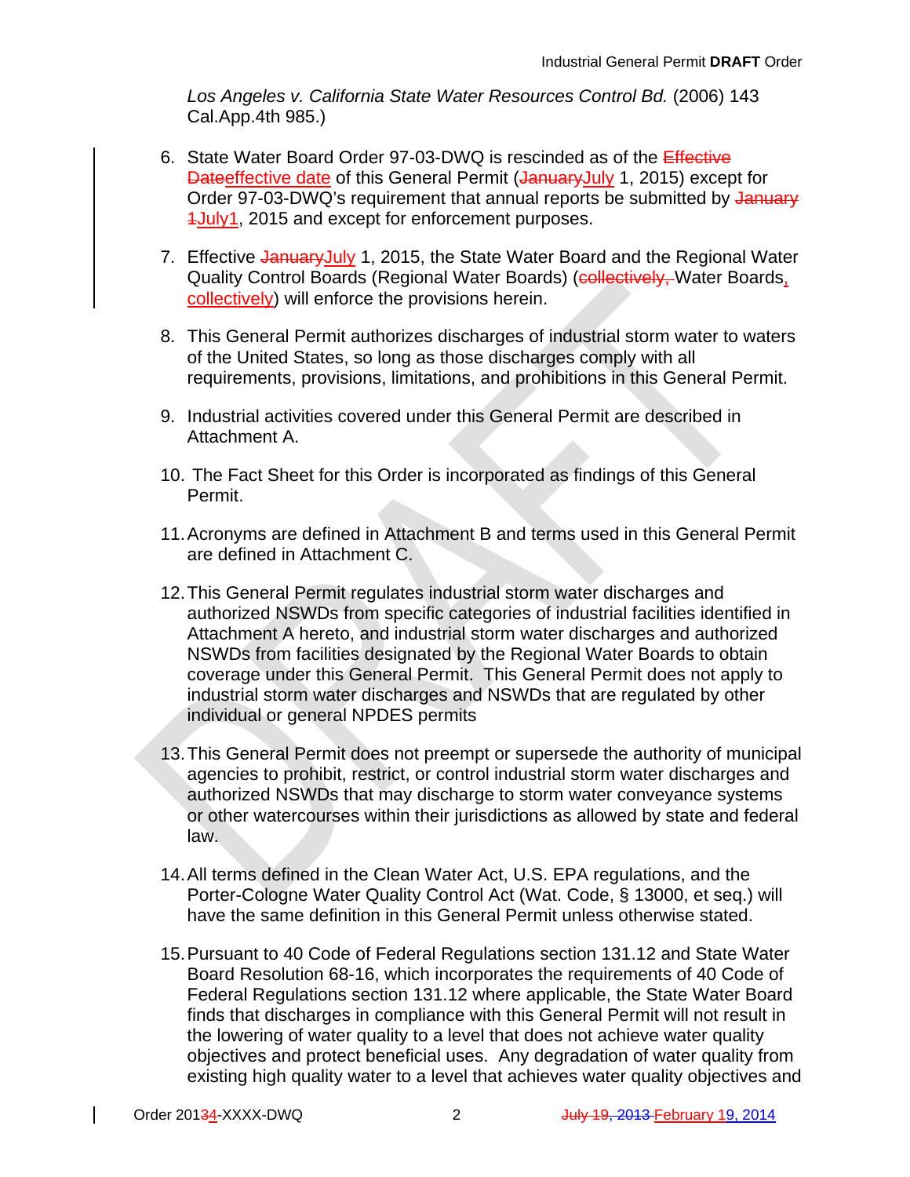*Los Angeles v. California State Water Resources Control Bd.* (2006) 143 Cal.App.4th 985.)

6. State Water Board Order 97-03-DWQ is rescinded as of the ~~Effective Date~~effective date of this General Permit (~~January~~July 1, 2015) except for Order 97-03-DWQ's requirement that annual reports be submitted by ~~January 1~~July1, 2015 and except for enforcement purposes.

7. Effective ~~January~~July 1, 2015, the State Water Board and the Regional Water Quality Control Boards (Regional Water Boards) (~~collectively,~~ Water Boards, collectively) will enforce the provisions herein.

8. This General Permit authorizes discharges of industrial storm water to waters of the United States, so long as those discharges comply with all requirements, provisions, limitations, and prohibitions in this General Permit.

9. Industrial activities covered under this General Permit are described in Attachment A.

10. The Fact Sheet for this Order is incorporated as findings of this General Permit.

11. Acronyms are defined in Attachment B and terms used in this General Permit are defined in Attachment C.

12. This General Permit regulates industrial storm water discharges and authorized NSWDs from specific categories of industrial facilities identified in Attachment A hereto, and industrial storm water discharges and authorized NSWDs from facilities designated by the Regional Water Boards to obtain coverage under this General Permit. This General Permit does not apply to industrial storm water discharges and NSWDs that are regulated by other individual or general NPDES permits

13. This General Permit does not preempt or supersede the authority of municipal agencies to prohibit, restrict, or control industrial storm water discharges and authorized NSWDs that may discharge to storm water conveyance systems or other watercourses within their jurisdictions as allowed by state and federal law.

14. All terms defined in the Clean Water Act, U.S. EPA regulations, and the Porter-Cologne Water Quality Control Act (Wat. Code, § 13000, et seq.) will have the same definition in this General Permit unless otherwise stated.

15. Pursuant to 40 Code of Federal Regulations section 131.12 and State Water Board Resolution 68-16, which incorporates the requirements of 40 Code of Federal Regulations section 131.12 where applicable, the State Water Board finds that discharges in compliance with this General Permit will not result in the lowering of water quality to a level that does not achieve water quality objectives and protect beneficial uses. Any degradation of water quality from existing high quality water to a level that achieves water quality objectives and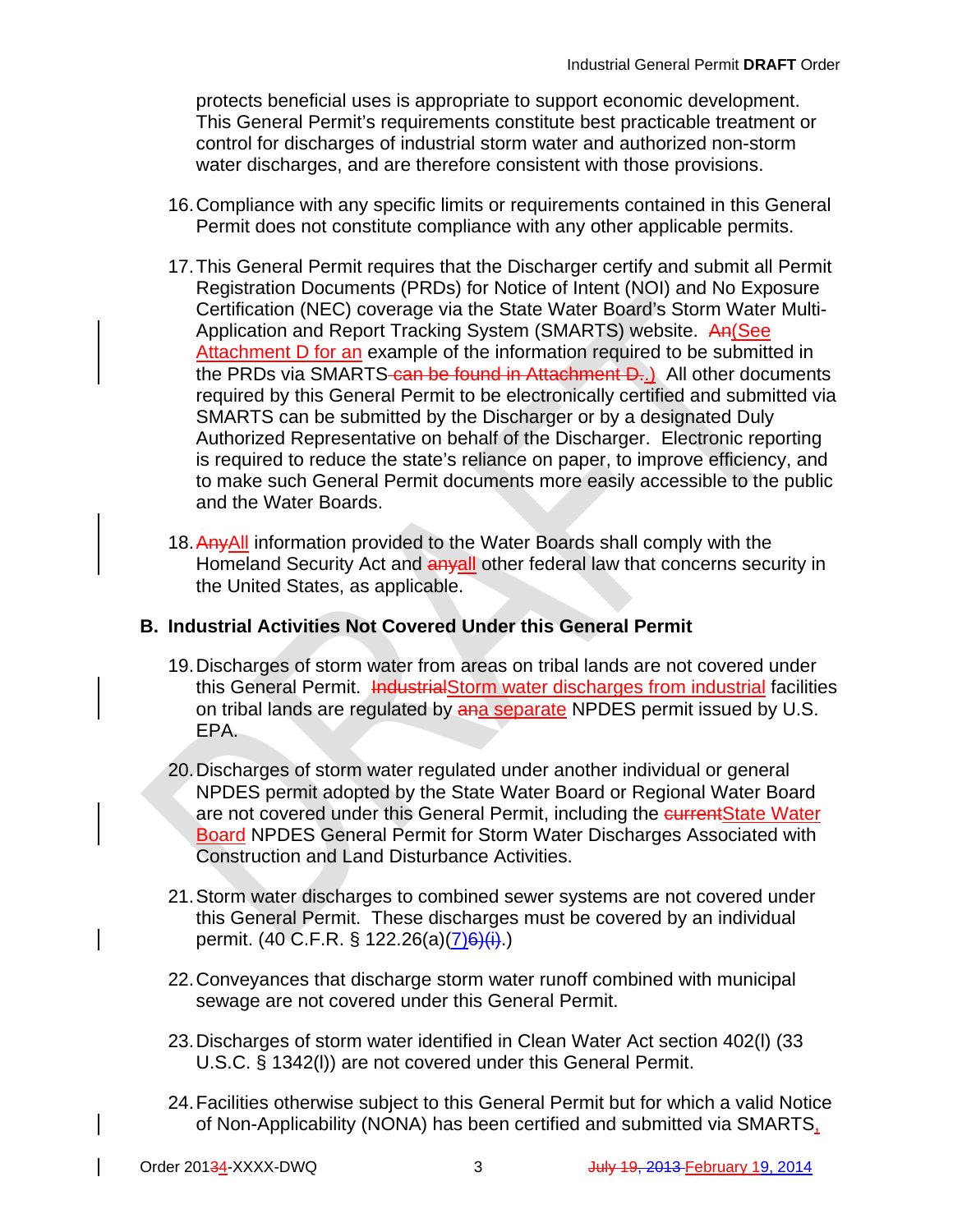protects beneficial uses is appropriate to support economic development. This General Permit's requirements constitute best practicable treatment or control for discharges of industrial storm water and authorized non-storm water discharges, and are therefore consistent with those provisions.

16. Compliance with any specific limits or requirements contained in this General Permit does not constitute compliance with any other applicable permits.

17. This General Permit requires that the Discharger certify and submit all Permit Registration Documents (PRDs) for Notice of Intent (NOI) and No Exposure Certification (NEC) coverage via the State Water Board's Storm Water Multi-Application and Report Tracking System (SMARTS) website. ~~An~~(See Attachment D for an example of the information required to be submitted in the PRDs via SMARTS~~ can be found in Attachment D.~~.) All other documents required by this General Permit to be electronically certified and submitted via SMARTS can be submitted by the Discharger or by a designated Duly Authorized Representative on behalf of the Discharger. Electronic reporting is required to reduce the state's reliance on paper, to improve efficiency, and to make such General Permit documents more easily accessible to the public and the Water Boards.

18. ~~Any~~All information provided to the Water Boards shall comply with the Homeland Security Act and ~~any~~all other federal law that concerns security in the United States, as applicable.

## B. Industrial Activities Not Covered Under this General Permit

19. Discharges of storm water from areas on tribal lands are not covered under this General Permit. ~~Industrial~~Storm water discharges from industrial facilities on tribal lands are regulated by ~~an~~a separate NPDES permit issued by U.S. EPA.

20. Discharges of storm water regulated under another individual or general NPDES permit adopted by the State Water Board or Regional Water Board are not covered under this General Permit, including the ~~current~~State Water Board NPDES General Permit for Storm Water Discharges Associated with Construction and Land Disturbance Activities.

21. Storm water discharges to combined sewer systems are not covered under this General Permit. These discharges must be covered by an individual permit. (40 C.F.R. § 122.26(a)(7)~~6)(i)~~.)

22. Conveyances that discharge storm water runoff combined with municipal sewage are not covered under this General Permit.

23. Discharges of storm water identified in Clean Water Act section 402(l) (33 U.S.C. § 1342(l)) are not covered under this General Permit.

24. Facilities otherwise subject to this General Permit but for which a valid Notice of Non-Applicability (NONA) has been certified and submitted via SMARTS,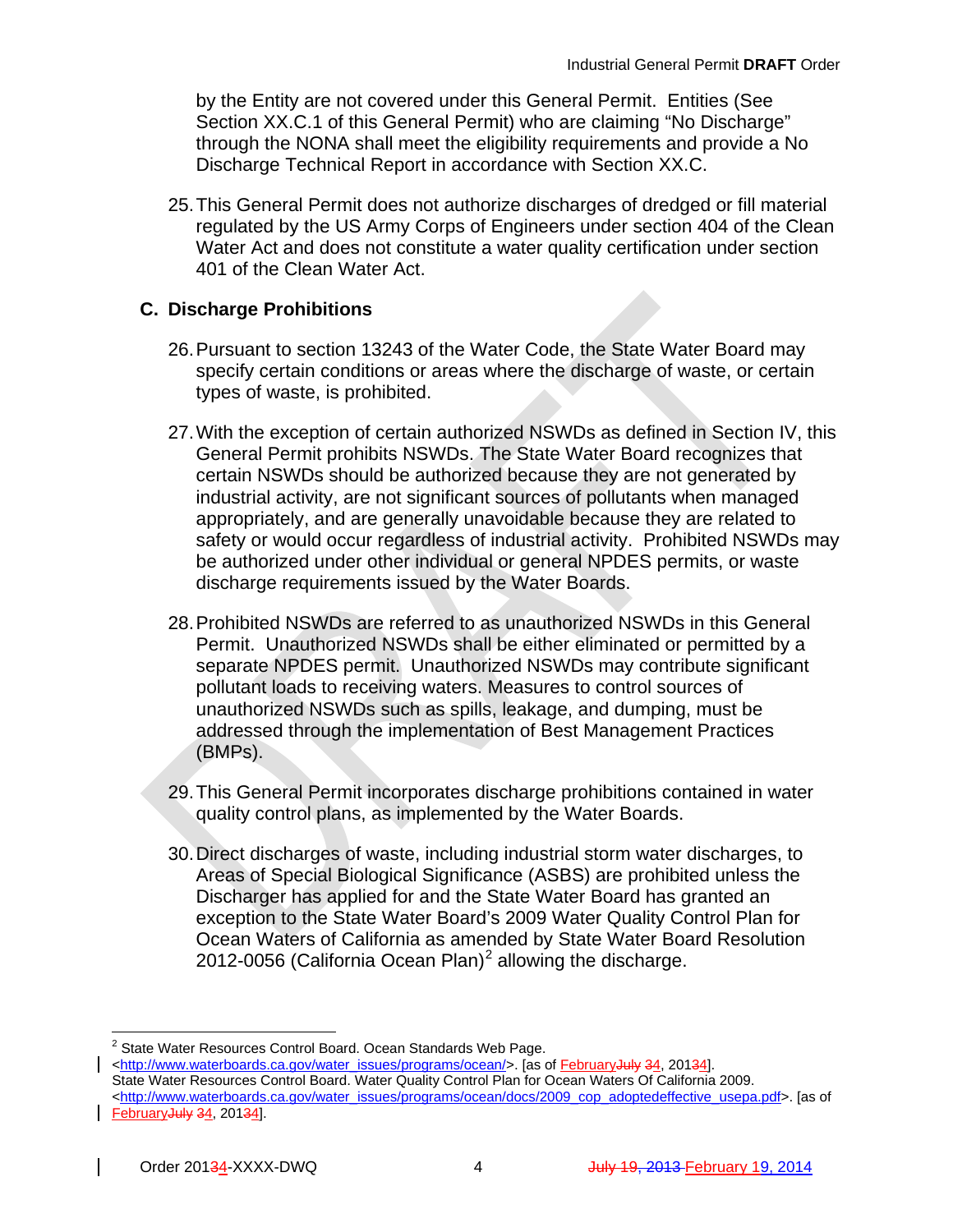by the Entity are not covered under this General Permit. Entities (See Section XX.C.1 of this General Permit) who are claiming "No Discharge" through the NONA shall meet the eligibility requirements and provide a No Discharge Technical Report in accordance with Section XX.C.

25. This General Permit does not authorize discharges of dredged or fill material regulated by the US Army Corps of Engineers under section 404 of the Clean Water Act and does not constitute a water quality certification under section 401 of the Clean Water Act.

## C. Discharge Prohibitions

26. Pursuant to section 13243 of the Water Code, the State Water Board may specify certain conditions or areas where the discharge of waste, or certain types of waste, is prohibited.

27. With the exception of certain authorized NSWDs as defined in Section IV, this General Permit prohibits NSWDs. The State Water Board recognizes that certain NSWDs should be authorized because they are not generated by industrial activity, are not significant sources of pollutants when managed appropriately, and are generally unavoidable because they are related to safety or would occur regardless of industrial activity. Prohibited NSWDs may be authorized under other individual or general NPDES permits, or waste discharge requirements issued by the Water Boards.

28. Prohibited NSWDs are referred to as unauthorized NSWDs in this General Permit. Unauthorized NSWDs shall be either eliminated or permitted by a separate NPDES permit. Unauthorized NSWDs may contribute significant pollutant loads to receiving waters. Measures to control sources of unauthorized NSWDs such as spills, leakage, and dumping, must be addressed through the implementation of Best Management Practices (BMPs).

29. This General Permit incorporates discharge prohibitions contained in water quality control plans, as implemented by the Water Boards.

30. Direct discharges of waste, including industrial storm water discharges, to Areas of Special Biological Significance (ASBS) are prohibited unless the Discharger has applied for and the State Water Board has granted an exception to the State Water Board's 2009 Water Quality Control Plan for Ocean Waters of California as amended by State Water Board Resolution 2012-0056 (California Ocean Plan)[2] allowing the discharge.

---

[2] State Water Resources Control Board. Ocean Standards Web Page. <http://www.waterboards.ca.gov/water_issues/programs/ocean/>. [as of ~~July 3~~ February 4, 201~~3~~4].
State Water Resources Control Board. Water Quality Control Plan for Ocean Waters Of California 2009. <http://www.waterboards.ca.gov/water_issues/programs/ocean/docs/2009_cop_adoptedeffective_usepa.pdf>. [as of ~~July 3~~ February 4, 201~~3~~4].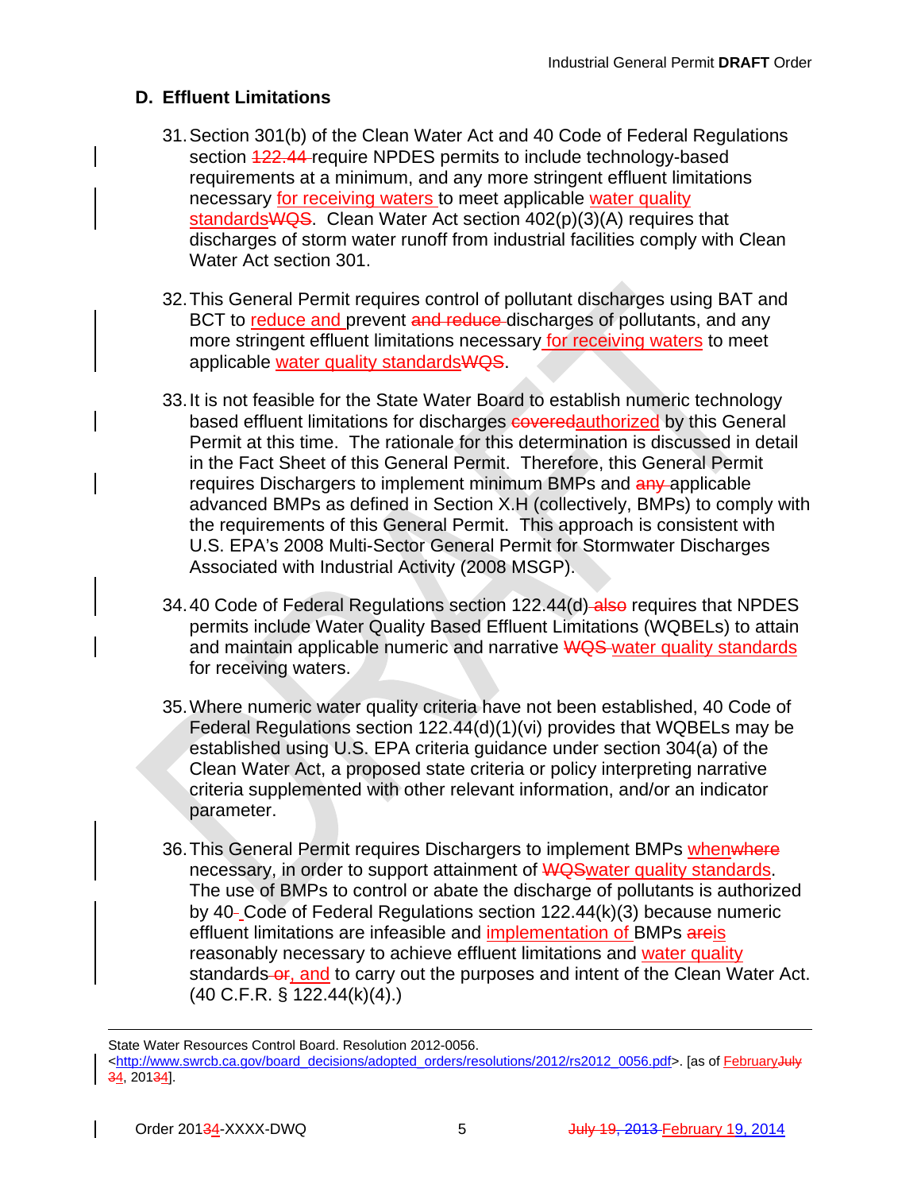## D. Effluent Limitations

31. Section 301(b) of the Clean Water Act and 40 Code of Federal Regulations section ~~122.44~~ require NPDES permits to include technology-based requirements at a minimum, and any more stringent effluent limitations necessary for receiving waters to meet applicable water quality standards~~WQS~~. Clean Water Act section 402(p)(3)(A) requires that discharges of storm water runoff from industrial facilities comply with Clean Water Act section 301.

32. This General Permit requires control of pollutant discharges using BAT and BCT to reduce and prevent ~~and reduce~~ discharges of pollutants, and any more stringent effluent limitations necessary for receiving waters to meet applicable water quality standards~~WQS~~.

33. It is not feasible for the State Water Board to establish numeric technology based effluent limitations for discharges ~~covered~~authorized by this General Permit at this time. The rationale for this determination is discussed in detail in the Fact Sheet of this General Permit. Therefore, this General Permit requires Dischargers to implement minimum BMPs and ~~any~~ applicable advanced BMPs as defined in Section X.H (collectively, BMPs) to comply with the requirements of this General Permit. This approach is consistent with U.S. EPA's 2008 Multi-Sector General Permit for Stormwater Discharges Associated with Industrial Activity (2008 MSGP).

34. 40 Code of Federal Regulations section 122.44(d) ~~also~~ requires that NPDES permits include Water Quality Based Effluent Limitations (WQBELs) to attain and maintain applicable numeric and narrative ~~WQS~~ water quality standards for receiving waters.

35. Where numeric water quality criteria have not been established, 40 Code of Federal Regulations section 122.44(d)(1)(vi) provides that WQBELs may be established using U.S. EPA criteria guidance under section 304(a) of the Clean Water Act, a proposed state criteria or policy interpreting narrative criteria supplemented with other relevant information, and/or an indicator parameter.

36. This General Permit requires Dischargers to implement BMPs when~~where~~ necessary, in order to support attainment of ~~WQS~~water quality standards. The use of BMPs to control or abate the discharge of pollutants is authorized by 40 Code of Federal Regulations section 122.44(k)(3) because numeric effluent limitations are infeasible and implementation of BMPs ~~are~~is reasonably necessary to achieve effluent limitations and water quality standards ~~or~~, and to carry out the purposes and intent of the Clean Water Act. (40 C.F.R. § 122.44(k)(4).)

---

State Water Resources Control Board. Resolution 2012-0056. <http://www.swrcb.ca.gov/board_decisions/adopted_orders/resolutions/2012/rs2012_0056.pdf>. [as of February~~July~~ ~~3~~4, 201~~3~~4].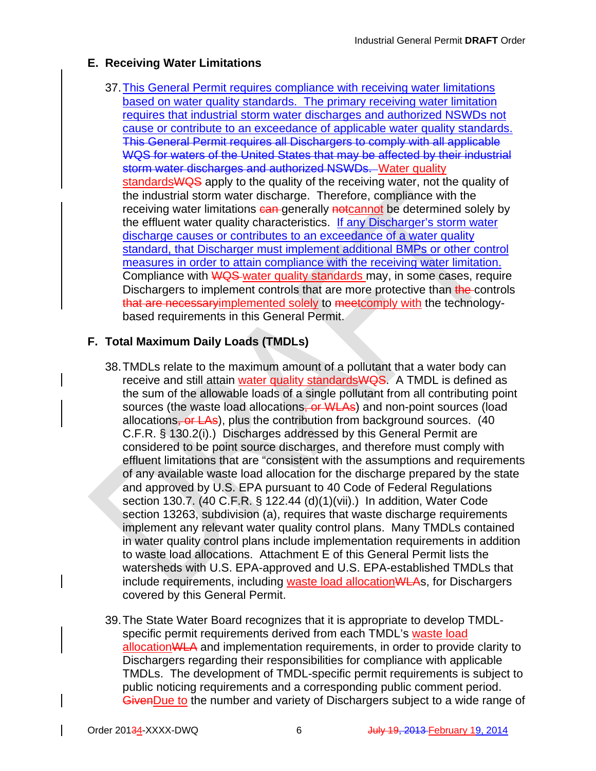## E. Receiving Water Limitations

37. This General Permit requires compliance with receiving water limitations based on water quality standards. The primary receiving water limitation requires that industrial storm water discharges and authorized NSWDs not cause or contribute to an exceedance of applicable water quality standards. ~~This General Permit requires all Dischargers to comply with all applicable WQS for waters of the United States that may be affected by their industrial storm water discharges and authorized NSWDs.~~ Water quality standards~~WQS~~ apply to the quality of the receiving water, not the quality of the industrial storm water discharge. Therefore, compliance with the receiving water limitations ~~can~~ generally ~~not~~cannot be determined solely by the effluent water quality characteristics. If any Discharger's storm water discharge causes or contributes to an exceedance of a water quality standard, that Discharger must implement additional BMPs or other control measures in order to attain compliance with the receiving water limitation. Compliance with ~~WQS~~ water quality standards may, in some cases, require Dischargers to implement controls that are more protective than ~~the~~ controls ~~that are necessary~~implemented solely to ~~meet~~comply with the technology-based requirements in this General Permit.

## F. Total Maximum Daily Loads (TMDLs)

38. TMDLs relate to the maximum amount of a pollutant that a water body can receive and still attain water quality standards~~WQS~~. A TMDL is defined as the sum of the allowable loads of a single pollutant from all contributing point sources (the waste load allocations~~, or WLAs~~) and non-point sources (load allocations~~, or LAs~~), plus the contribution from background sources. (40 C.F.R. § 130.2(i).) Discharges addressed by this General Permit are considered to be point source discharges, and therefore must comply with effluent limitations that are "consistent with the assumptions and requirements of any available waste load allocation for the discharge prepared by the state and approved by U.S. EPA pursuant to 40 Code of Federal Regulations section 130.7. (40 C.F.R. § 122.44 (d)(1)(vii).) In addition, Water Code section 13263, subdivision (a), requires that waste discharge requirements implement any relevant water quality control plans. Many TMDLs contained in water quality control plans include implementation requirements in addition to waste load allocations. Attachment E of this General Permit lists the watersheds with U.S. EPA-approved and U.S. EPA-established TMDLs that include requirements, including waste load allocation~~WLA~~s, for Dischargers covered by this General Permit.

39. The State Water Board recognizes that it is appropriate to develop TMDL-specific permit requirements derived from each TMDL's waste load allocation~~WLA~~ and implementation requirements, in order to provide clarity to Dischargers regarding their responsibilities for compliance with applicable TMDLs. The development of TMDL-specific permit requirements is subject to public noticing requirements and a corresponding public comment period. ~~Given~~Due to the number and variety of Dischargers subject to a wide range of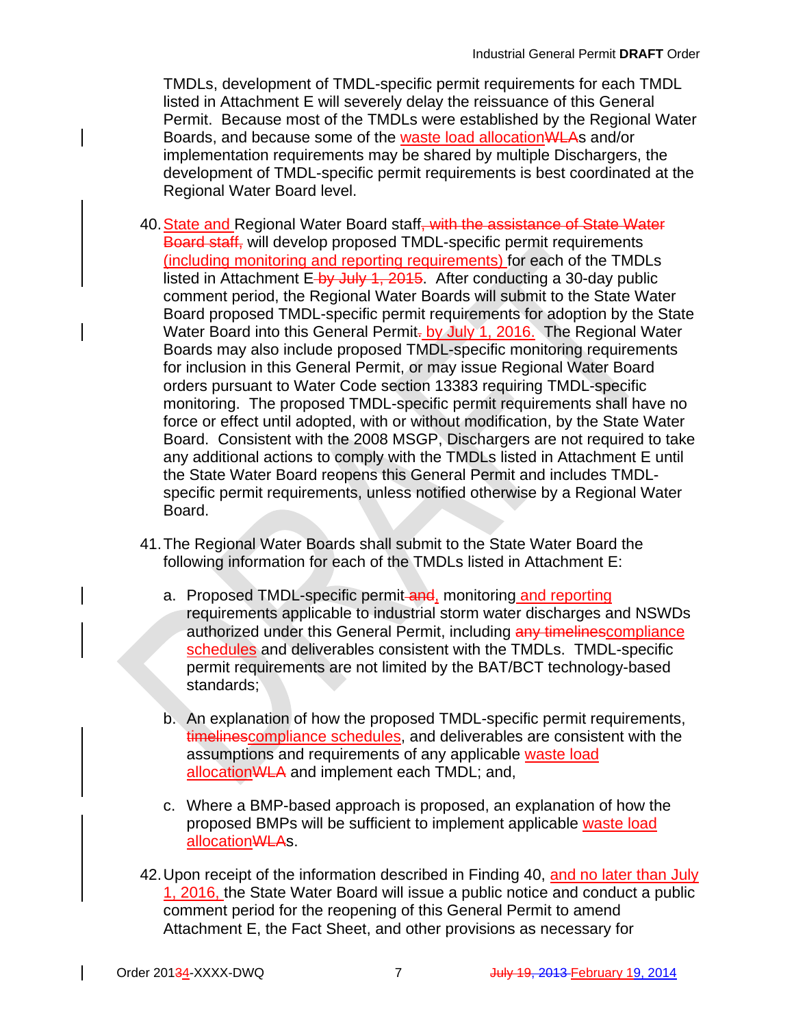TMDLs, development of TMDL-specific permit requirements for each TMDL listed in Attachment E will severely delay the reissuance of this General Permit. Because most of the TMDLs were established by the Regional Water Boards, and because some of the waste load allocationWLAs and/or implementation requirements may be shared by multiple Dischargers, the development of TMDL-specific permit requirements is best coordinated at the Regional Water Board level.

40. State and Regional Water Board staff, with the assistance of State Water Board staff, will develop proposed TMDL-specific permit requirements (including monitoring and reporting requirements) for each of the TMDLs listed in Attachment E by July 1, 2015. After conducting a 30-day public comment period, the Regional Water Boards will submit to the State Water Board proposed TMDL-specific permit requirements for adoption by the State Water Board into this General Permit. by July 1, 2016. The Regional Water Boards may also include proposed TMDL-specific monitoring requirements for inclusion in this General Permit, or may issue Regional Water Board orders pursuant to Water Code section 13383 requiring TMDL-specific monitoring. The proposed TMDL-specific permit requirements shall have no force or effect until adopted, with or without modification, by the State Water Board. Consistent with the 2008 MSGP, Dischargers are not required to take any additional actions to comply with the TMDLs listed in Attachment E until the State Water Board reopens this General Permit and includes TMDL-specific permit requirements, unless notified otherwise by a Regional Water Board.

41. The Regional Water Boards shall submit to the State Water Board the following information for each of the TMDLs listed in Attachment E:

   a. Proposed TMDL-specific permit and, monitoring and reporting requirements applicable to industrial storm water discharges and NSWDs authorized under this General Permit, including any timelinescompliance schedules and deliverables consistent with the TMDLs. TMDL-specific permit requirements are not limited by the BAT/BCT technology-based standards;

   b. An explanation of how the proposed TMDL-specific permit requirements, timelinescompliance schedules, and deliverables are consistent with the assumptions and requirements of any applicable waste load allocationWLA and implement each TMDL; and,

   c. Where a BMP-based approach is proposed, an explanation of how the proposed BMPs will be sufficient to implement applicable waste load allocationWLAs.

42. Upon receipt of the information described in Finding 40, and no later than July 1, 2016, the State Water Board will issue a public notice and conduct a public comment period for the reopening of this General Permit to amend Attachment E, the Fact Sheet, and other provisions as necessary for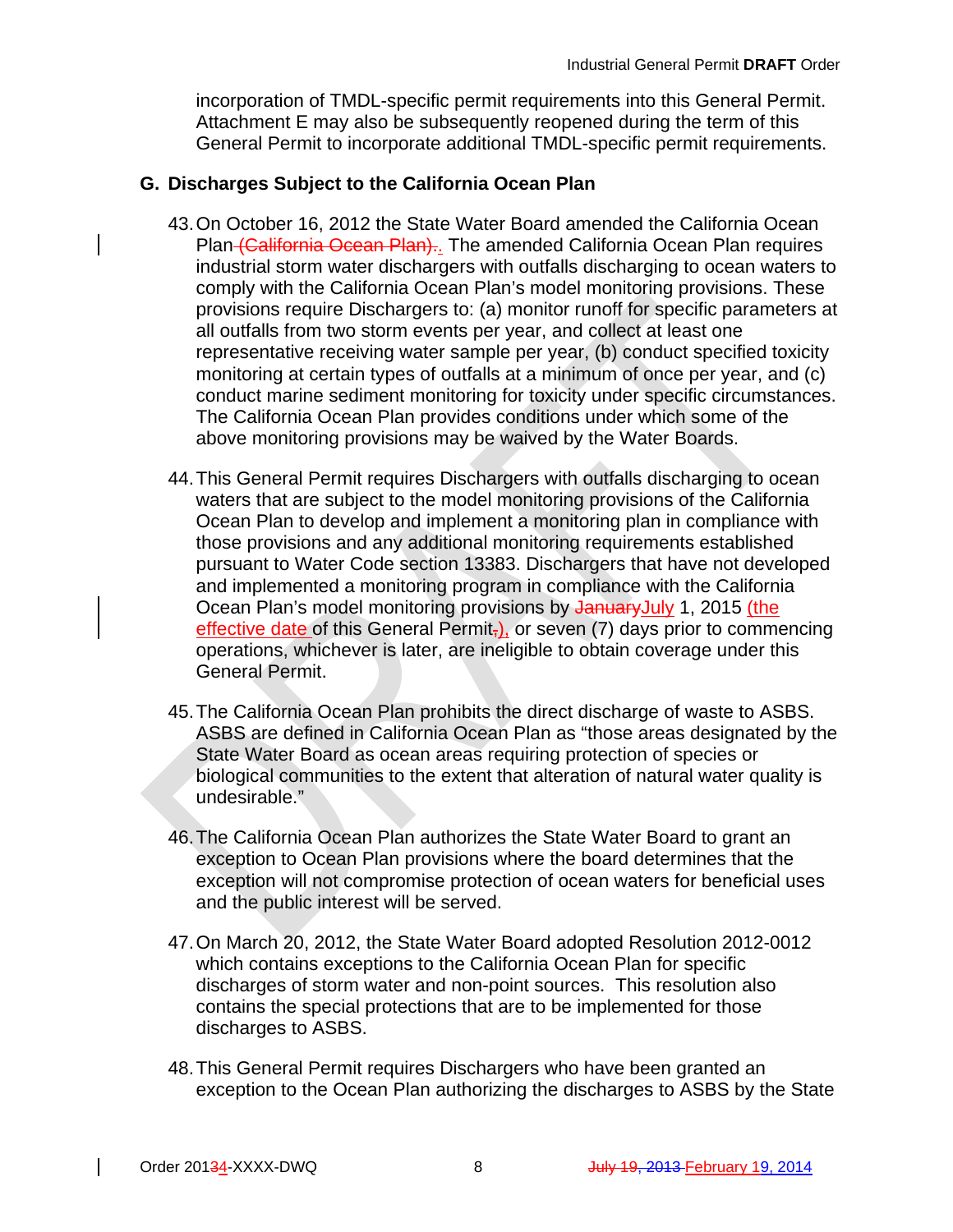incorporation of TMDL-specific permit requirements into this General Permit. Attachment E may also be subsequently reopened during the term of this General Permit to incorporate additional TMDL-specific permit requirements.

## G. Discharges Subject to the California Ocean Plan

43. On October 16, 2012 the State Water Board amended the California Ocean Plan (California Ocean Plan).. The amended California Ocean Plan requires industrial storm water dischargers with outfalls discharging to ocean waters to comply with the California Ocean Plan's model monitoring provisions. These provisions require Dischargers to: (a) monitor runoff for specific parameters at all outfalls from two storm events per year, and collect at least one representative receiving water sample per year, (b) conduct specified toxicity monitoring at certain types of outfalls at a minimum of once per year, and (c) conduct marine sediment monitoring for toxicity under specific circumstances. The California Ocean Plan provides conditions under which some of the above monitoring provisions may be waived by the Water Boards.

44. This General Permit requires Dischargers with outfalls discharging to ocean waters that are subject to the model monitoring provisions of the California Ocean Plan to develop and implement a monitoring plan in compliance with those provisions and any additional monitoring requirements established pursuant to Water Code section 13383. Dischargers that have not developed and implemented a monitoring program in compliance with the California Ocean Plan's model monitoring provisions by JanuaryJuly 1, 2015 (the effective date of this General Permit,), or seven (7) days prior to commencing operations, whichever is later, are ineligible to obtain coverage under this General Permit.

45. The California Ocean Plan prohibits the direct discharge of waste to ASBS. ASBS are defined in California Ocean Plan as "those areas designated by the State Water Board as ocean areas requiring protection of species or biological communities to the extent that alteration of natural water quality is undesirable."

46. The California Ocean Plan authorizes the State Water Board to grant an exception to Ocean Plan provisions where the board determines that the exception will not compromise protection of ocean waters for beneficial uses and the public interest will be served.

47. On March 20, 2012, the State Water Board adopted Resolution 2012-0012 which contains exceptions to the California Ocean Plan for specific discharges of storm water and non-point sources. This resolution also contains the special protections that are to be implemented for those discharges to ASBS.

48. This General Permit requires Dischargers who have been granted an exception to the Ocean Plan authorizing the discharges to ASBS by the State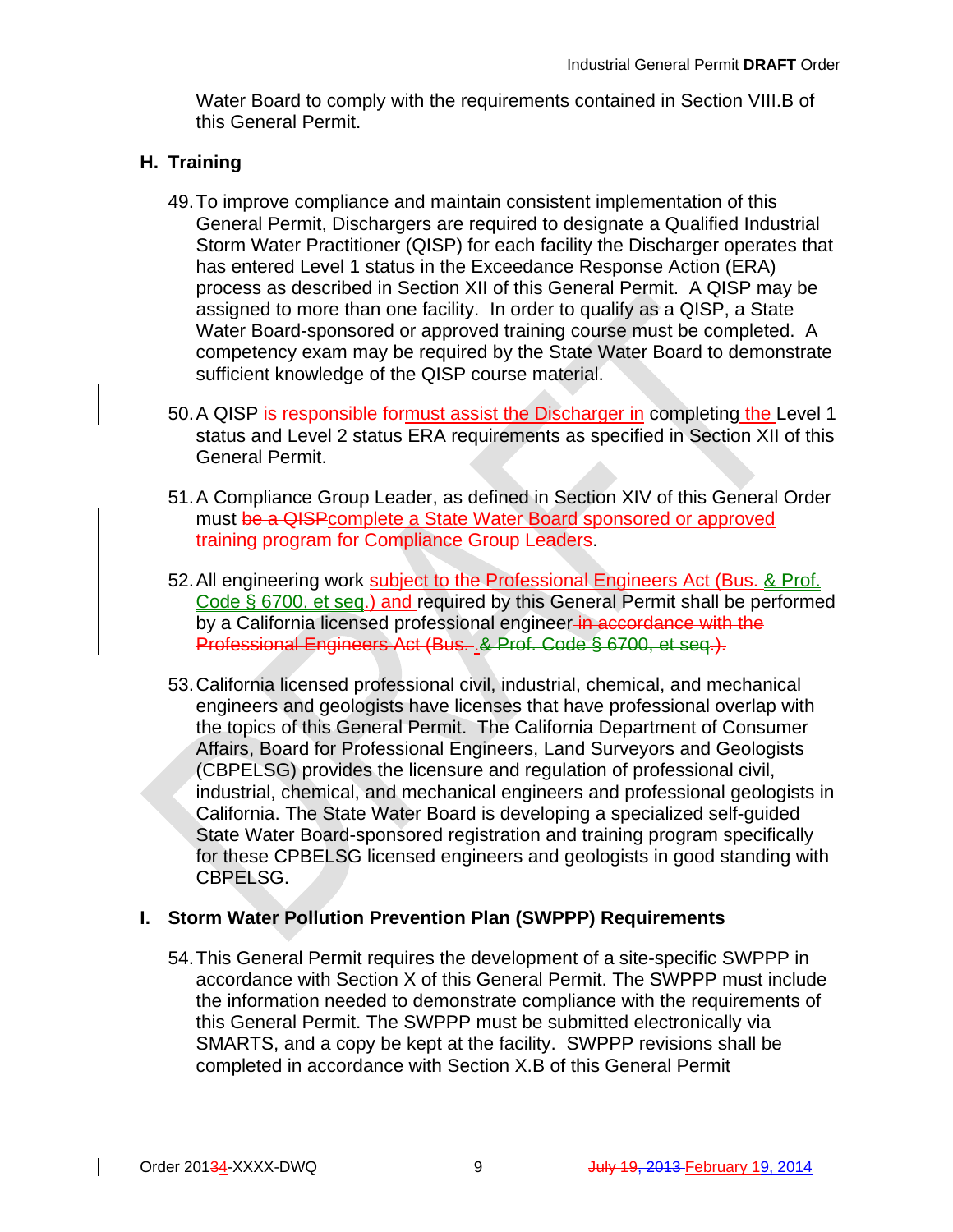Water Board to comply with the requirements contained in Section VIII.B of this General Permit.

## H. Training

49. To improve compliance and maintain consistent implementation of this General Permit, Dischargers are required to designate a Qualified Industrial Storm Water Practitioner (QISP) for each facility the Discharger operates that has entered Level 1 status in the Exceedance Response Action (ERA) process as described in Section XII of this General Permit. A QISP may be assigned to more than one facility. In order to qualify as a QISP, a State Water Board-sponsored or approved training course must be completed. A competency exam may be required by the State Water Board to demonstrate sufficient knowledge of the QISP course material.

50. A QISP ~~is responsible for~~must assist the Discharger in completing the Level 1 status and Level 2 status ERA requirements as specified in Section XII of this General Permit.

51. A Compliance Group Leader, as defined in Section XIV of this General Order must ~~be a QISP~~complete a State Water Board sponsored or approved training program for Compliance Group Leaders.

52. All engineering work subject to the Professional Engineers Act (Bus. & Prof. Code § 6700, et seq.) and required by this General Permit shall be performed by a California licensed professional engineer~~ in accordance with the Professional Engineers Act (Bus. . & Prof. Code § 6700, et seq.).~~

53. California licensed professional civil, industrial, chemical, and mechanical engineers and geologists have licenses that have professional overlap with the topics of this General Permit. The California Department of Consumer Affairs, Board for Professional Engineers, Land Surveyors and Geologists (CBPELSG) provides the licensure and regulation of professional civil, industrial, chemical, and mechanical engineers and professional geologists in California. The State Water Board is developing a specialized self-guided State Water Board-sponsored registration and training program specifically for these CPBELSG licensed engineers and geologists in good standing with CBPELSG.

## I. Storm Water Pollution Prevention Plan (SWPPP) Requirements

54. This General Permit requires the development of a site-specific SWPPP in accordance with Section X of this General Permit. The SWPPP must include the information needed to demonstrate compliance with the requirements of this General Permit. The SWPPP must be submitted electronically via SMARTS, and a copy be kept at the facility. SWPPP revisions shall be completed in accordance with Section X.B of this General Permit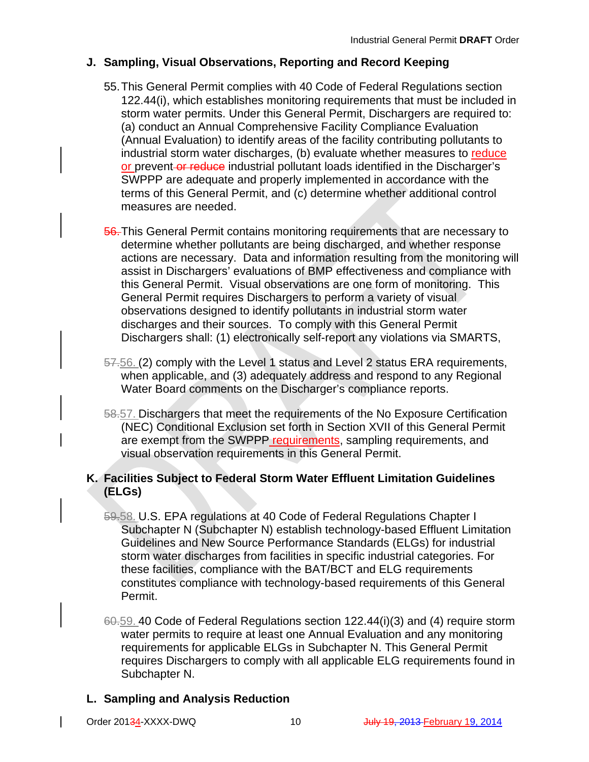## J. Sampling, Visual Observations, Reporting and Record Keeping

55. This General Permit complies with 40 Code of Federal Regulations section 122.44(i), which establishes monitoring requirements that must be included in storm water permits. Under this General Permit, Dischargers are required to: (a) conduct an Annual Comprehensive Facility Compliance Evaluation (Annual Evaluation) to identify areas of the facility contributing pollutants to industrial storm water discharges, (b) evaluate whether measures to reduce or prevent ~~or reduce~~ industrial pollutant loads identified in the Discharger's SWPPP are adequate and properly implemented in accordance with the terms of this General Permit, and (c) determine whether additional control measures are needed.

~~56.~~ This General Permit contains monitoring requirements that are necessary to determine whether pollutants are being discharged, and whether response actions are necessary. Data and information resulting from the monitoring will assist in Dischargers' evaluations of BMP effectiveness and compliance with this General Permit. Visual observations are one form of monitoring. This General Permit requires Dischargers to perform a variety of visual observations designed to identify pollutants in industrial storm water discharges and their sources. To comply with this General Permit Dischargers shall: (1) electronically self-report any violations via SMARTS,

~~57.~~56. (2) comply with the Level 1 status and Level 2 status ERA requirements, when applicable, and (3) adequately address and respond to any Regional Water Board comments on the Discharger's compliance reports.

~~58.~~57. Dischargers that meet the requirements of the No Exposure Certification (NEC) Conditional Exclusion set forth in Section XVII of this General Permit are exempt from the SWPPP requirements, sampling requirements, and visual observation requirements in this General Permit.

## K. Facilities Subject to Federal Storm Water Effluent Limitation Guidelines (ELGs)

~~59.~~58. U.S. EPA regulations at 40 Code of Federal Regulations Chapter I Subchapter N (Subchapter N) establish technology-based Effluent Limitation Guidelines and New Source Performance Standards (ELGs) for industrial storm water discharges from facilities in specific industrial categories. For these facilities, compliance with the BAT/BCT and ELG requirements constitutes compliance with technology-based requirements of this General Permit.

~~60.~~59. 40 Code of Federal Regulations section 122.44(i)(3) and (4) require storm water permits to require at least one Annual Evaluation and any monitoring requirements for applicable ELGs in Subchapter N. This General Permit requires Dischargers to comply with all applicable ELG requirements found in Subchapter N.

## L. Sampling and Analysis Reduction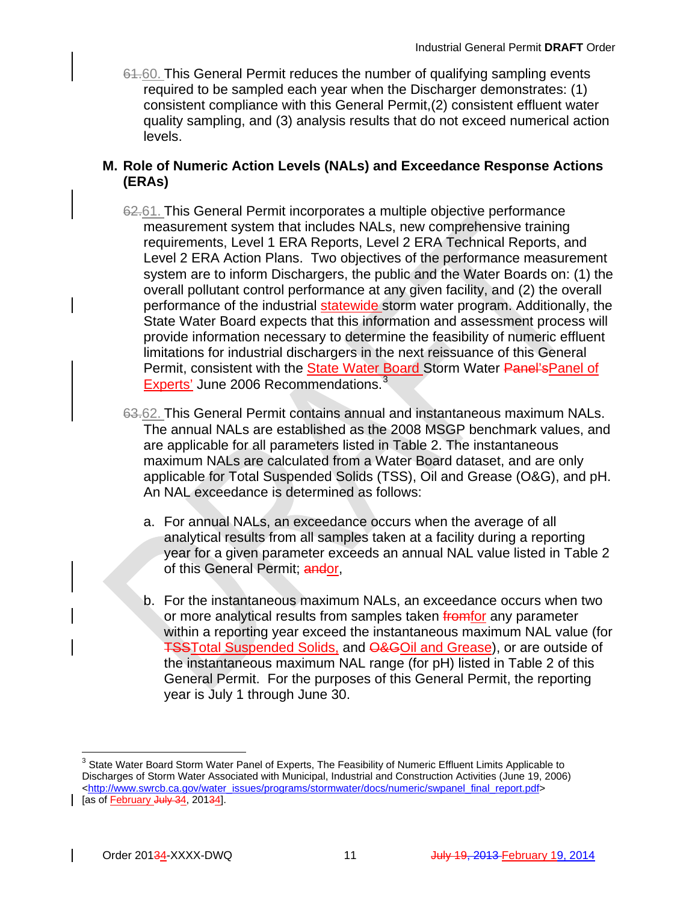61.60. This General Permit reduces the number of qualifying sampling events required to be sampled each year when the Discharger demonstrates: (1) consistent compliance with this General Permit,(2) consistent effluent water quality sampling, and (3) analysis results that do not exceed numerical action levels.

## M. Role of Numeric Action Levels (NALs) and Exceedance Response Actions (ERAs)

62.61. This General Permit incorporates a multiple objective performance measurement system that includes NALs, new comprehensive training requirements, Level 1 ERA Reports, Level 2 ERA Technical Reports, and Level 2 ERA Action Plans. Two objectives of the performance measurement system are to inform Dischargers, the public and the Water Boards on: (1) the overall pollutant control performance at any given facility, and (2) the overall performance of the industrial statewide storm water program. Additionally, the State Water Board expects that this information and assessment process will provide information necessary to determine the feasibility of numeric effluent limitations for industrial dischargers in the next reissuance of this General Permit, consistent with the State Water Board Storm Water Panel'sPanel of Experts' June 2006 Recommendations.[3]

63.62. This General Permit contains annual and instantaneous maximum NALs. The annual NALs are established as the 2008 MSGP benchmark values, and are applicable for all parameters listed in Table 2. The instantaneous maximum NALs are calculated from a Water Board dataset, and are only applicable for Total Suspended Solids (TSS), Oil and Grease (O&G), and pH. An NAL exceedance is determined as follows:

a. For annual NALs, an exceedance occurs when the average of all analytical results from all samples taken at a facility during a reporting year for a given parameter exceeds an annual NAL value listed in Table 2 of this General Permit; andor,

b. For the instantaneous maximum NALs, an exceedance occurs when two or more analytical results from samples taken fromfor any parameter within a reporting year exceed the instantaneous maximum NAL value (for TSSTotal Suspended Solids, and O&GOil and Grease), or are outside of the instantaneous maximum NAL range (for pH) listed in Table 2 of this General Permit. For the purposes of this General Permit, the reporting year is July 1 through June 30.

---

[3] State Water Board Storm Water Panel of Experts, The Feasibility of Numeric Effluent Limits Applicable to Discharges of Storm Water Associated with Municipal, Industrial and Construction Activities (June 19, 2006) <http://www.swrcb.ca.gov/water_issues/programs/stormwater/docs/numeric/swpanel_final_report.pdf> [as of February July 34, 20134].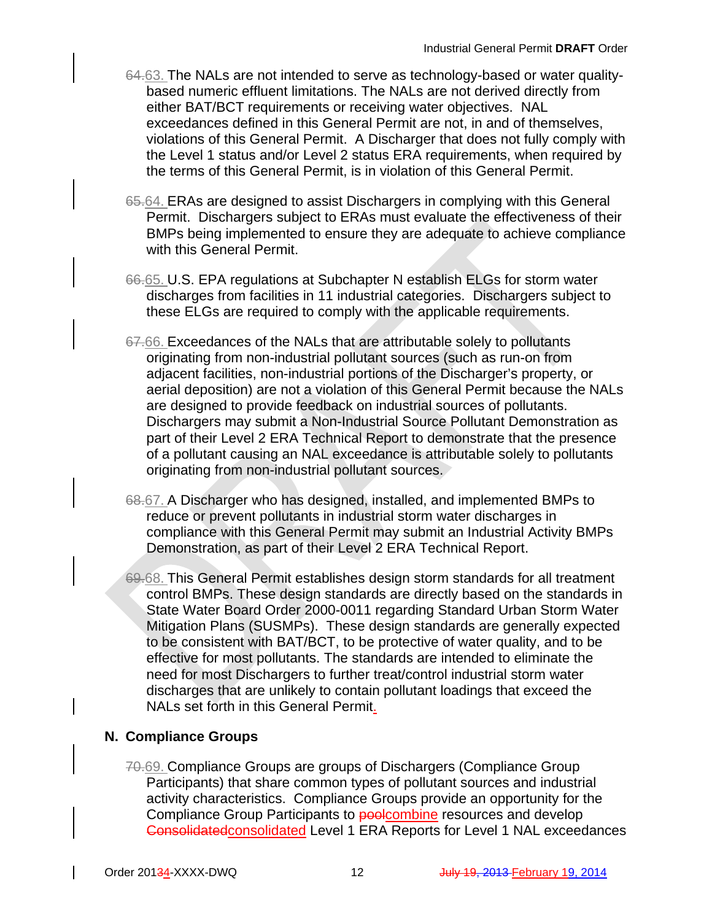64.63. The NALs are not intended to serve as technology-based or water quality-based numeric effluent limitations. The NALs are not derived directly from either BAT/BCT requirements or receiving water objectives. NAL exceedances defined in this General Permit are not, in and of themselves, violations of this General Permit. A Discharger that does not fully comply with the Level 1 status and/or Level 2 status ERA requirements, when required by the terms of this General Permit, is in violation of this General Permit.

65.64. ERAs are designed to assist Dischargers in complying with this General Permit. Dischargers subject to ERAs must evaluate the effectiveness of their BMPs being implemented to ensure they are adequate to achieve compliance with this General Permit.

66.65. U.S. EPA regulations at Subchapter N establish ELGs for storm water discharges from facilities in 11 industrial categories. Dischargers subject to these ELGs are required to comply with the applicable requirements.

67.66. Exceedances of the NALs that are attributable solely to pollutants originating from non-industrial pollutant sources (such as run-on from adjacent facilities, non-industrial portions of the Discharger's property, or aerial deposition) are not a violation of this General Permit because the NALs are designed to provide feedback on industrial sources of pollutants. Dischargers may submit a Non-Industrial Source Pollutant Demonstration as part of their Level 2 ERA Technical Report to demonstrate that the presence of a pollutant causing an NAL exceedance is attributable solely to pollutants originating from non-industrial pollutant sources.

68.67. A Discharger who has designed, installed, and implemented BMPs to reduce or prevent pollutants in industrial storm water discharges in compliance with this General Permit may submit an Industrial Activity BMPs Demonstration, as part of their Level 2 ERA Technical Report.

69.68. This General Permit establishes design storm standards for all treatment control BMPs. These design standards are directly based on the standards in State Water Board Order 2000-0011 regarding Standard Urban Storm Water Mitigation Plans (SUSMPs). These design standards are generally expected to be consistent with BAT/BCT, to be protective of water quality, and to be effective for most pollutants. The standards are intended to eliminate the need for most Dischargers to further treat/control industrial storm water discharges that are unlikely to contain pollutant loadings that exceed the NALs set forth in this General Permit.

## N. Compliance Groups

70.69. Compliance Groups are groups of Dischargers (Compliance Group Participants) that share common types of pollutant sources and industrial activity characteristics. Compliance Groups provide an opportunity for the Compliance Group Participants to poolcombine resources and develop Consolidatedconsolidated Level 1 ERA Reports for Level 1 NAL exceedances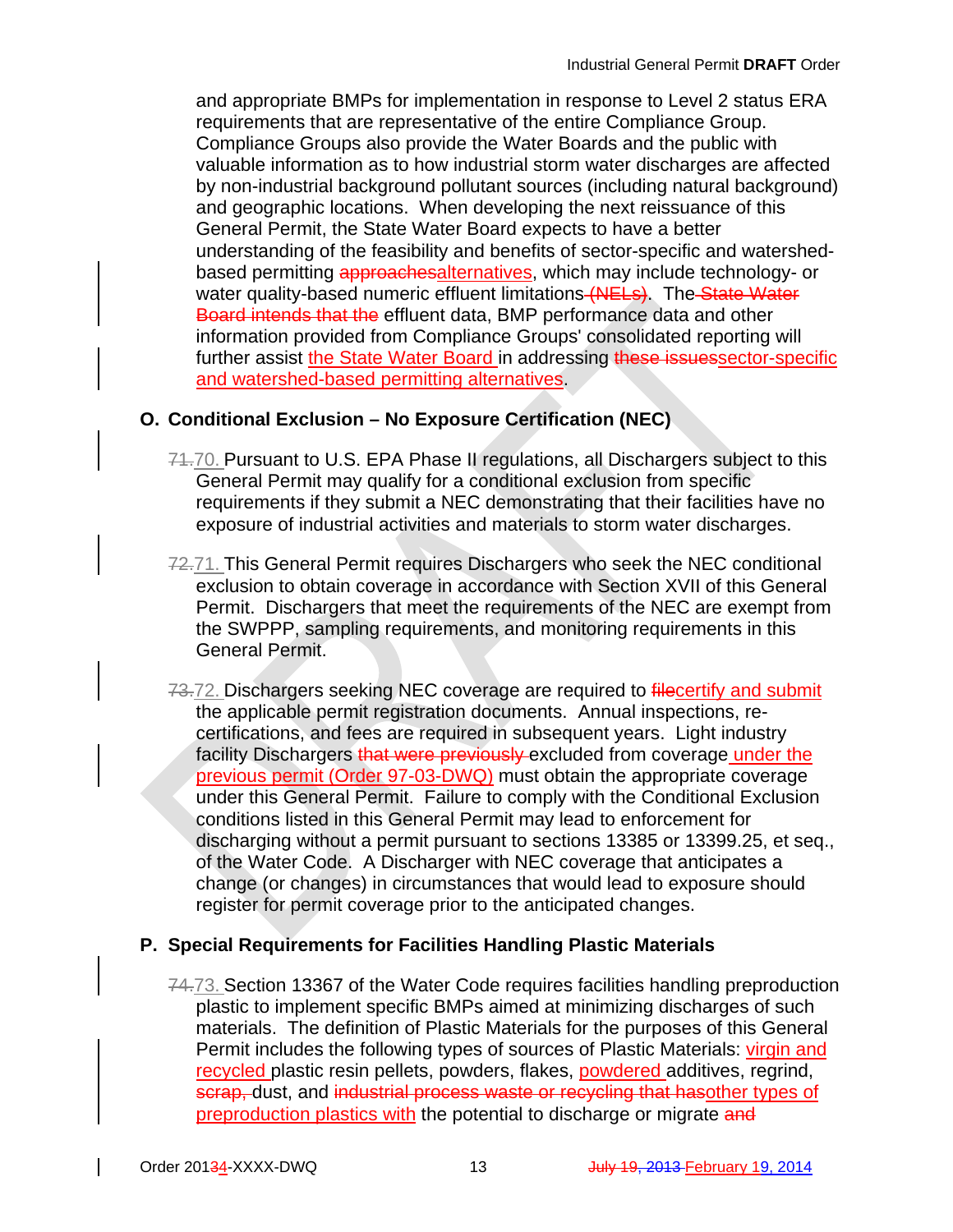and appropriate BMPs for implementation in response to Level 2 status ERA requirements that are representative of the entire Compliance Group. Compliance Groups also provide the Water Boards and the public with valuable information as to how industrial storm water discharges are affected by non-industrial background pollutant sources (including natural background) and geographic locations. When developing the next reissuance of this General Permit, the State Water Board expects to have a better understanding of the feasibility and benefits of sector-specific and watershed-based permitting ~~approaches~~alternatives, which may include technology- or water quality-based numeric effluent limitations ~~(NELs)~~. The ~~State Water Board intends that the~~ effluent data, BMP performance data and other information provided from Compliance Groups' consolidated reporting will further assist the State Water Board in addressing ~~these issues~~sector-specific and watershed-based permitting alternatives.

## O. Conditional Exclusion – No Exposure Certification (NEC)

~~71.~~70. Pursuant to U.S. EPA Phase II regulations, all Dischargers subject to this General Permit may qualify for a conditional exclusion from specific requirements if they submit a NEC demonstrating that their facilities have no exposure of industrial activities and materials to storm water discharges.

~~72.~~71. This General Permit requires Dischargers who seek the NEC conditional exclusion to obtain coverage in accordance with Section XVII of this General Permit. Dischargers that meet the requirements of the NEC are exempt from the SWPPP, sampling requirements, and monitoring requirements in this General Permit.

~~73.~~72. Dischargers seeking NEC coverage are required to ~~file~~certify and submit the applicable permit registration documents. Annual inspections, re-certifications, and fees are required in subsequent years. Light industry facility Dischargers ~~that were previously~~ excluded from coverage under the previous permit (Order 97-03-DWQ) must obtain the appropriate coverage under this General Permit. Failure to comply with the Conditional Exclusion conditions listed in this General Permit may lead to enforcement for discharging without a permit pursuant to sections 13385 or 13399.25, et seq., of the Water Code. A Discharger with NEC coverage that anticipates a change (or changes) in circumstances that would lead to exposure should register for permit coverage prior to the anticipated changes.

## P. Special Requirements for Facilities Handling Plastic Materials

~~74.~~73. Section 13367 of the Water Code requires facilities handling preproduction plastic to implement specific BMPs aimed at minimizing discharges of such materials. The definition of Plastic Materials for the purposes of this General Permit includes the following types of sources of Plastic Materials: virgin and recycled plastic resin pellets, powders, flakes, powdered additives, regrind, ~~scrap,~~ dust, and ~~industrial process waste or recycling that has~~other types of preproduction plastics with the potential to discharge or migrate ~~and~~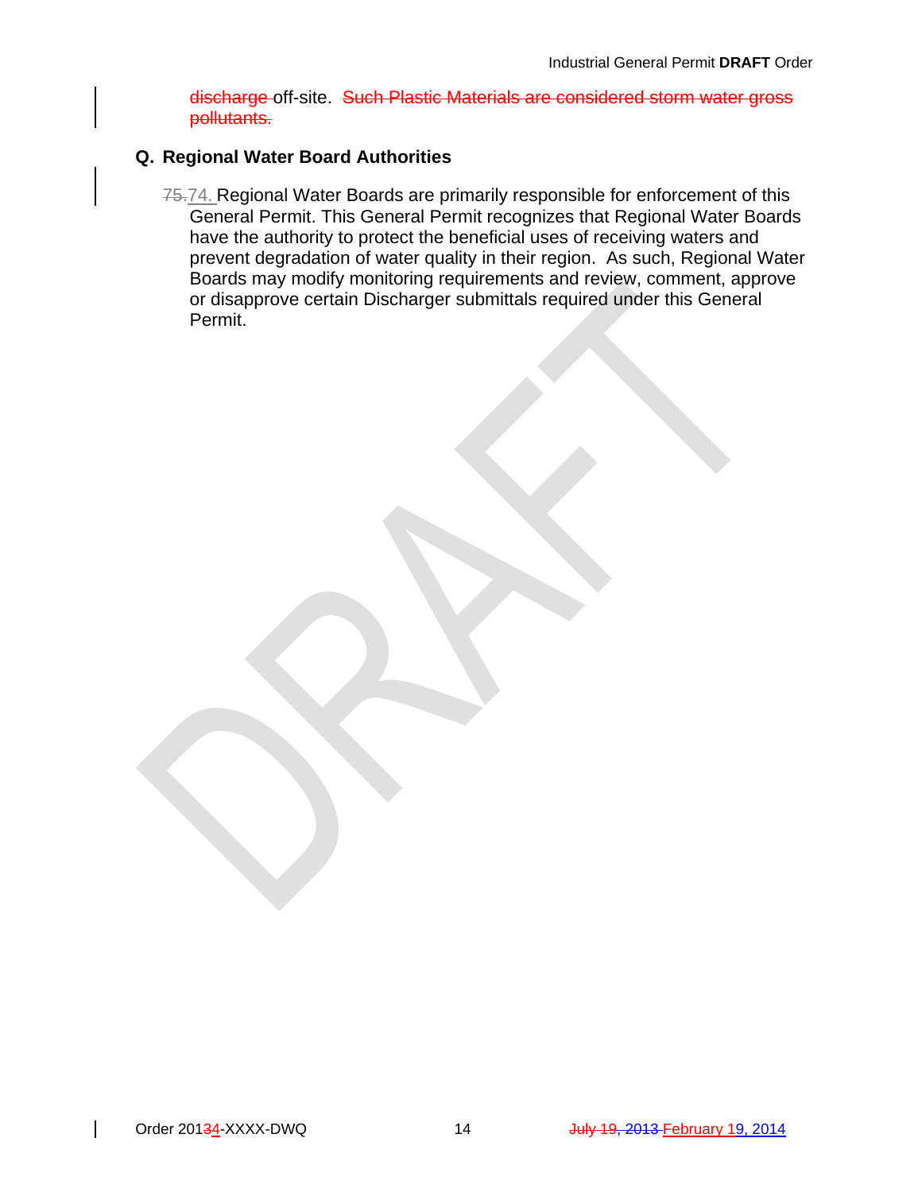~~discharge~~ off-site. ~~Such Plastic Materials are considered storm water gross pollutants.~~

## Q. Regional Water Board Authorities

~~75.~~74. Regional Water Boards are primarily responsible for enforcement of this General Permit. This General Permit recognizes that Regional Water Boards have the authority to protect the beneficial uses of receiving waters and prevent degradation of water quality in their region. As such, Regional Water Boards may modify monitoring requirements and review, comment, approve or disapprove certain Discharger submittals required under this General Permit.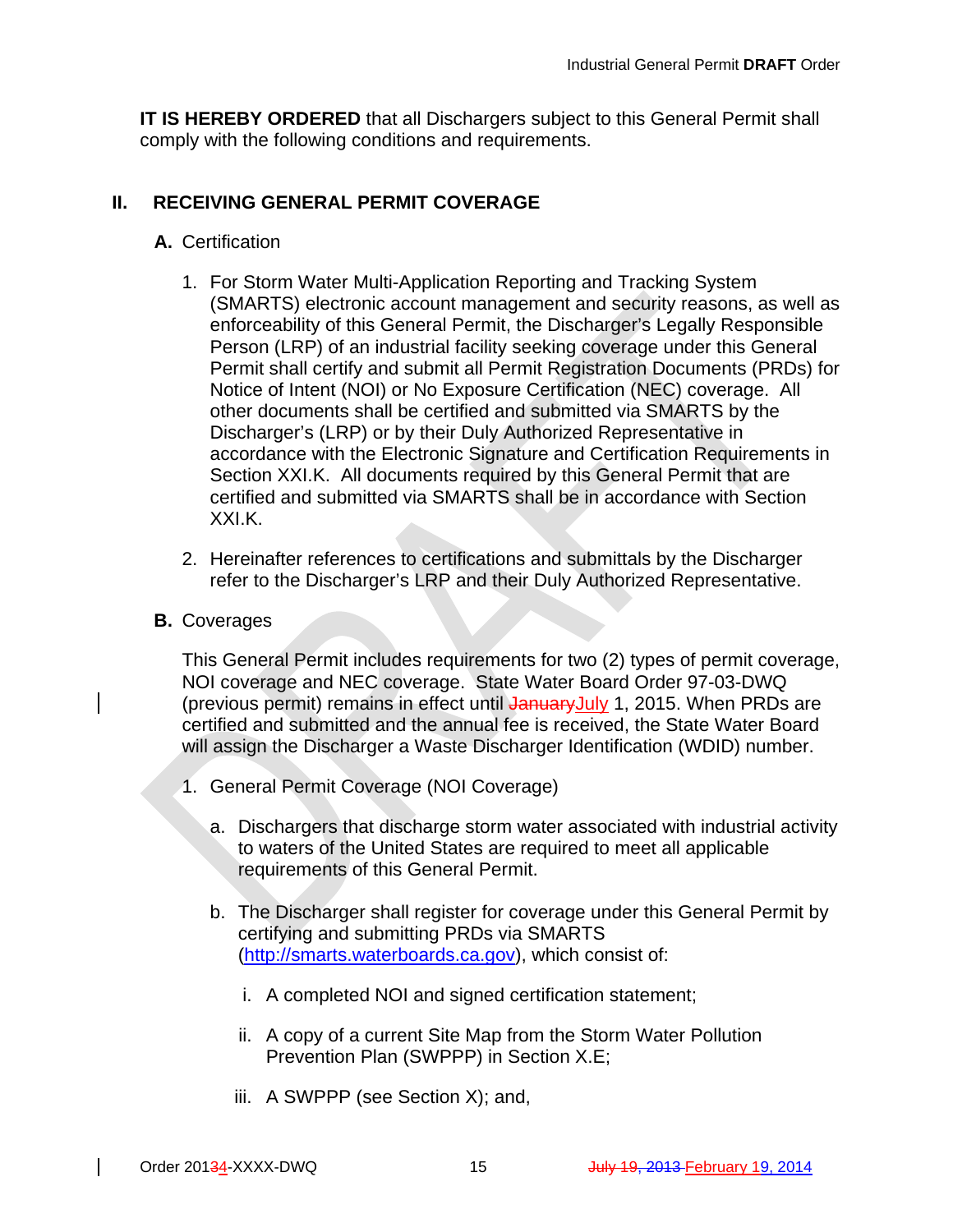**IT IS HEREBY ORDERED** that all Dischargers subject to this General Permit shall comply with the following conditions and requirements.

## II. RECEIVING GENERAL PERMIT COVERAGE

### A. Certification

1. For Storm Water Multi-Application Reporting and Tracking System (SMARTS) electronic account management and security reasons, as well as enforceability of this General Permit, the Discharger's Legally Responsible Person (LRP) of an industrial facility seeking coverage under this General Permit shall certify and submit all Permit Registration Documents (PRDs) for Notice of Intent (NOI) or No Exposure Certification (NEC) coverage. All other documents shall be certified and submitted via SMARTS by the Discharger's (LRP) or by their Duly Authorized Representative in accordance with the Electronic Signature and Certification Requirements in Section XXI.K. All documents required by this General Permit that are certified and submitted via SMARTS shall be in accordance with Section XXI.K.

2. Hereinafter references to certifications and submittals by the Discharger refer to the Discharger's LRP and their Duly Authorized Representative.

### B. Coverages

This General Permit includes requirements for two (2) types of permit coverage, NOI coverage and NEC coverage. State Water Board Order 97-03-DWQ (previous permit) remains in effect until ~~January~~July 1, 2015. When PRDs are certified and submitted and the annual fee is received, the State Water Board will assign the Discharger a Waste Discharger Identification (WDID) number.

1. General Permit Coverage (NOI Coverage)

   a. Dischargers that discharge storm water associated with industrial activity to waters of the United States are required to meet all applicable requirements of this General Permit.

   b. The Discharger shall register for coverage under this General Permit by certifying and submitting PRDs via SMARTS (http://smarts.waterboards.ca.gov), which consist of:

      i. A completed NOI and signed certification statement;

      ii. A copy of a current Site Map from the Storm Water Pollution Prevention Plan (SWPPP) in Section X.E;

      iii. A SWPPP (see Section X); and,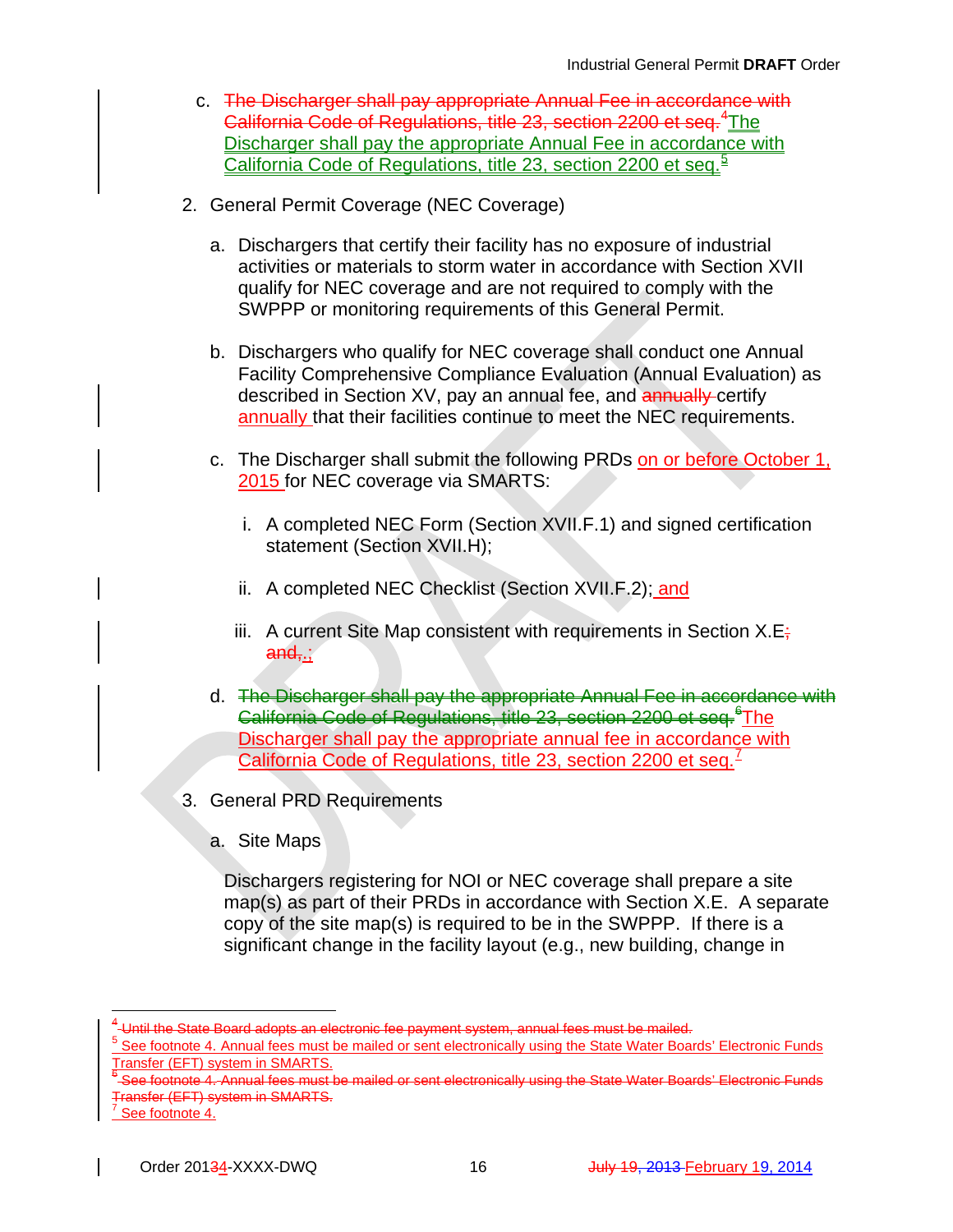c. ~~The Discharger shall pay appropriate Annual Fee in accordance with California Code of Regulations, title 23, section 2200 et seq.~~[4]The Discharger shall pay the appropriate Annual Fee in accordance with California Code of Regulations, title 23, section 2200 et seq.[5]

2. General Permit Coverage (NEC Coverage)

   a. Dischargers that certify their facility has no exposure of industrial activities or materials to storm water in accordance with Section XVII qualify for NEC coverage and are not required to comply with the SWPPP or monitoring requirements of this General Permit.

   b. Dischargers who qualify for NEC coverage shall conduct one Annual Facility Comprehensive Compliance Evaluation (Annual Evaluation) as described in Section XV, pay an annual fee, and ~~annually~~ certify annually that their facilities continue to meet the NEC requirements.

   c. The Discharger shall submit the following PRDs on or before October 1, 2015 for NEC coverage via SMARTS:

      i. A completed NEC Form (Section XVII.F.1) and signed certification statement (Section XVII.H);

      ii. A completed NEC Checklist (Section XVII.F.2); and

      iii. A current Site Map consistent with requirements in Section X.E~~; and~~.;

   d. ~~The Discharger shall pay the appropriate Annual Fee in accordance with California Code of Regulations, title 23, section 2200 et seq.~~[6]The Discharger shall pay the appropriate annual fee in accordance with California Code of Regulations, title 23, section 2200 et seq.[7]

3. General PRD Requirements

   a. Site Maps

   Dischargers registering for NOI or NEC coverage shall prepare a site map(s) as part of their PRDs in accordance with Section X.E. A separate copy of the site map(s) is required to be in the SWPPP. If there is a significant change in the facility layout (e.g., new building, change in

---

[4] ~~Until the State Board adopts an electronic fee payment system, annual fees must be mailed.~~

[5] See footnote 4. Annual fees must be mailed or sent electronically using the State Water Boards' Electronic Funds Transfer (EFT) system in SMARTS.

[6] ~~See footnote 4. Annual fees must be mailed or sent electronically using the State Water Boards' Electronic Funds Transfer (EFT) system in SMARTS.~~

[7] See footnote 4.

Order 20134-XXXX-DWQ ~~July 19, 2013~~ February 19, 2014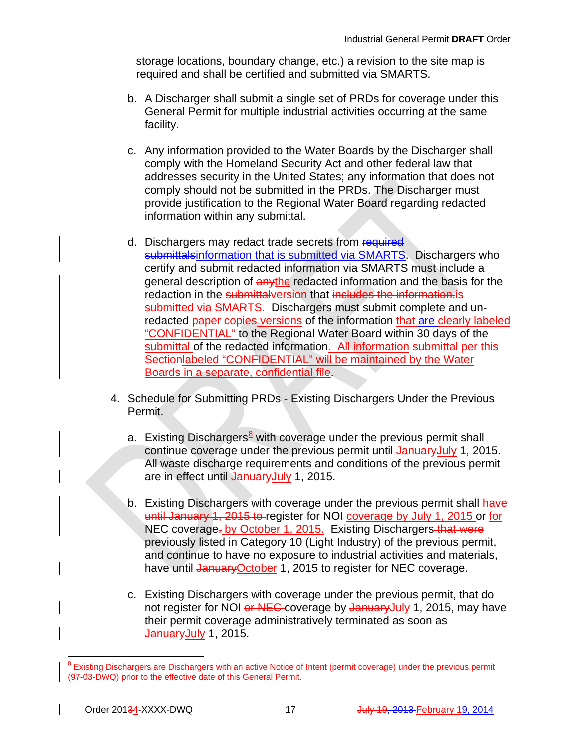storage locations, boundary change, etc.) a revision to the site map is required and shall be certified and submitted via SMARTS.

b. A Discharger shall submit a single set of PRDs for coverage under this General Permit for multiple industrial activities occurring at the same facility.

c. Any information provided to the Water Boards by the Discharger shall comply with the Homeland Security Act and other federal law that addresses security in the United States; any information that does not comply should not be submitted in the PRDs. The Discharger must provide justification to the Regional Water Board regarding redacted information within any submittal.

d. Dischargers may redact trade secrets from ~~required submittals~~information that is submitted via SMARTS. Dischargers who certify and submit redacted information via SMARTS must include a general description of ~~any~~the redacted information and the basis for the redaction in the ~~submittal~~version that ~~includes the information.~~is submitted via SMARTS. Dischargers must submit complete and un-redacted ~~paper copies~~ versions of the information that are clearly labeled "CONFIDENTIAL" to the Regional Water Board within 30 days of the submittal of the redacted information. All information ~~submittal per this Section~~labeled "CONFIDENTIAL" will be maintained by the Water Boards in a separate, confidential file.

4. Schedule for Submitting PRDs - Existing Dischargers Under the Previous Permit.

a. Existing Dischargers[8] with coverage under the previous permit shall continue coverage under the previous permit until ~~January~~July 1, 2015. All waste discharge requirements and conditions of the previous permit are in effect until ~~January~~July 1, 2015.

b. Existing Dischargers with coverage under the previous permit shall ~~have until January 1, 2015 to~~ register for NOI coverage by July 1, 2015 or for NEC coverage~~.~~ by October 1, 2015. Existing Dischargers ~~that were~~ previously listed in Category 10 (Light Industry) of the previous permit, and continue to have no exposure to industrial activities and materials, have until ~~January~~October 1, 2015 to register for NEC coverage.

c. Existing Dischargers with coverage under the previous permit, that do not register for NOI ~~or NEC~~ coverage by ~~January~~July 1, 2015, may have their permit coverage administratively terminated as soon as ~~January~~July 1, 2015.

[8] Existing Dischargers are Dischargers with an active Notice of Intent (permit coverage) under the previous permit (97-03-DWQ) prior to the effective date of this General Permit.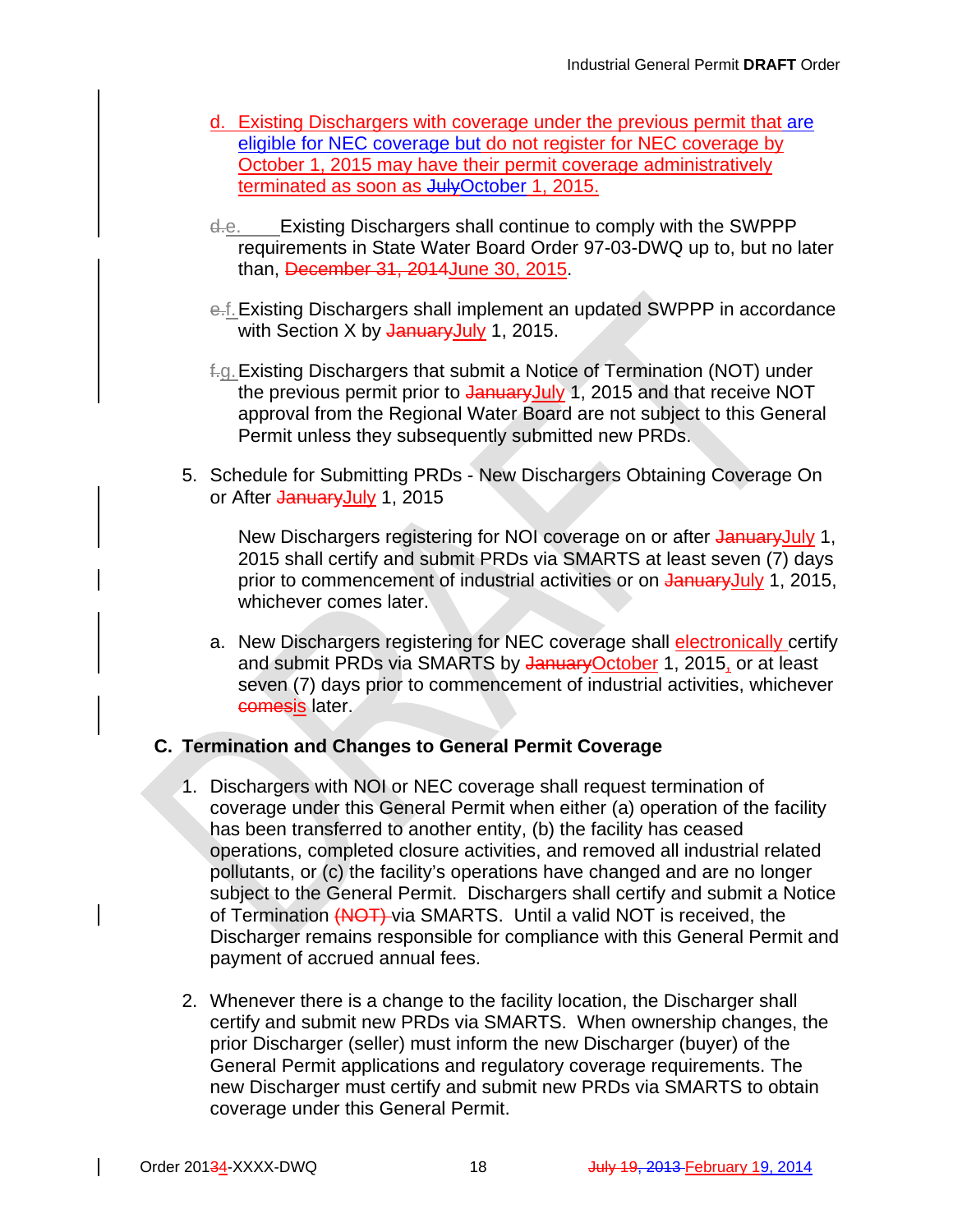d. Existing Dischargers with coverage under the previous permit that are eligible for NEC coverage but do not register for NEC coverage by October 1, 2015 may have their permit coverage administratively terminated as soon as ~~July~~October 1, 2015.

~~d.~~e. Existing Dischargers shall continue to comply with the SWPPP requirements in State Water Board Order 97-03-DWQ up to, but no later than, ~~December 31, 2014~~June 30, 2015.

~~e.~~f. Existing Dischargers shall implement an updated SWPPP in accordance with Section X by ~~January~~July 1, 2015.

~~f.~~g. Existing Dischargers that submit a Notice of Termination (NOT) under the previous permit prior to ~~January~~July 1, 2015 and that receive NOT approval from the Regional Water Board are not subject to this General Permit unless they subsequently submitted new PRDs.

5. Schedule for Submitting PRDs - New Dischargers Obtaining Coverage On or After ~~January~~July 1, 2015

   New Dischargers registering for NOI coverage on or after ~~January~~July 1, 2015 shall certify and submit PRDs via SMARTS at least seven (7) days prior to commencement of industrial activities or on ~~January~~July 1, 2015, whichever comes later.

   a. New Dischargers registering for NEC coverage shall electronically certify and submit PRDs via SMARTS by ~~January~~October 1, 2015, or at least seven (7) days prior to commencement of industrial activities, whichever ~~comes~~is later.

## C. Termination and Changes to General Permit Coverage

1. Dischargers with NOI or NEC coverage shall request termination of coverage under this General Permit when either (a) operation of the facility has been transferred to another entity, (b) the facility has ceased operations, completed closure activities, and removed all industrial related pollutants, or (c) the facility's operations have changed and are no longer subject to the General Permit. Dischargers shall certify and submit a Notice of Termination ~~(NOT)~~ via SMARTS. Until a valid NOT is received, the Discharger remains responsible for compliance with this General Permit and payment of accrued annual fees.

2. Whenever there is a change to the facility location, the Discharger shall certify and submit new PRDs via SMARTS. When ownership changes, the prior Discharger (seller) must inform the new Discharger (buyer) of the General Permit applications and regulatory coverage requirements. The new Discharger must certify and submit new PRDs via SMARTS to obtain coverage under this General Permit.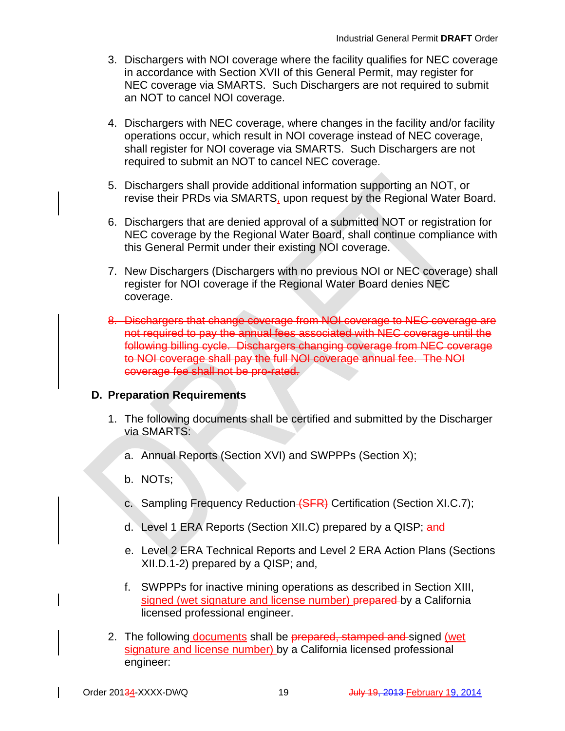3. Dischargers with NOI coverage where the facility qualifies for NEC coverage in accordance with Section XVII of this General Permit, may register for NEC coverage via SMARTS. Such Dischargers are not required to submit an NOT to cancel NOI coverage.

4. Dischargers with NEC coverage, where changes in the facility and/or facility operations occur, which result in NOI coverage instead of NEC coverage, shall register for NOI coverage via SMARTS. Such Dischargers are not required to submit an NOT to cancel NEC coverage.

5. Dischargers shall provide additional information supporting an NOT, or revise their PRDs via SMARTS, upon request by the Regional Water Board.

6. Dischargers that are denied approval of a submitted NOT or registration for NEC coverage by the Regional Water Board, shall continue compliance with this General Permit under their existing NOI coverage.

7. New Dischargers (Dischargers with no previous NOI or NEC coverage) shall register for NOI coverage if the Regional Water Board denies NEC coverage.

8. ~~Dischargers that change coverage from NOI coverage to NEC coverage are not required to pay the annual fees associated with NEC coverage until the following billing cycle. Dischargers changing coverage from NEC coverage to NOI coverage shall pay the full NOI coverage annual fee. The NOI coverage fee shall not be pro-rated.~~

**D. Preparation Requirements**

1. The following documents shall be certified and submitted by the Discharger via SMARTS:

   a. Annual Reports (Section XVI) and SWPPPs (Section X);

   b. NOTs;

   c. Sampling Frequency Reduction ~~(SFR)~~ Certification (Section XI.C.7);

   d. Level 1 ERA Reports (Section XII.C) prepared by a QISP; ~~and~~

   e. Level 2 ERA Technical Reports and Level 2 ERA Action Plans (Sections XII.D.1-2) prepared by a QISP; and,

   f. SWPPPs for inactive mining operations as described in Section XIII, signed (wet signature and license number) ~~prepared~~ by a California licensed professional engineer.

2. The following documents shall be ~~prepared, stamped and~~ signed (wet signature and license number) by a California licensed professional engineer: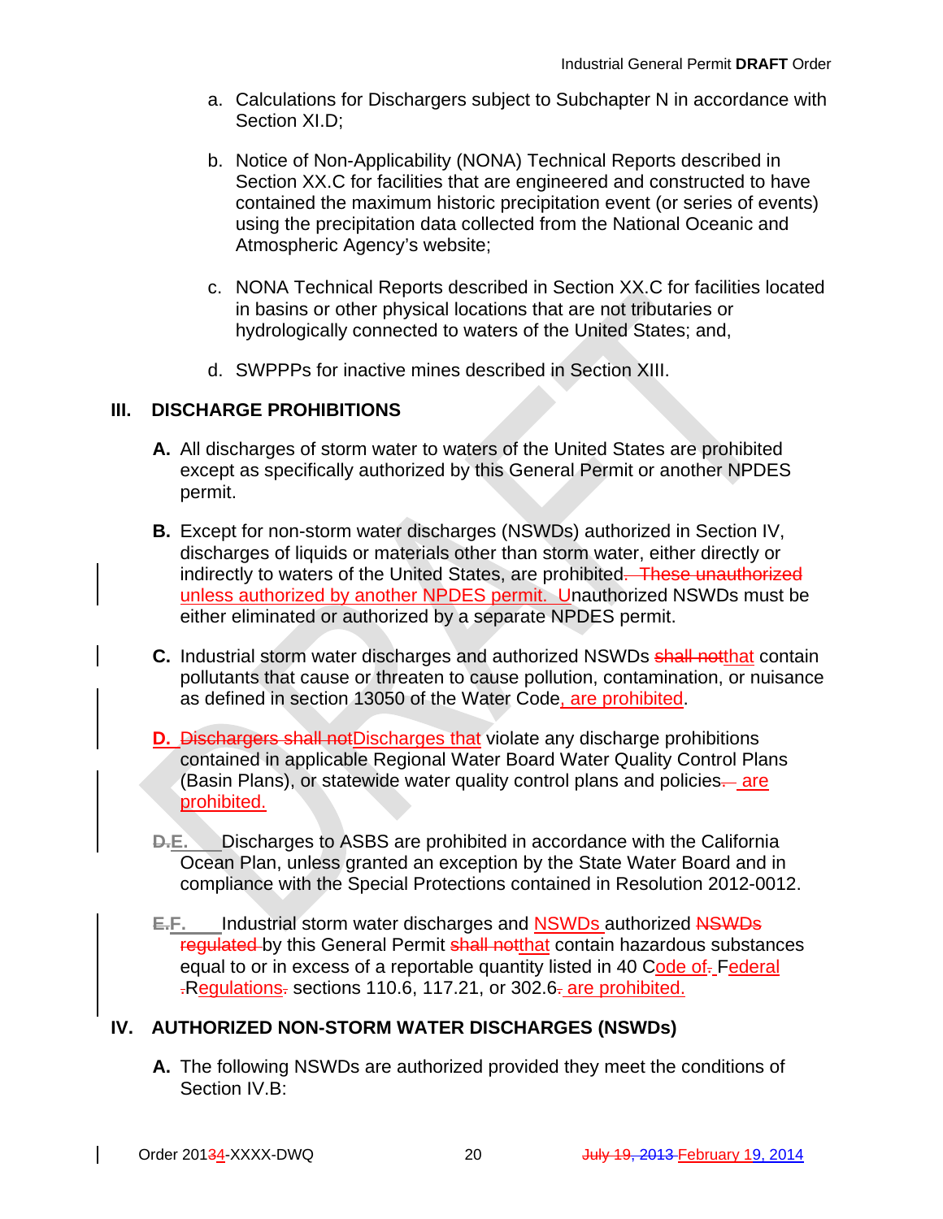a. Calculations for Dischargers subject to Subchapter N in accordance with Section XI.D;

b. Notice of Non-Applicability (NONA) Technical Reports described in Section XX.C for facilities that are engineered and constructed to have contained the maximum historic precipitation event (or series of events) using the precipitation data collected from the National Oceanic and Atmospheric Agency's website;

c. NONA Technical Reports described in Section XX.C for facilities located in basins or other physical locations that are not tributaries or hydrologically connected to waters of the United States; and,

d. SWPPPs for inactive mines described in Section XIII.

## III. DISCHARGE PROHIBITIONS

**A.** All discharges of storm water to waters of the United States are prohibited except as specifically authorized by this General Permit or another NPDES permit.

**B.** Except for non-storm water discharges (NSWDs) authorized in Section IV, discharges of liquids or materials other than storm water, either directly or indirectly to waters of the United States, are prohibited. ~~These unauthorized~~ unless authorized by another NPDES permit. Unauthorized NSWDs must be either eliminated or authorized by a separate NPDES permit.

**C.** Industrial storm water discharges and authorized NSWDs ~~shall not~~that contain pollutants that cause or threaten to cause pollution, contamination, or nuisance as defined in section 13050 of the Water Code, are prohibited.

**D.** ~~Dischargers shall not~~Discharges that violate any discharge prohibitions contained in applicable Regional Water Board Water Quality Control Plans (Basin Plans), or statewide water quality control plans and policies. are prohibited.

**~~D.~~E.** Discharges to ASBS are prohibited in accordance with the California Ocean Plan, unless granted an exception by the State Water Board and in compliance with the Special Protections contained in Resolution 2012-0012.

**~~E.~~F.** Industrial storm water discharges and NSWDs authorized ~~NSWDs regulated~~ by this General Permit ~~shall not~~that contain hazardous substances equal to or in excess of a reportable quantity listed in 40 Code of Federal Regulations sections 110.6, 117.21, or 302.6 are prohibited.

## IV. AUTHORIZED NON-STORM WATER DISCHARGES (NSWDs)

**A.** The following NSWDs are authorized provided they meet the conditions of Section IV.B: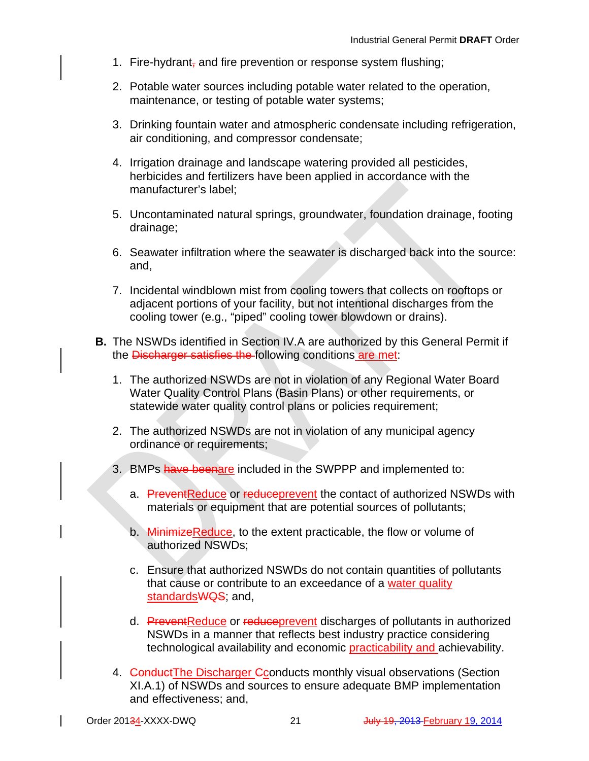1. Fire-hydrant, and fire prevention or response system flushing;

2. Potable water sources including potable water related to the operation, maintenance, or testing of potable water systems;

3. Drinking fountain water and atmospheric condensate including refrigeration, air conditioning, and compressor condensate;

4. Irrigation drainage and landscape watering provided all pesticides, herbicides and fertilizers have been applied in accordance with the manufacturer's label;

5. Uncontaminated natural springs, groundwater, foundation drainage, footing drainage;

6. Seawater infiltration where the seawater is discharged back into the source: and,

7. Incidental windblown mist from cooling towers that collects on rooftops or adjacent portions of your facility, but not intentional discharges from the cooling tower (e.g., "piped" cooling tower blowdown or drains).

**B.** The NSWDs identified in Section IV.A are authorized by this General Permit if the ~~Discharger satisfies the~~ following conditions are met:

1. The authorized NSWDs are not in violation of any Regional Water Board Water Quality Control Plans (Basin Plans) or other requirements, or statewide water quality control plans or policies requirement;

2. The authorized NSWDs are not in violation of any municipal agency ordinance or requirements;

3. BMPs ~~have been~~are included in the SWPPP and implemented to:

   a. ~~Prevent~~Reduce or ~~reduce~~prevent the contact of authorized NSWDs with materials or equipment that are potential sources of pollutants;

   b. ~~Minimize~~Reduce, to the extent practicable, the flow or volume of authorized NSWDs;

   c. Ensure that authorized NSWDs do not contain quantities of pollutants that cause or contribute to an exceedance of a water quality standards~~WQS~~; and,

   d. ~~Prevent~~Reduce or ~~reduce~~prevent discharges of pollutants in authorized NSWDs in a manner that reflects best industry practice considering technological availability and economic practicability and achievability.

4. ~~Conduct~~The Discharger ~~C~~conducts monthly visual observations (Section XI.A.1) of NSWDs and sources to ensure adequate BMP implementation and effectiveness; and,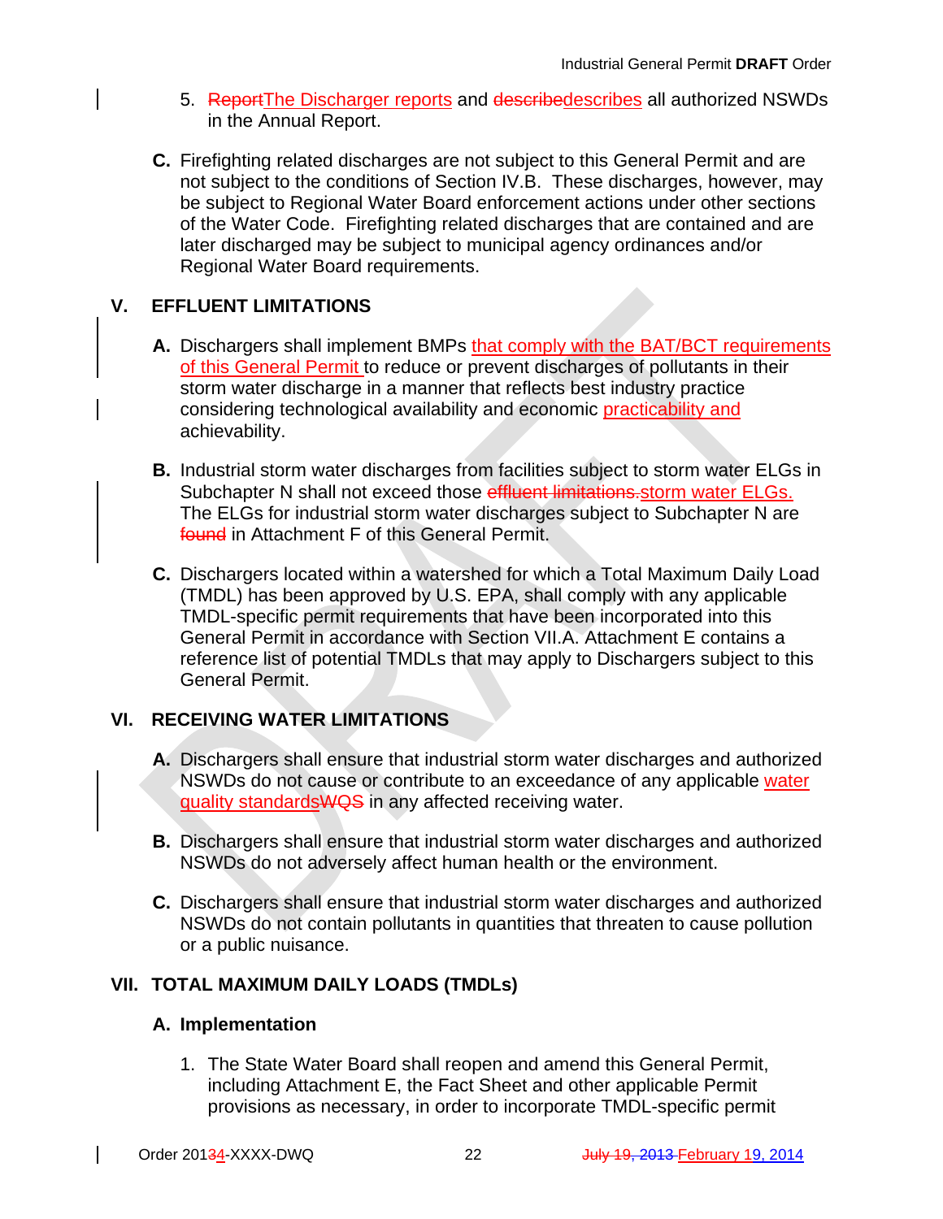5. ReportThe Discharger reports and describedescribes all authorized NSWDs in the Annual Report.

**C.** Firefighting related discharges are not subject to this General Permit and are not subject to the conditions of Section IV.B. These discharges, however, may be subject to Regional Water Board enforcement actions under other sections of the Water Code. Firefighting related discharges that are contained and are later discharged may be subject to municipal agency ordinances and/or Regional Water Board requirements.

## V. EFFLUENT LIMITATIONS

**A.** Dischargers shall implement BMPs that comply with the BAT/BCT requirements of this General Permit to reduce or prevent discharges of pollutants in their storm water discharge in a manner that reflects best industry practice considering technological availability and economic practicability and achievability.

**B.** Industrial storm water discharges from facilities subject to storm water ELGs in Subchapter N shall not exceed those effluent limitations.storm water ELGs. The ELGs for industrial storm water discharges subject to Subchapter N are found in Attachment F of this General Permit.

**C.** Dischargers located within a watershed for which a Total Maximum Daily Load (TMDL) has been approved by U.S. EPA, shall comply with any applicable TMDL-specific permit requirements that have been incorporated into this General Permit in accordance with Section VII.A. Attachment E contains a reference list of potential TMDLs that may apply to Dischargers subject to this General Permit.

## VI. RECEIVING WATER LIMITATIONS

**A.** Dischargers shall ensure that industrial storm water discharges and authorized NSWDs do not cause or contribute to an exceedance of any applicable water quality standardsWQS in any affected receiving water.

**B.** Dischargers shall ensure that industrial storm water discharges and authorized NSWDs do not adversely affect human health or the environment.

**C.** Dischargers shall ensure that industrial storm water discharges and authorized NSWDs do not contain pollutants in quantities that threaten to cause pollution or a public nuisance.

## VII. TOTAL MAXIMUM DAILY LOADS (TMDLs)

### A. Implementation

1. The State Water Board shall reopen and amend this General Permit, including Attachment E, the Fact Sheet and other applicable Permit provisions as necessary, in order to incorporate TMDL-specific permit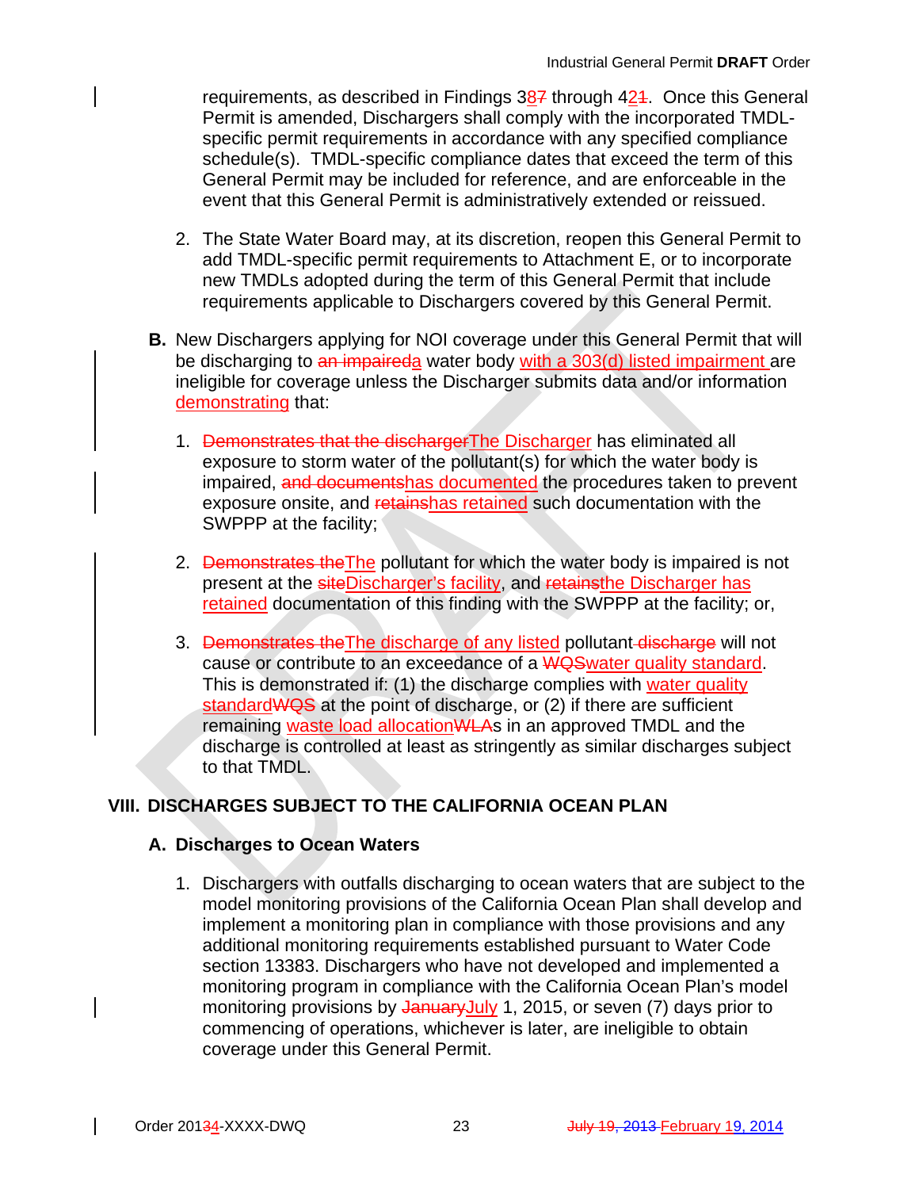requirements, as described in Findings 38~~7~~ through 42~~1~~. Once this General Permit is amended, Dischargers shall comply with the incorporated TMDL-specific permit requirements in accordance with any specified compliance schedule(s). TMDL-specific compliance dates that exceed the term of this General Permit may be included for reference, and are enforceable in the event that this General Permit is administratively extended or reissued.

2. The State Water Board may, at its discretion, reopen this General Permit to add TMDL-specific permit requirements to Attachment E, or to incorporate new TMDLs adopted during the term of this General Permit that include requirements applicable to Dischargers covered by this General Permit.

**B.** New Dischargers applying for NOI coverage under this General Permit that will be discharging to ~~an impaired~~a water body with a 303(d) listed impairment are ineligible for coverage unless the Discharger submits data and/or information demonstrating that:

1. ~~Demonstrates that the discharger~~The Discharger has eliminated all exposure to storm water of the pollutant(s) for which the water body is impaired, ~~and documents~~has documented the procedures taken to prevent exposure onsite, and ~~retains~~has retained such documentation with the SWPPP at the facility;

2. ~~Demonstrates the~~The pollutant for which the water body is impaired is not present at the ~~site~~Discharger's facility, and ~~retains~~the Discharger has retained documentation of this finding with the SWPPP at the facility; or,

3. ~~Demonstrates the~~The discharge of any listed pollutant ~~discharge~~ will not cause or contribute to an exceedance of a ~~WQS~~water quality standard. This is demonstrated if: (1) the discharge complies with water quality standard~~WQS~~ at the point of discharge, or (2) if there are sufficient remaining waste load allocation~~WLA~~s in an approved TMDL and the discharge is controlled at least as stringently as similar discharges subject to that TMDL.

## VIII. DISCHARGES SUBJECT TO THE CALIFORNIA OCEAN PLAN

### A. Discharges to Ocean Waters

1. Dischargers with outfalls discharging to ocean waters that are subject to the model monitoring provisions of the California Ocean Plan shall develop and implement a monitoring plan in compliance with those provisions and any additional monitoring requirements established pursuant to Water Code section 13383. Dischargers who have not developed and implemented a monitoring program in compliance with the California Ocean Plan's model monitoring provisions by ~~January~~July 1, 2015, or seven (7) days prior to commencing of operations, whichever is later, are ineligible to obtain coverage under this General Permit.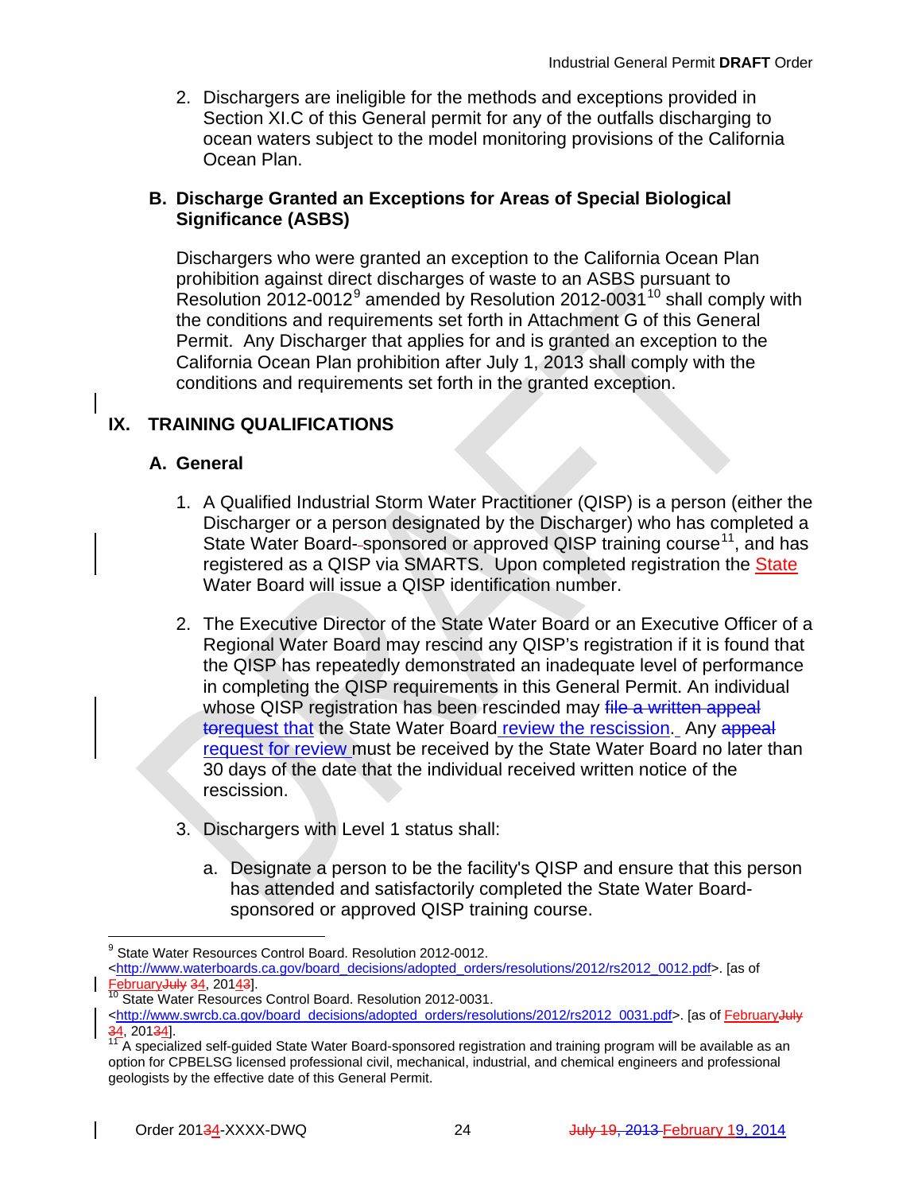2. Dischargers are ineligible for the methods and exceptions provided in Section XI.C of this General permit for any of the outfalls discharging to ocean waters subject to the model monitoring provisions of the California Ocean Plan.

### B. Discharge Granted an Exceptions for Areas of Special Biological Significance (ASBS)

Dischargers who were granted an exception to the California Ocean Plan prohibition against direct discharges of waste to an ASBS pursuant to Resolution 2012-0012[9] amended by Resolution 2012-0031[10] shall comply with the conditions and requirements set forth in Attachment G of this General Permit. Any Discharger that applies for and is granted an exception to the California Ocean Plan prohibition after July 1, 2013 shall comply with the conditions and requirements set forth in the granted exception.

## IX. TRAINING QUALIFICATIONS

### A. General

1. A Qualified Industrial Storm Water Practitioner (QISP) is a person (either the Discharger or a person designated by the Discharger) who has completed a State Water Board--sponsored or approved QISP training course[11], and has registered as a QISP via SMARTS. Upon completed registration the State Water Board will issue a QISP identification number.

2. The Executive Director of the State Water Board or an Executive Officer of a Regional Water Board may rescind any QISP's registration if it is found that the QISP has repeatedly demonstrated an inadequate level of performance in completing the QISP requirements in this General Permit. An individual whose QISP registration has been rescinded may ~~file a written appeal to~~request that the State Water Board review the rescission. Any ~~appeal~~ request for review must be received by the State Water Board no later than 30 days of the date that the individual received written notice of the rescission.

3. Dischargers with Level 1 status shall:

   a. Designate a person to be the facility's QISP and ensure that this person has attended and satisfactorily completed the State Water Board-sponsored or approved QISP training course.

---

[9] State Water Resources Control Board. Resolution 2012-0012. <http://www.waterboards.ca.gov/board_decisions/adopted_orders/resolutions/2012/rs2012_0012.pdf>. [as of February~~July~~ ~~3~~4, 201~~4~~3].

[10] State Water Resources Control Board. Resolution 2012-0031. <http://www.swrcb.ca.gov/board_decisions/adopted_orders/resolutions/2012/rs2012_0031.pdf>. [as of February~~July~~ ~~3~~4, 201~~3~~4].

[11] A specialized self-guided State Water Board-sponsored registration and training program will be available as an option for CPBELSG licensed professional civil, mechanical, industrial, and chemical engineers and professional geologists by the effective date of this General Permit.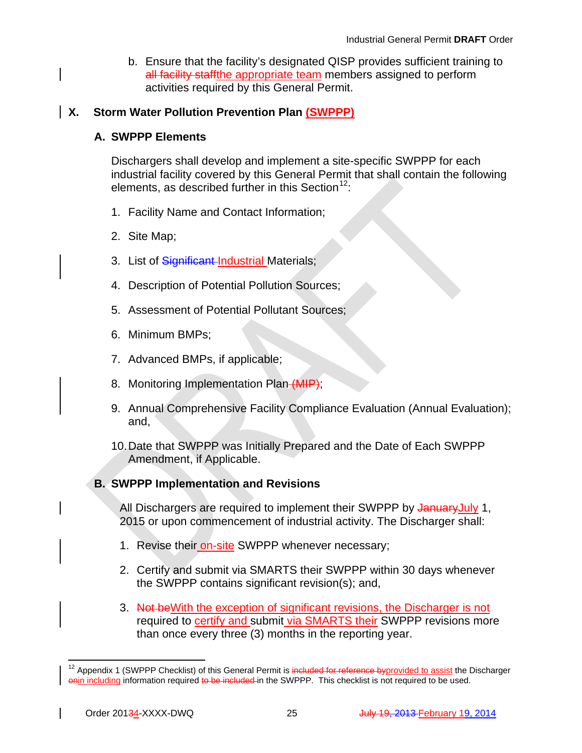b. Ensure that the facility's designated QISP provides sufficient training to ~~all facility staff~~the appropriate team members assigned to perform activities required by this General Permit.

## X. Storm Water Pollution Prevention Plan (SWPPP)

### A. SWPPP Elements

Dischargers shall develop and implement a site-specific SWPPP for each industrial facility covered by this General Permit that shall contain the following elements, as described further in this Section[12]:

1. Facility Name and Contact Information;
2. Site Map;
3. List of ~~Significant~~ Industrial Materials;
4. Description of Potential Pollution Sources;
5. Assessment of Potential Pollutant Sources;
6. Minimum BMPs;
7. Advanced BMPs, if applicable;
8. Monitoring Implementation Plan ~~(MIP)~~;
9. Annual Comprehensive Facility Compliance Evaluation (Annual Evaluation); and,
10. Date that SWPPP was Initially Prepared and the Date of Each SWPPP Amendment, if Applicable.

### B. SWPPP Implementation and Revisions

All Dischargers are required to implement their SWPPP by ~~January~~July 1, 2015 or upon commencement of industrial activity. The Discharger shall:

1. Revise their on-site SWPPP whenever necessary;
2. Certify and submit via SMARTS their SWPPP within 30 days whenever the SWPPP contains significant revision(s); and,
3. ~~Not be~~With the exception of significant revisions, the Discharger is not required to certify and submit via SMARTS their SWPPP revisions more than once every three (3) months in the reporting year.

---

[12] Appendix 1 (SWPPP Checklist) of this General Permit is ~~included for reference by~~provided to assist the Discharger ~~on~~in including information required ~~to be included~~ in the SWPPP. This checklist is not required to be used.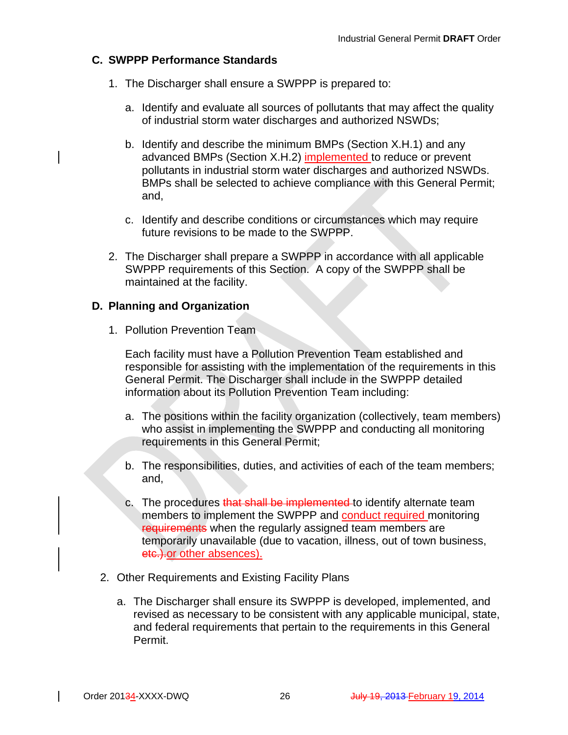### C. SWPPP Performance Standards

1. The Discharger shall ensure a SWPPP is prepared to:

   a. Identify and evaluate all sources of pollutants that may affect the quality of industrial storm water discharges and authorized NSWDs;

   b. Identify and describe the minimum BMPs (Section X.H.1) and any advanced BMPs (Section X.H.2) implemented to reduce or prevent pollutants in industrial storm water discharges and authorized NSWDs. BMPs shall be selected to achieve compliance with this General Permit; and,

   c. Identify and describe conditions or circumstances which may require future revisions to be made to the SWPPP.

2. The Discharger shall prepare a SWPPP in accordance with all applicable SWPPP requirements of this Section. A copy of the SWPPP shall be maintained at the facility.

### D. Planning and Organization

1. Pollution Prevention Team

   Each facility must have a Pollution Prevention Team established and responsible for assisting with the implementation of the requirements in this General Permit. The Discharger shall include in the SWPPP detailed information about its Pollution Prevention Team including:

   a. The positions within the facility organization (collectively, team members) who assist in implementing the SWPPP and conducting all monitoring requirements in this General Permit;

   b. The responsibilities, duties, and activities of each of the team members; and,

   c. The procedures ~~that shall be implemented~~ to identify alternate team members to implement the SWPPP and conduct required monitoring ~~requirements~~ when the regularly assigned team members are temporarily unavailable (due to vacation, illness, out of town business, ~~etc.).~~or other absences).

2. Other Requirements and Existing Facility Plans

   a. The Discharger shall ensure its SWPPP is developed, implemented, and revised as necessary to be consistent with any applicable municipal, state, and federal requirements that pertain to the requirements in this General Permit.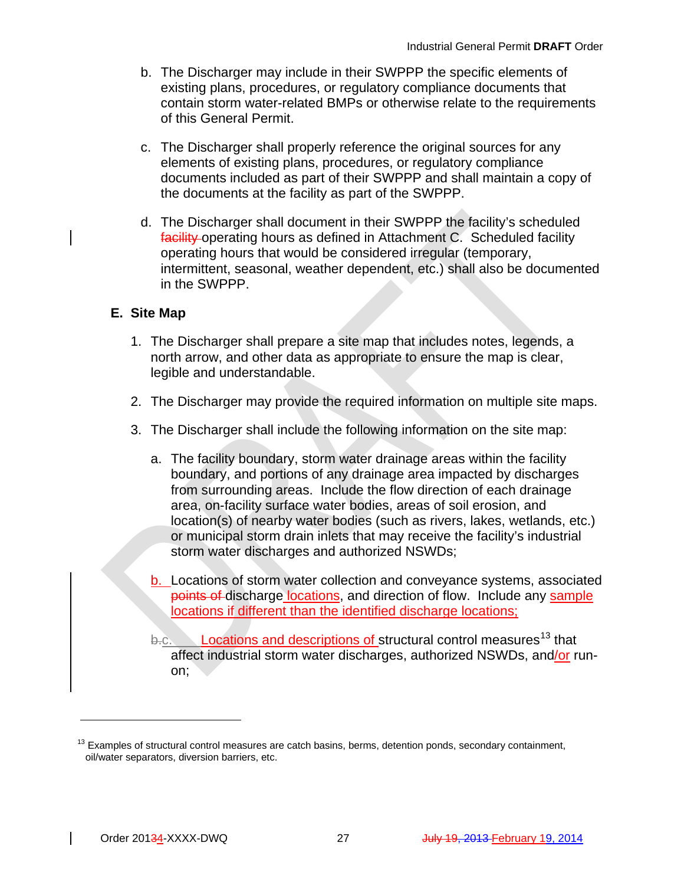b. The Discharger may include in their SWPPP the specific elements of existing plans, procedures, or regulatory compliance documents that contain storm water-related BMPs or otherwise relate to the requirements of this General Permit.

c. The Discharger shall properly reference the original sources for any elements of existing plans, procedures, or regulatory compliance documents included as part of their SWPPP and shall maintain a copy of the documents at the facility as part of the SWPPP.

d. The Discharger shall document in their SWPPP the facility's scheduled ~~facility~~ operating hours as defined in Attachment C. Scheduled facility operating hours that would be considered irregular (temporary, intermittent, seasonal, weather dependent, etc.) shall also be documented in the SWPPP.

## E. Site Map

1. The Discharger shall prepare a site map that includes notes, legends, a north arrow, and other data as appropriate to ensure the map is clear, legible and understandable.

2. The Discharger may provide the required information on multiple site maps.

3. The Discharger shall include the following information on the site map:

   a. The facility boundary, storm water drainage areas within the facility boundary, and portions of any drainage area impacted by discharges from surrounding areas. Include the flow direction of each drainage area, on-facility surface water bodies, areas of soil erosion, and location(s) of nearby water bodies (such as rivers, lakes, wetlands, etc.) or municipal storm drain inlets that may receive the facility's industrial storm water discharges and authorized NSWDs;

   b. Locations of storm water collection and conveyance systems, associated ~~points of~~ discharge locations, and direction of flow. Include any sample locations if different than the identified discharge locations;

   ~~b.~~c. Locations and descriptions of structural control measures[13] that affect industrial storm water discharges, authorized NSWDs, and/or run-on;

---

[13] Examples of structural control measures are catch basins, berms, detention ponds, secondary containment, oil/water separators, diversion barriers, etc.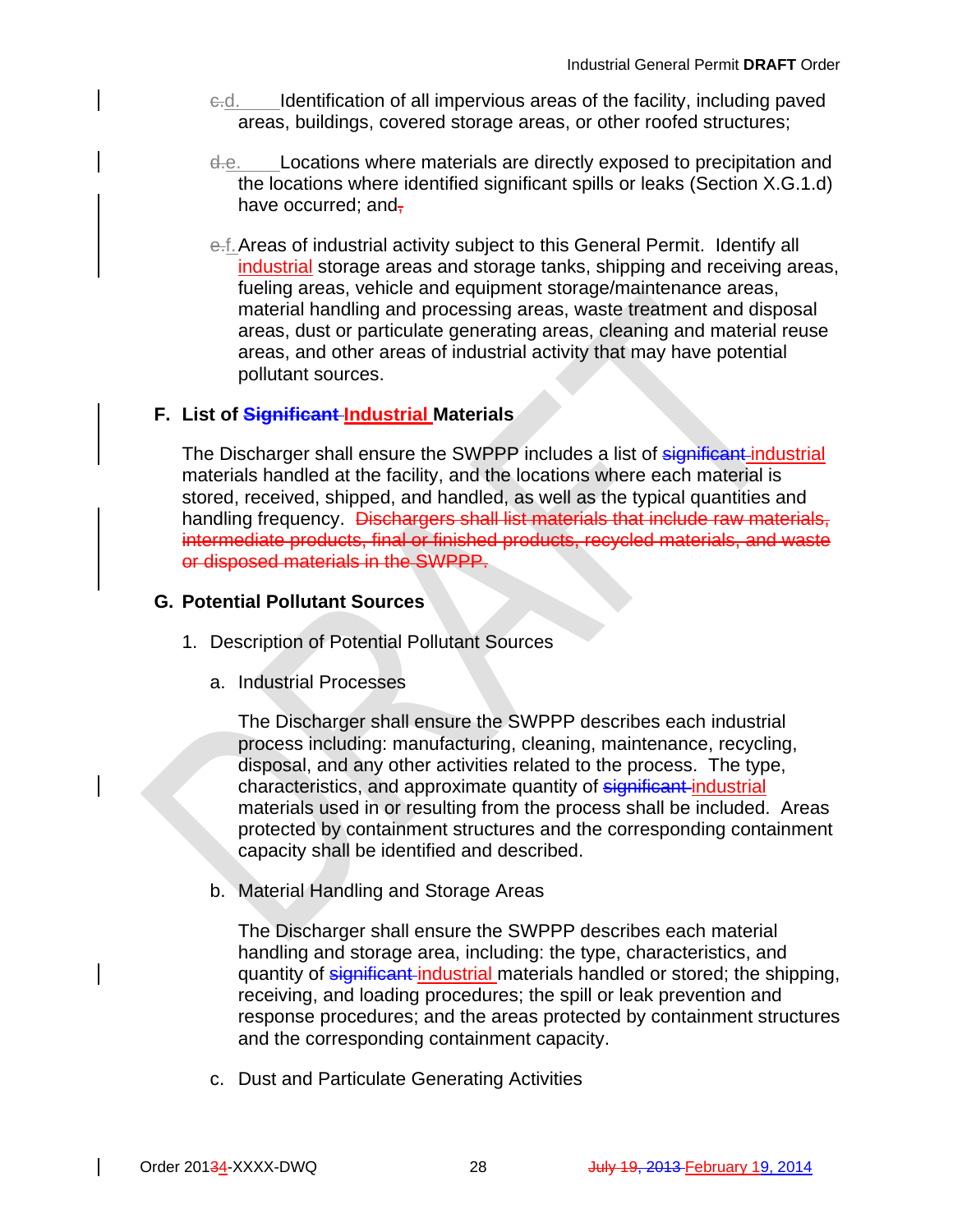~~c.~~d. Identification of all impervious areas of the facility, including paved areas, buildings, covered storage areas, or other roofed structures;

~~d.~~e. Locations where materials are directly exposed to precipitation and the locations where identified significant spills or leaks (Section X.G.1.d) have occurred; and~~,~~

~~e.~~f. Areas of industrial activity subject to this General Permit. Identify all industrial storage areas and storage tanks, shipping and receiving areas, fueling areas, vehicle and equipment storage/maintenance areas, material handling and processing areas, waste treatment and disposal areas, dust or particulate generating areas, cleaning and material reuse areas, and other areas of industrial activity that may have potential pollutant sources.

## F. List of ~~Significant~~ Industrial Materials

The Discharger shall ensure the SWPPP includes a list of ~~significant~~ industrial materials handled at the facility, and the locations where each material is stored, received, shipped, and handled, as well as the typical quantities and handling frequency. ~~Dischargers shall list materials that include raw materials, intermediate products, final or finished products, recycled materials, and waste or disposed materials in the SWPPP.~~

## G. Potential Pollutant Sources

1. Description of Potential Pollutant Sources

   a. Industrial Processes

      The Discharger shall ensure the SWPPP describes each industrial process including: manufacturing, cleaning, maintenance, recycling, disposal, and any other activities related to the process. The type, characteristics, and approximate quantity of ~~significant~~ industrial materials used in or resulting from the process shall be included. Areas protected by containment structures and the corresponding containment capacity shall be identified and described.

   b. Material Handling and Storage Areas

      The Discharger shall ensure the SWPPP describes each material handling and storage area, including: the type, characteristics, and quantity of ~~significant~~ industrial materials handled or stored; the shipping, receiving, and loading procedures; the spill or leak prevention and response procedures; and the areas protected by containment structures and the corresponding containment capacity.

   c. Dust and Particulate Generating Activities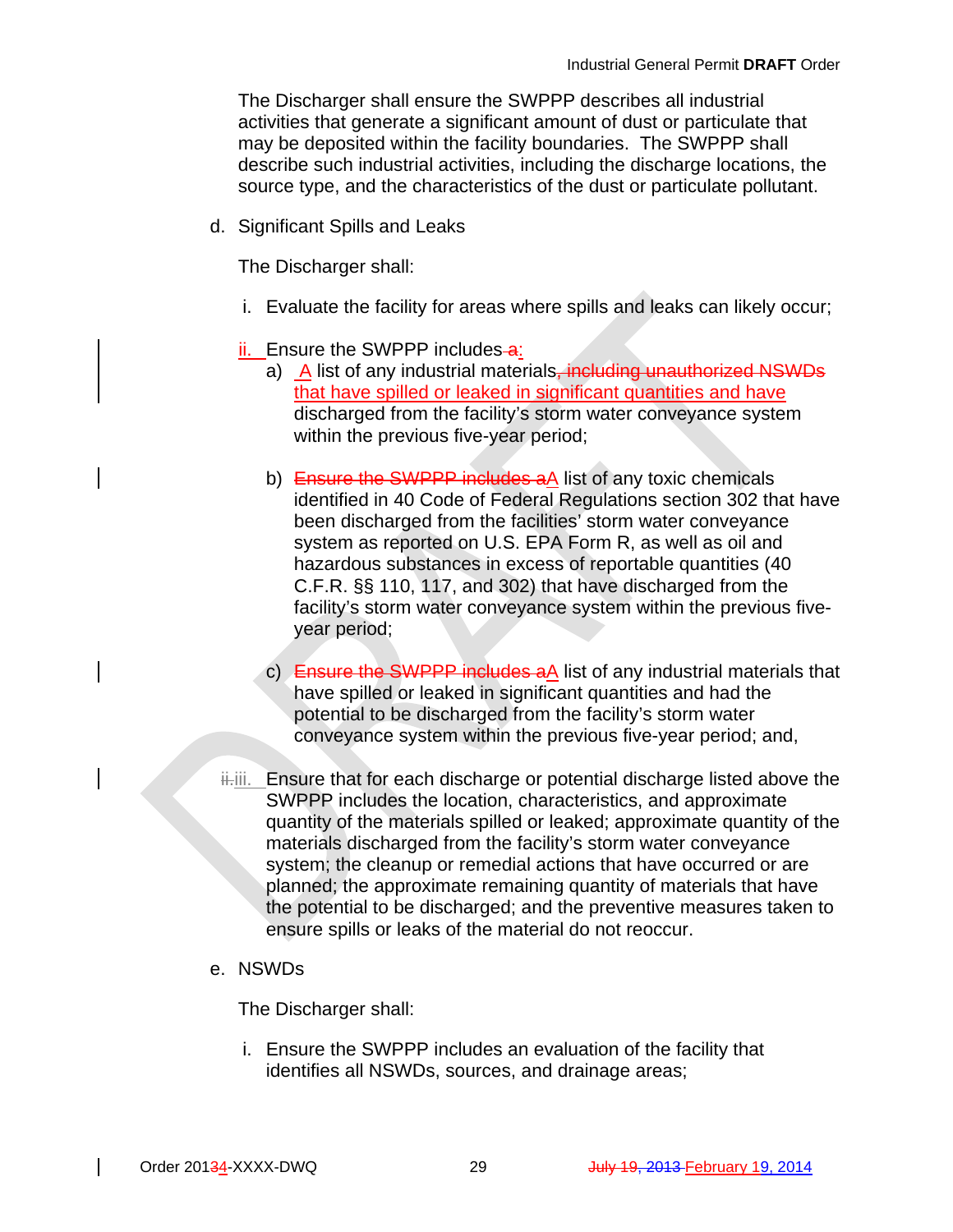The Discharger shall ensure the SWPPP describes all industrial activities that generate a significant amount of dust or particulate that may be deposited within the facility boundaries. The SWPPP shall describe such industrial activities, including the discharge locations, the source type, and the characteristics of the dust or particulate pollutant.

d. Significant Spills and Leaks

The Discharger shall:

i. Evaluate the facility for areas where spills and leaks can likely occur;

ii. Ensure the SWPPP includes ~~a~~:

a) A list of any industrial materials~~, including unauthorized NSWDs~~ that have spilled or leaked in significant quantities and have discharged from the facility's storm water conveyance system within the previous five-year period;

b) ~~Ensure the SWPPP includes a~~A list of any toxic chemicals identified in 40 Code of Federal Regulations section 302 that have been discharged from the facilities' storm water conveyance system as reported on U.S. EPA Form R, as well as oil and hazardous substances in excess of reportable quantities (40 C.F.R. §§ 110, 117, and 302) that have discharged from the facility's storm water conveyance system within the previous five-year period;

c) ~~Ensure the SWPPP includes a~~A list of any industrial materials that have spilled or leaked in significant quantities and had the potential to be discharged from the facility's storm water conveyance system within the previous five-year period; and,

~~ii.~~iii. Ensure that for each discharge or potential discharge listed above the SWPPP includes the location, characteristics, and approximate quantity of the materials spilled or leaked; approximate quantity of the materials discharged from the facility's storm water conveyance system; the cleanup or remedial actions that have occurred or are planned; the approximate remaining quantity of materials that have the potential to be discharged; and the preventive measures taken to ensure spills or leaks of the material do not reoccur.

e. NSWDs

The Discharger shall:

i. Ensure the SWPPP includes an evaluation of the facility that identifies all NSWDs, sources, and drainage areas;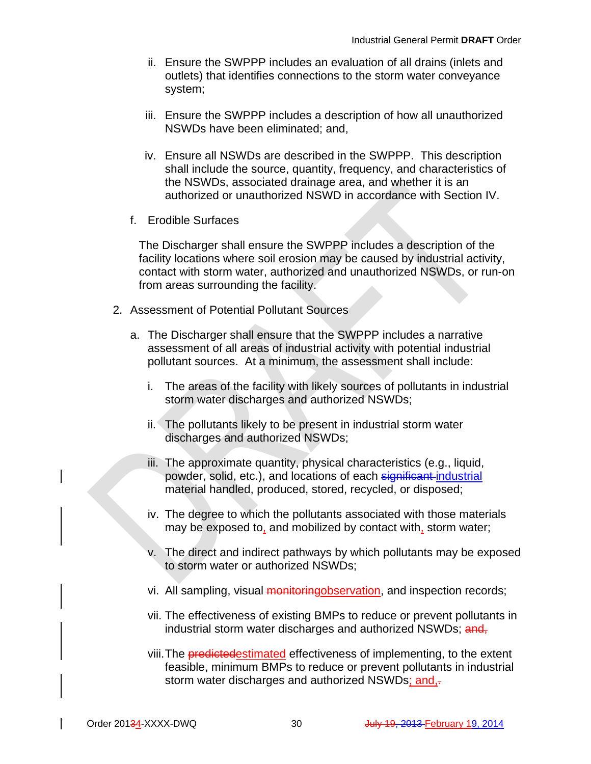ii. Ensure the SWPPP includes an evaluation of all drains (inlets and outlets) that identifies connections to the storm water conveyance system;

iii. Ensure the SWPPP includes a description of how all unauthorized NSWDs have been eliminated; and,

iv. Ensure all NSWDs are described in the SWPPP. This description shall include the source, quantity, frequency, and characteristics of the NSWDs, associated drainage area, and whether it is an authorized or unauthorized NSWD in accordance with Section IV.

f. Erodible Surfaces

The Discharger shall ensure the SWPPP includes a description of the facility locations where soil erosion may be caused by industrial activity, contact with storm water, authorized and unauthorized NSWDs, or run-on from areas surrounding the facility.

2. Assessment of Potential Pollutant Sources

a. The Discharger shall ensure that the SWPPP includes a narrative assessment of all areas of industrial activity with potential industrial pollutant sources. At a minimum, the assessment shall include:

i. The areas of the facility with likely sources of pollutants in industrial storm water discharges and authorized NSWDs;

ii. The pollutants likely to be present in industrial storm water discharges and authorized NSWDs;

iii. The approximate quantity, physical characteristics (e.g., liquid, powder, solid, etc.), and locations of each ~~significant~~ industrial material handled, produced, stored, recycled, or disposed;

iv. The degree to which the pollutants associated with those materials may be exposed to, and mobilized by contact with, storm water;

v. The direct and indirect pathways by which pollutants may be exposed to storm water or authorized NSWDs;

vi. All sampling, visual ~~monitoring~~observation, and inspection records;

vii. The effectiveness of existing BMPs to reduce or prevent pollutants in industrial storm water discharges and authorized NSWDs; ~~and,~~

viii. The ~~predicted~~estimated effectiveness of implementing, to the extent feasible, minimum BMPs to reduce or prevent pollutants in industrial storm water discharges and authorized NSWDs; and,~~.~~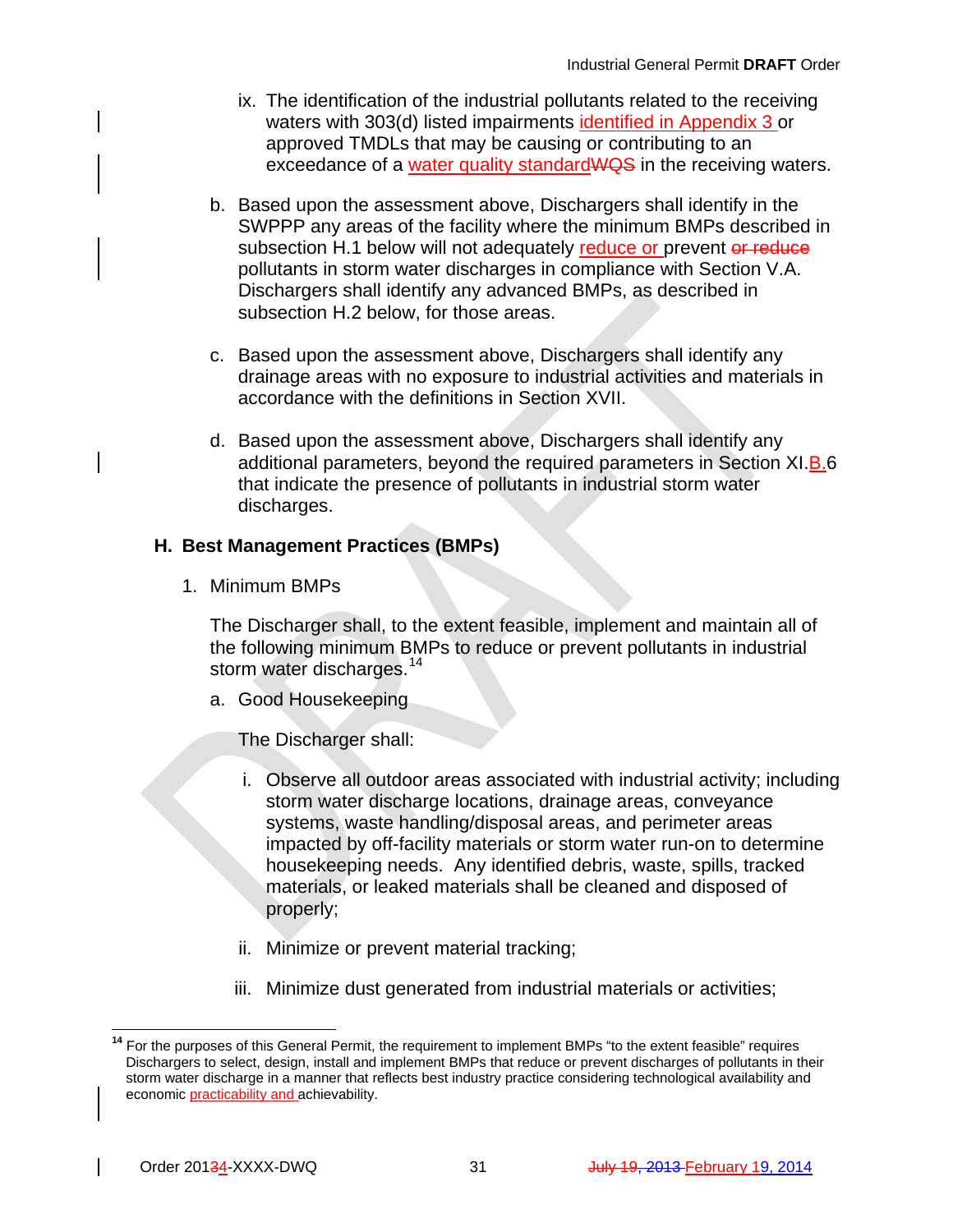ix. The identification of the industrial pollutants related to the receiving waters with 303(d) listed impairments identified in Appendix 3 or approved TMDLs that may be causing or contributing to an exceedance of a water quality standardWQS in the receiving waters.

b. Based upon the assessment above, Dischargers shall identify in the SWPPP any areas of the facility where the minimum BMPs described in subsection H.1 below will not adequately reduce or prevent or reduce pollutants in storm water discharges in compliance with Section V.A. Dischargers shall identify any advanced BMPs, as described in subsection H.2 below, for those areas.

c. Based upon the assessment above, Dischargers shall identify any drainage areas with no exposure to industrial activities and materials in accordance with the definitions in Section XVII.

d. Based upon the assessment above, Dischargers shall identify any additional parameters, beyond the required parameters in Section XI.B.6 that indicate the presence of pollutants in industrial storm water discharges.

## H. Best Management Practices (BMPs)

1. Minimum BMPs

The Discharger shall, to the extent feasible, implement and maintain all of the following minimum BMPs to reduce or prevent pollutants in industrial storm water discharges.[14]

a. Good Housekeeping

The Discharger shall:

i. Observe all outdoor areas associated with industrial activity; including storm water discharge locations, drainage areas, conveyance systems, waste handling/disposal areas, and perimeter areas impacted by off-facility materials or storm water run-on to determine housekeeping needs. Any identified debris, waste, spills, tracked materials, or leaked materials shall be cleaned and disposed of properly;

ii. Minimize or prevent material tracking;

iii. Minimize dust generated from industrial materials or activities;

---

[14] For the purposes of this General Permit, the requirement to implement BMPs "to the extent feasible" requires Dischargers to select, design, install and implement BMPs that reduce or prevent discharges of pollutants in their storm water discharge in a manner that reflects best industry practice considering technological availability and economic practicability and achievability.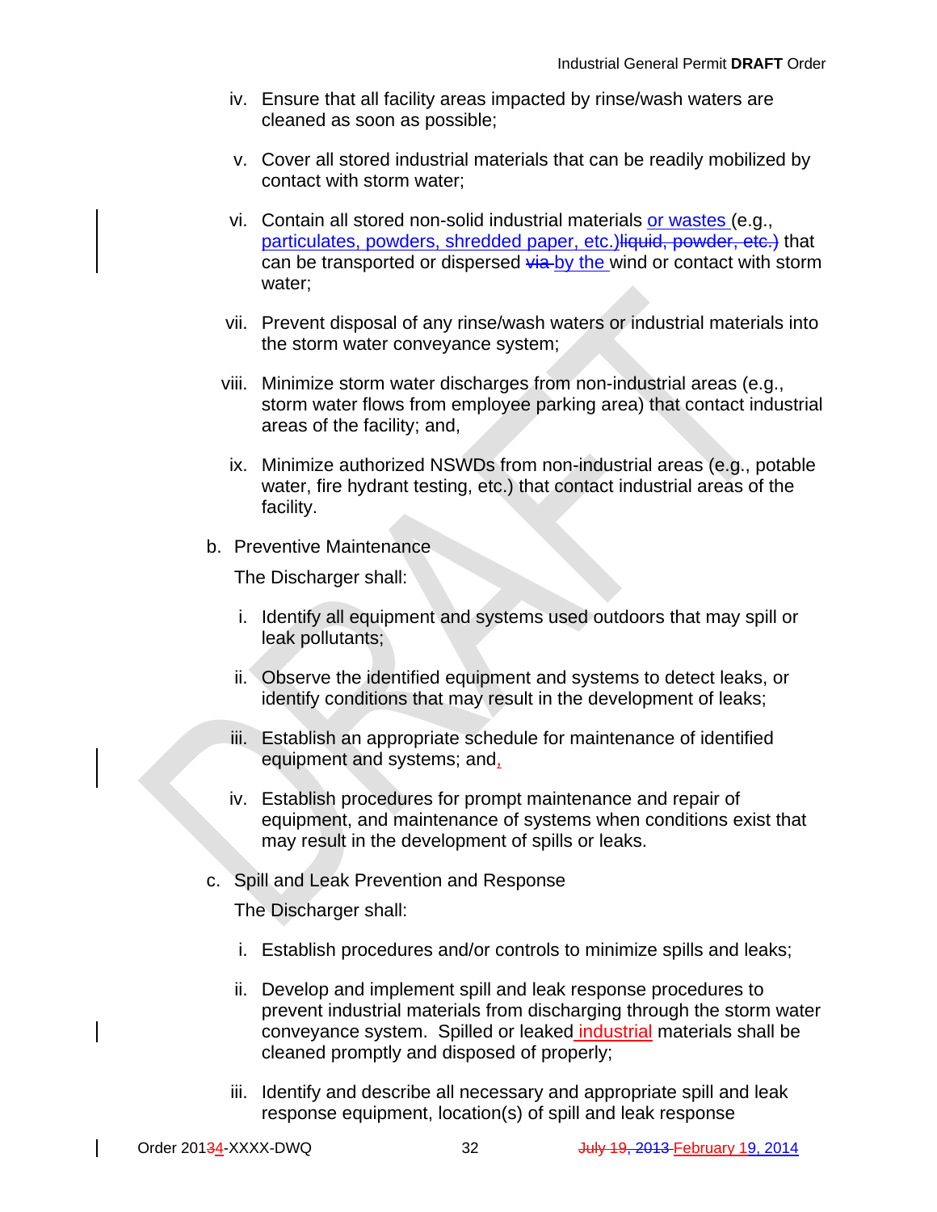iv. Ensure that all facility areas impacted by rinse/wash waters are cleaned as soon as possible;

v. Cover all stored industrial materials that can be readily mobilized by contact with storm water;

vi. Contain all stored non-solid industrial materials or wastes (e.g., particulates, powders, shredded paper, etc.)~~liquid, powder, etc.)~~ that can be transported or dispersed ~~via~~ by the wind or contact with storm water;

vii. Prevent disposal of any rinse/wash waters or industrial materials into the storm water conveyance system;

viii. Minimize storm water discharges from non-industrial areas (e.g., storm water flows from employee parking area) that contact industrial areas of the facility; and,

ix. Minimize authorized NSWDs from non-industrial areas (e.g., potable water, fire hydrant testing, etc.) that contact industrial areas of the facility.

b. Preventive Maintenance

The Discharger shall:

i. Identify all equipment and systems used outdoors that may spill or leak pollutants;

ii. Observe the identified equipment and systems to detect leaks, or identify conditions that may result in the development of leaks;

iii. Establish an appropriate schedule for maintenance of identified equipment and systems; and,

iv. Establish procedures for prompt maintenance and repair of equipment, and maintenance of systems when conditions exist that may result in the development of spills or leaks.

c. Spill and Leak Prevention and Response

The Discharger shall:

i. Establish procedures and/or controls to minimize spills and leaks;

ii. Develop and implement spill and leak response procedures to prevent industrial materials from discharging through the storm water conveyance system. Spilled or leaked industrial materials shall be cleaned promptly and disposed of properly;

iii. Identify and describe all necessary and appropriate spill and leak response equipment, location(s) of spill and leak response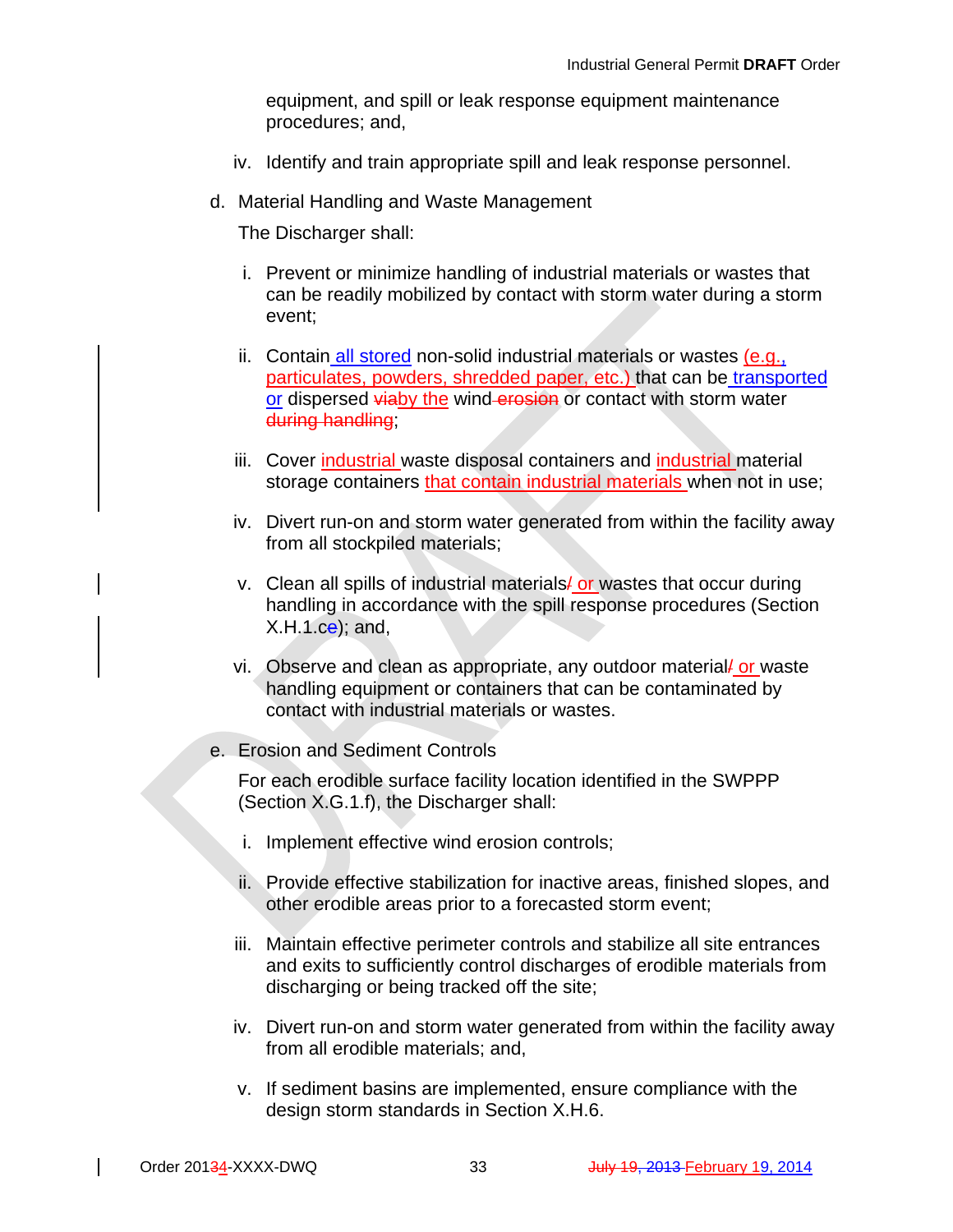equipment, and spill or leak response equipment maintenance procedures; and,

iv. Identify and train appropriate spill and leak response personnel.

d. Material Handling and Waste Management

The Discharger shall:

i. Prevent or minimize handling of industrial materials or wastes that can be readily mobilized by contact with storm water during a storm event;

ii. Contain ~~all stored~~ non-solid industrial materials or wastes (e.g., particulates, powders, shredded paper, etc.) that can be transported or dispersed ~~via~~by the wind ~~erosion~~ or contact with storm water ~~during handling~~;

iii. Cover industrial waste disposal containers and industrial material storage containers that contain industrial materials when not in use;

iv. Divert run-on and storm water generated from within the facility away from all stockpiled materials;

v. Clean all spills of industrial materials~~/~~ or wastes that occur during handling in accordance with the spill response procedures (Section X.H.1.c~~e~~); and,

vi. Observe and clean as appropriate, any outdoor material~~/~~ or waste handling equipment or containers that can be contaminated by contact with industrial materials or wastes.

e. Erosion and Sediment Controls

For each erodible surface facility location identified in the SWPPP (Section X.G.1.f), the Discharger shall:

i. Implement effective wind erosion controls;

ii. Provide effective stabilization for inactive areas, finished slopes, and other erodible areas prior to a forecasted storm event;

iii. Maintain effective perimeter controls and stabilize all site entrances and exits to sufficiently control discharges of erodible materials from discharging or being tracked off the site;

iv. Divert run-on and storm water generated from within the facility away from all erodible materials; and,

v. If sediment basins are implemented, ensure compliance with the design storm standards in Section X.H.6.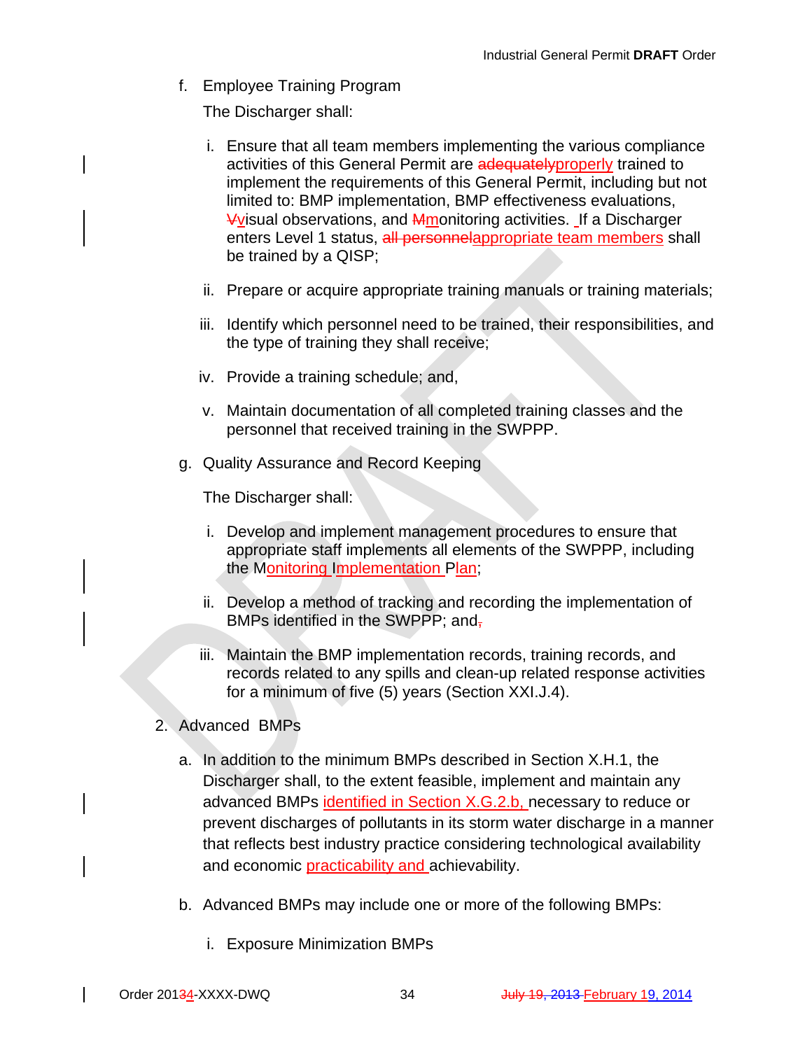f. Employee Training Program

   The Discharger shall:

   i. Ensure that all team members implementing the various compliance activities of this General Permit are ~~adequately~~properly trained to implement the requirements of this General Permit, including but not limited to: BMP implementation, BMP effectiveness evaluations, ~~V~~visual observations, and ~~M~~monitoring activities. If a Discharger enters Level 1 status, ~~all personnel~~appropriate team members shall be trained by a QISP;

   ii. Prepare or acquire appropriate training manuals or training materials;

   iii. Identify which personnel need to be trained, their responsibilities, and the type of training they shall receive;

   iv. Provide a training schedule; and,

   v. Maintain documentation of all completed training classes and the personnel that received training in the SWPPP.

g. Quality Assurance and Record Keeping

   The Discharger shall:

   i. Develop and implement management procedures to ensure that appropriate staff implements all elements of the SWPPP, including the Monitoring Implementation Plan;

   ii. Develop a method of tracking and recording the implementation of BMPs identified in the SWPPP; and~~,~~

   iii. Maintain the BMP implementation records, training records, and records related to any spills and clean-up related response activities for a minimum of five (5) years (Section XXI.J.4).

2. Advanced BMPs

   a. In addition to the minimum BMPs described in Section X.H.1, the Discharger shall, to the extent feasible, implement and maintain any advanced BMPs identified in Section X.G.2.b, necessary to reduce or prevent discharges of pollutants in its storm water discharge in a manner that reflects best industry practice considering technological availability and economic practicability and achievability.

   b. Advanced BMPs may include one or more of the following BMPs:

      i. Exposure Minimization BMPs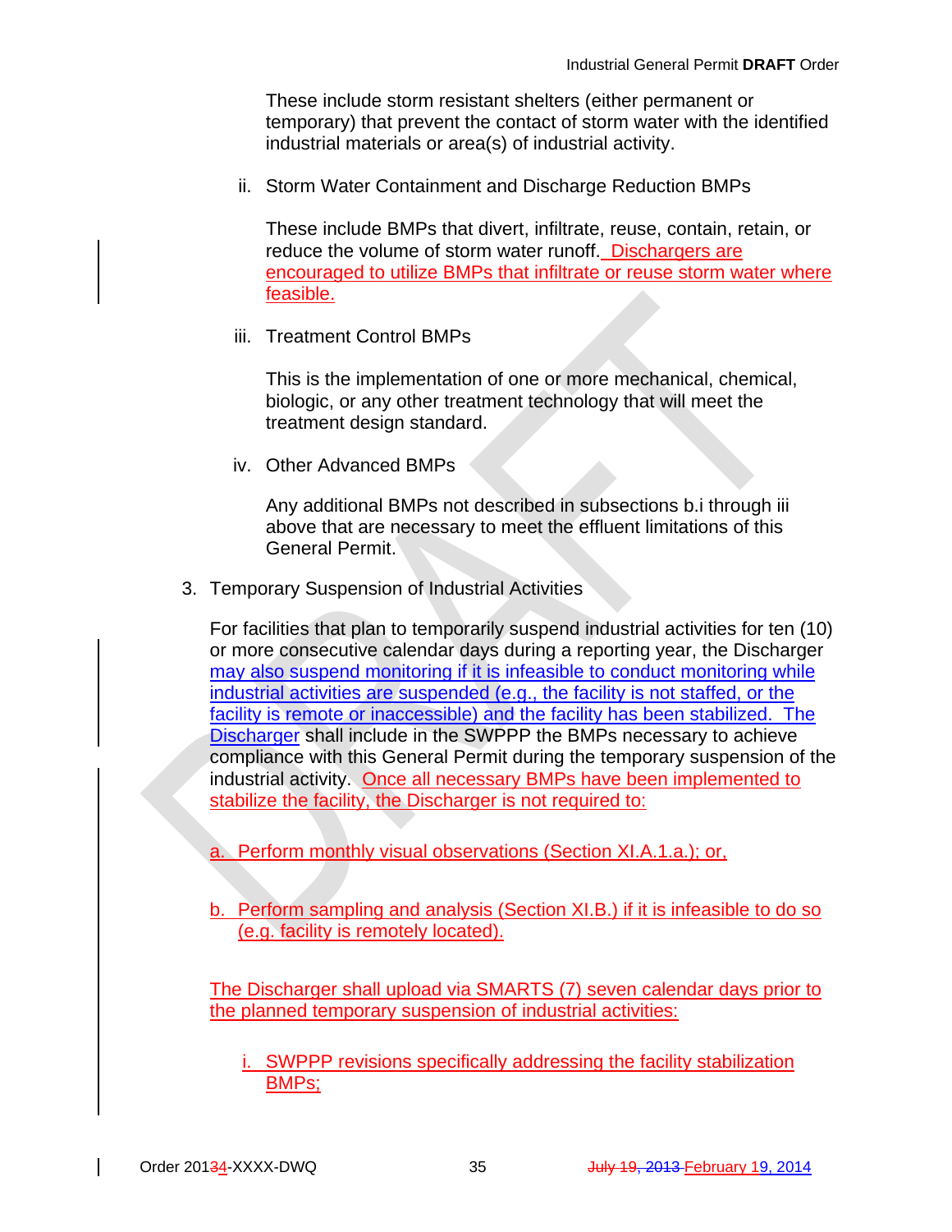These include storm resistant shelters (either permanent or temporary) that prevent the contact of storm water with the identified industrial materials or area(s) of industrial activity.

ii. Storm Water Containment and Discharge Reduction BMPs

These include BMPs that divert, infiltrate, reuse, contain, retain, or reduce the volume of storm water runoff. Dischargers are encouraged to utilize BMPs that infiltrate or reuse storm water where feasible.

iii. Treatment Control BMPs

This is the implementation of one or more mechanical, chemical, biologic, or any other treatment technology that will meet the treatment design standard.

iv. Other Advanced BMPs

Any additional BMPs not described in subsections b.i through iii above that are necessary to meet the effluent limitations of this General Permit.

3. Temporary Suspension of Industrial Activities

For facilities that plan to temporarily suspend industrial activities for ten (10) or more consecutive calendar days during a reporting year, the Discharger may also suspend monitoring if it is infeasible to conduct monitoring while industrial activities are suspended (e.g., the facility is not staffed, or the facility is remote or inaccessible) and the facility has been stabilized. The Discharger shall include in the SWPPP the BMPs necessary to achieve compliance with this General Permit during the temporary suspension of the industrial activity. Once all necessary BMPs have been implemented to stabilize the facility, the Discharger is not required to:

a. Perform monthly visual observations (Section XI.A.1.a.); or,

b. Perform sampling and analysis (Section XI.B.) if it is infeasible to do so (e.g. facility is remotely located).

The Discharger shall upload via SMARTS (7) seven calendar days prior to the planned temporary suspension of industrial activities:

i. SWPPP revisions specifically addressing the facility stabilization BMPs;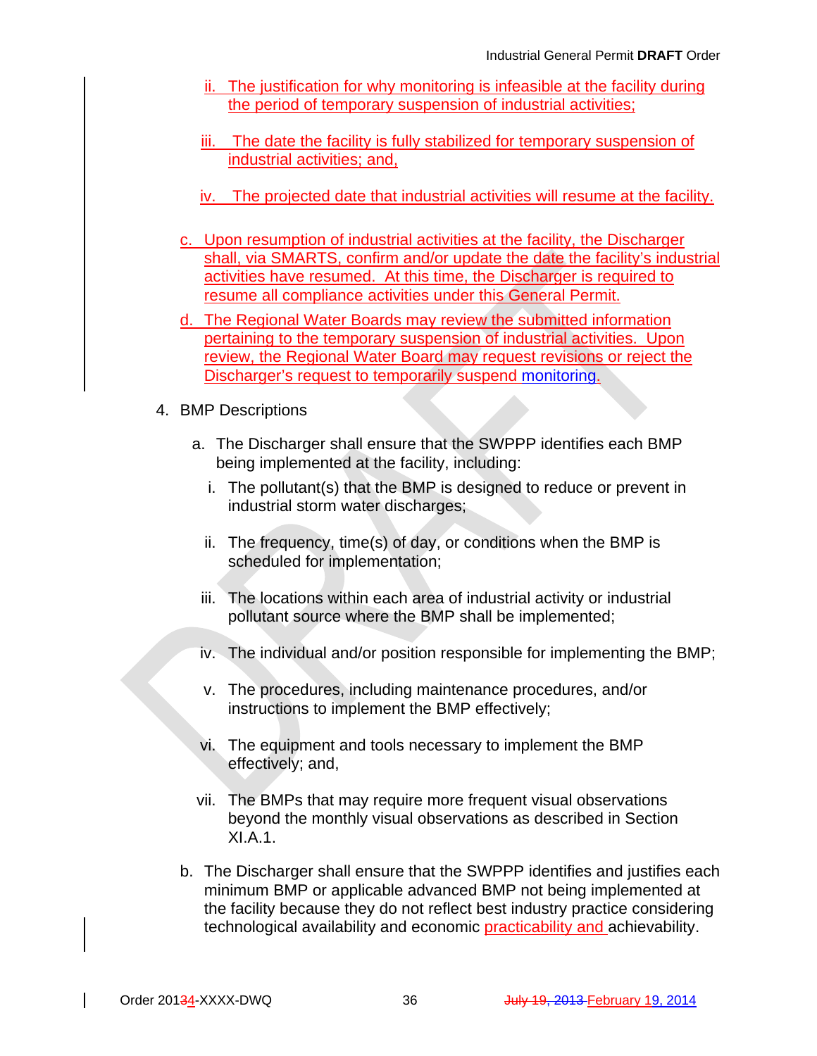ii. The justification for why monitoring is infeasible at the facility during the period of temporary suspension of industrial activities;

iii. The date the facility is fully stabilized for temporary suspension of industrial activities; and,

iv. The projected date that industrial activities will resume at the facility.

c. Upon resumption of industrial activities at the facility, the Discharger shall, via SMARTS, confirm and/or update the date the facility's industrial activities have resumed. At this time, the Discharger is required to resume all compliance activities under this General Permit.

d. The Regional Water Boards may review the submitted information pertaining to the temporary suspension of industrial activities. Upon review, the Regional Water Board may request revisions or reject the Discharger's request to temporarily suspend monitoring.

4. BMP Descriptions

   a. The Discharger shall ensure that the SWPPP identifies each BMP being implemented at the facility, including:

      i. The pollutant(s) that the BMP is designed to reduce or prevent in industrial storm water discharges;

      ii. The frequency, time(s) of day, or conditions when the BMP is scheduled for implementation;

      iii. The locations within each area of industrial activity or industrial pollutant source where the BMP shall be implemented;

      iv. The individual and/or position responsible for implementing the BMP;

      v. The procedures, including maintenance procedures, and/or instructions to implement the BMP effectively;

      vi. The equipment and tools necessary to implement the BMP effectively; and,

      vii. The BMPs that may require more frequent visual observations beyond the monthly visual observations as described in Section XI.A.1.

   b. The Discharger shall ensure that the SWPPP identifies and justifies each minimum BMP or applicable advanced BMP not being implemented at the facility because they do not reflect best industry practice considering technological availability and economic practicability and achievability.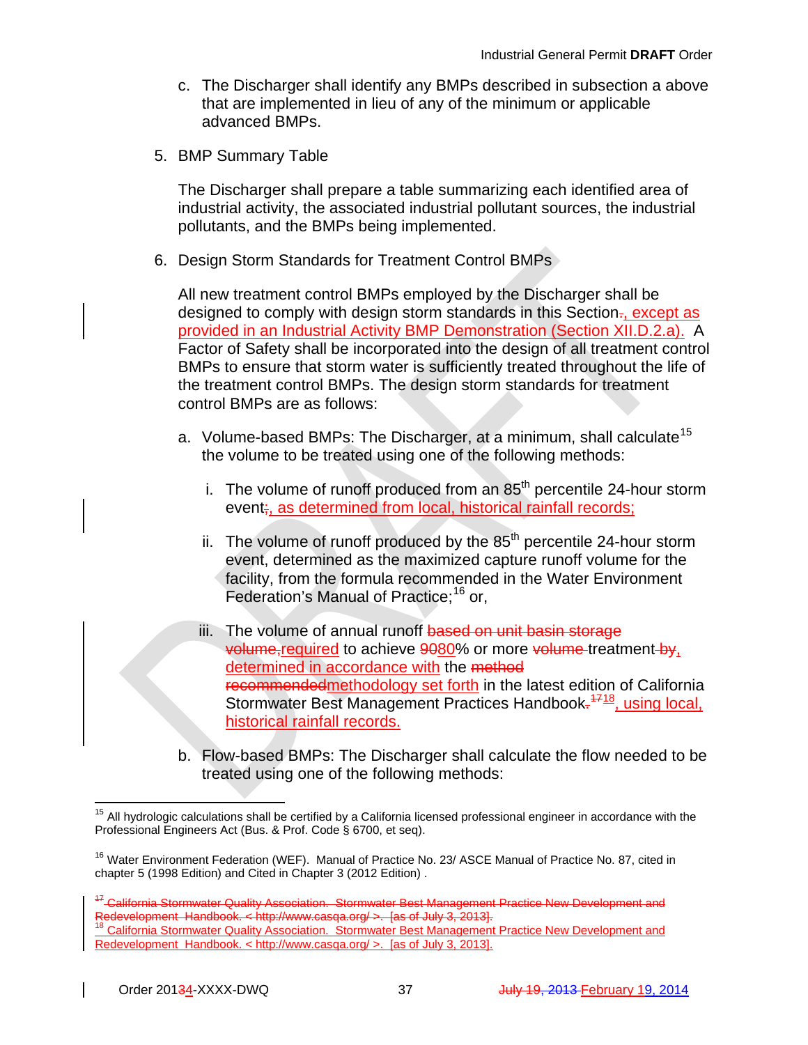c. The Discharger shall identify any BMPs described in subsection a above that are implemented in lieu of any of the minimum or applicable advanced BMPs.

5. BMP Summary Table

   The Discharger shall prepare a table summarizing each identified area of industrial activity, the associated industrial pollutant sources, the industrial pollutants, and the BMPs being implemented.

6. Design Storm Standards for Treatment Control BMPs

   All new treatment control BMPs employed by the Discharger shall be designed to comply with design storm standards in this Section~~.~~, except as provided in an Industrial Activity BMP Demonstration (Section XII.D.2.a). A Factor of Safety shall be incorporated into the design of all treatment control BMPs to ensure that storm water is sufficiently treated throughout the life of the treatment control BMPs. The design storm standards for treatment control BMPs are as follows:

   a. Volume-based BMPs: The Discharger, at a minimum, shall calculate[15] the volume to be treated using one of the following methods:

      i. The volume of runoff produced from an 85th percentile 24-hour storm event~~;~~, as determined from local, historical rainfall records;

      ii. The volume of runoff produced by the 85th percentile 24-hour storm event, determined as the maximized capture runoff volume for the facility, from the formula recommended in the Water Environment Federation's Manual of Practice;[16] or,

      iii. The volume of annual runoff ~~based on unit basin storage volume,~~required to achieve ~~90~~80% or more ~~volume~~ treatment ~~by~~, determined in accordance with the ~~method recommended~~methodology set forth in the latest edition of California Stormwater Best Management Practices Handbook~~.~~[~~17~~18], using local, historical rainfall records.

   b. Flow-based BMPs: The Discharger shall calculate the flow needed to be treated using one of the following methods:

---

[15] All hydrologic calculations shall be certified by a California licensed professional engineer in accordance with the Professional Engineers Act (Bus. & Prof. Code § 6700, et seq).

[16] Water Environment Federation (WEF). Manual of Practice No. 23/ ASCE Manual of Practice No. 87, cited in chapter 5 (1998 Edition) and Cited in Chapter 3 (2012 Edition) .

~~[17] California Stormwater Quality Association. Stormwater Best Management Practice New Development and Redevelopment Handbook. < http://www.casqa.org/ >. [as of July 3, 2013].~~

[18] California Stormwater Quality Association. Stormwater Best Management Practice New Development and Redevelopment Handbook. < http://www.casqa.org/ >. [as of July 3, 2013].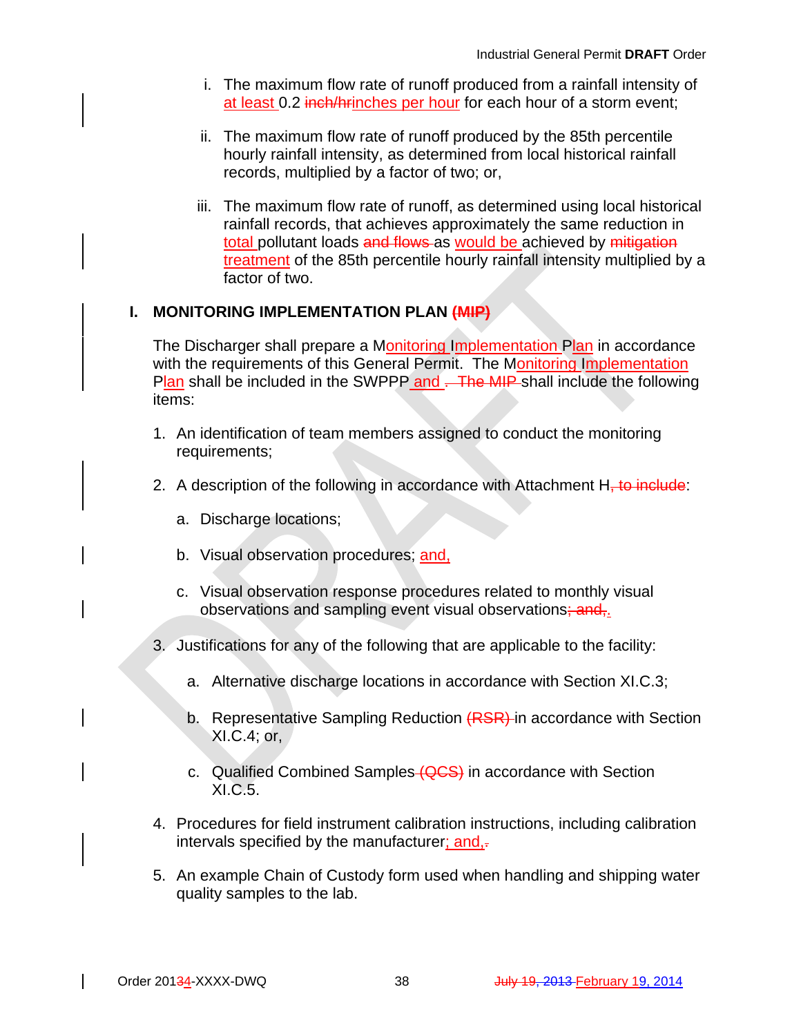i. The maximum flow rate of runoff produced from a rainfall intensity of at least 0.2 ~~inch/hr~~inches per hour for each hour of a storm event;

ii. The maximum flow rate of runoff produced by the 85th percentile hourly rainfall intensity, as determined from local historical rainfall records, multiplied by a factor of two; or,

iii. The maximum flow rate of runoff, as determined using local historical rainfall records, that achieves approximately the same reduction in total pollutant loads ~~and flows~~ as would be achieved by ~~mitigation~~ treatment of the 85th percentile hourly rainfall intensity multiplied by a factor of two.

## I. MONITORING IMPLEMENTATION PLAN ~~(MIP)~~

The Discharger shall prepare a Monitoring Implementation Plan in accordance with the requirements of this General Permit. The Monitoring Implementation Plan shall be included in the SWPPP and ~~. The MIP~~ shall include the following items:

1. An identification of team members assigned to conduct the monitoring requirements;

2. A description of the following in accordance with Attachment H~~, to include~~:

   a. Discharge locations;

   b. Visual observation procedures; and,

   c. Visual observation response procedures related to monthly visual observations and sampling event visual observations~~; and,~~.

3. Justifications for any of the following that are applicable to the facility:

   a. Alternative discharge locations in accordance with Section XI.C.3;

   b. Representative Sampling Reduction ~~(RSR)~~ in accordance with Section XI.C.4; or,

   c. Qualified Combined Samples ~~(QCS)~~ in accordance with Section XI.C.5.

4. Procedures for field instrument calibration instructions, including calibration intervals specified by the manufacturer; and,~~.~~

5. An example Chain of Custody form used when handling and shipping water quality samples to the lab.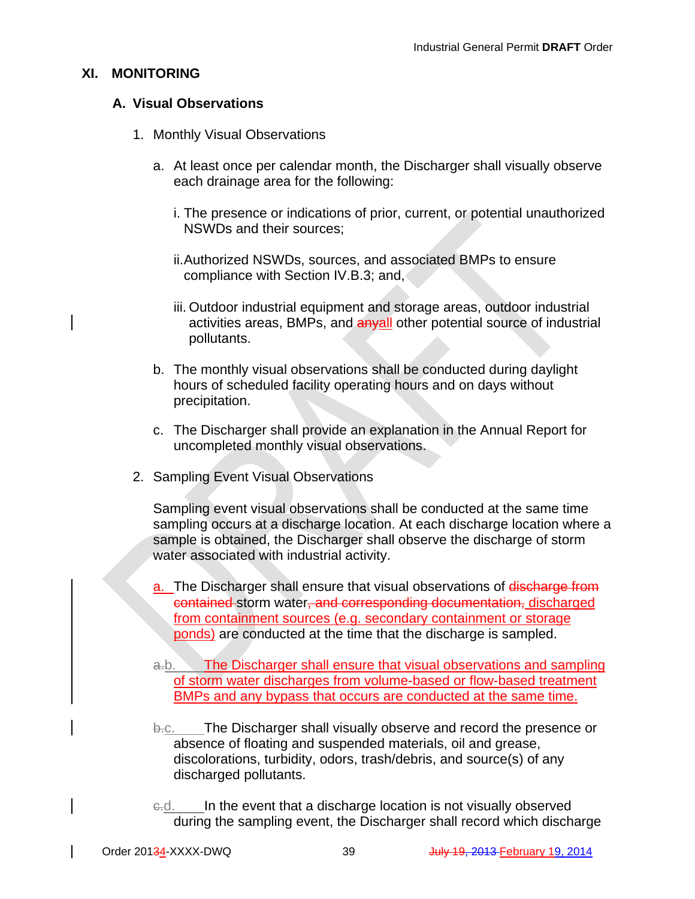## XI. MONITORING

### A. Visual Observations

1. Monthly Visual Observations

   a. At least once per calendar month, the Discharger shall visually observe each drainage area for the following:

      i. The presence or indications of prior, current, or potential unauthorized NSWDs and their sources;

      ii. Authorized NSWDs, sources, and associated BMPs to ensure compliance with Section IV.B.3; and,

      iii. Outdoor industrial equipment and storage areas, outdoor industrial activities areas, BMPs, and ~~any~~all other potential source of industrial pollutants.

   b. The monthly visual observations shall be conducted during daylight hours of scheduled facility operating hours and on days without precipitation.

   c. The Discharger shall provide an explanation in the Annual Report for uncompleted monthly visual observations.

2. Sampling Event Visual Observations

   Sampling event visual observations shall be conducted at the same time sampling occurs at a discharge location. At each discharge location where a sample is obtained, the Discharger shall observe the discharge of storm water associated with industrial activity.

   a. The Discharger shall ensure that visual observations of ~~discharge from contained~~ storm water~~, and corresponding documentation,~~ discharged from containment sources (e.g. secondary containment or storage ponds) are conducted at the time that the discharge is sampled.

   ~~a.~~b. The Discharger shall ensure that visual observations and sampling of storm water discharges from volume-based or flow-based treatment BMPs and any bypass that occurs are conducted at the same time.

   ~~b.~~c. The Discharger shall visually observe and record the presence or absence of floating and suspended materials, oil and grease, discolorations, turbidity, odors, trash/debris, and source(s) of any discharged pollutants.

   ~~c.~~d. In the event that a discharge location is not visually observed during the sampling event, the Discharger shall record which discharge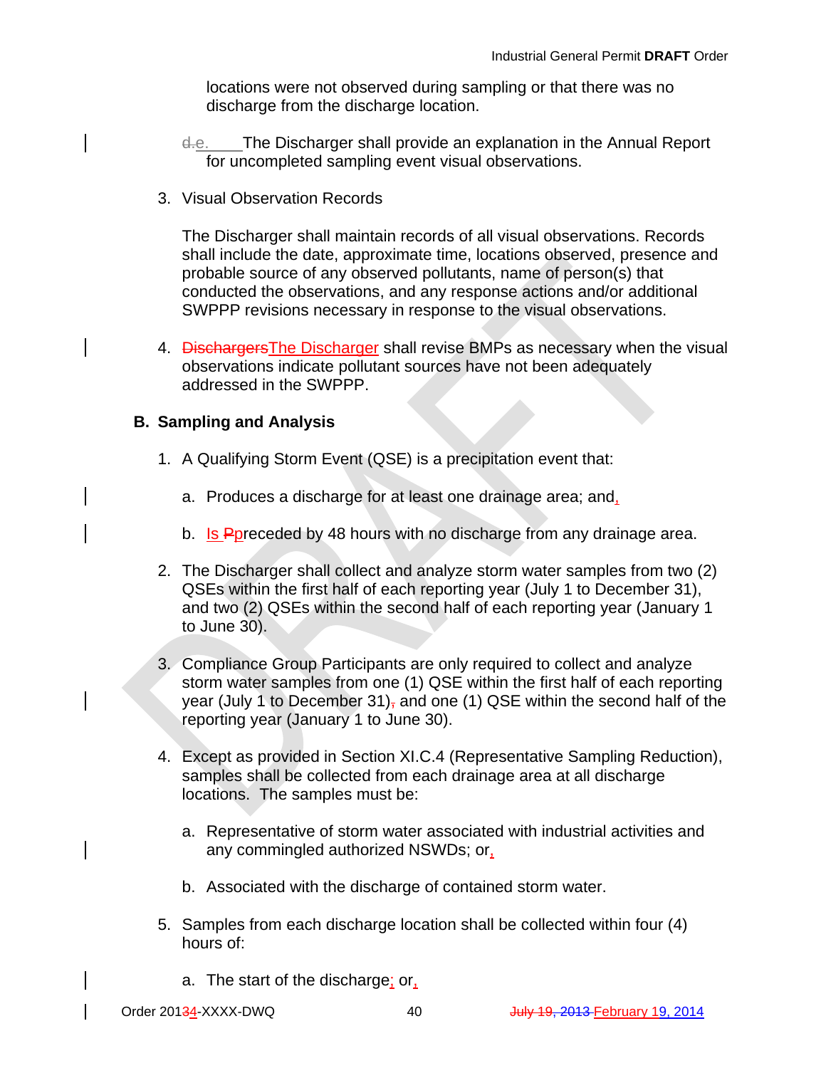locations were not observed during sampling or that there was no discharge from the discharge location.

d.e. The Discharger shall provide an explanation in the Annual Report for uncompleted sampling event visual observations.

3. Visual Observation Records

   The Discharger shall maintain records of all visual observations. Records shall include the date, approximate time, locations observed, presence and probable source of any observed pollutants, name of person(s) that conducted the observations, and any response actions and/or additional SWPPP revisions necessary in response to the visual observations.

4. DischargersThe Discharger shall revise BMPs as necessary when the visual observations indicate pollutant sources have not been adequately addressed in the SWPPP.

## B. Sampling and Analysis

1. A Qualifying Storm Event (QSE) is a precipitation event that:

   a. Produces a discharge for at least one drainage area; and,

   b. Is Ppreceded by 48 hours with no discharge from any drainage area.

2. The Discharger shall collect and analyze storm water samples from two (2) QSEs within the first half of each reporting year (July 1 to December 31), and two (2) QSEs within the second half of each reporting year (January 1 to June 30).

3. Compliance Group Participants are only required to collect and analyze storm water samples from one (1) QSE within the first half of each reporting year (July 1 to December 31), and one (1) QSE within the second half of the reporting year (January 1 to June 30).

4. Except as provided in Section XI.C.4 (Representative Sampling Reduction), samples shall be collected from each drainage area at all discharge locations. The samples must be:

   a. Representative of storm water associated with industrial activities and any commingled authorized NSWDs; or,

   b. Associated with the discharge of contained storm water.

5. Samples from each discharge location shall be collected within four (4) hours of:

   a. The start of the discharge; or,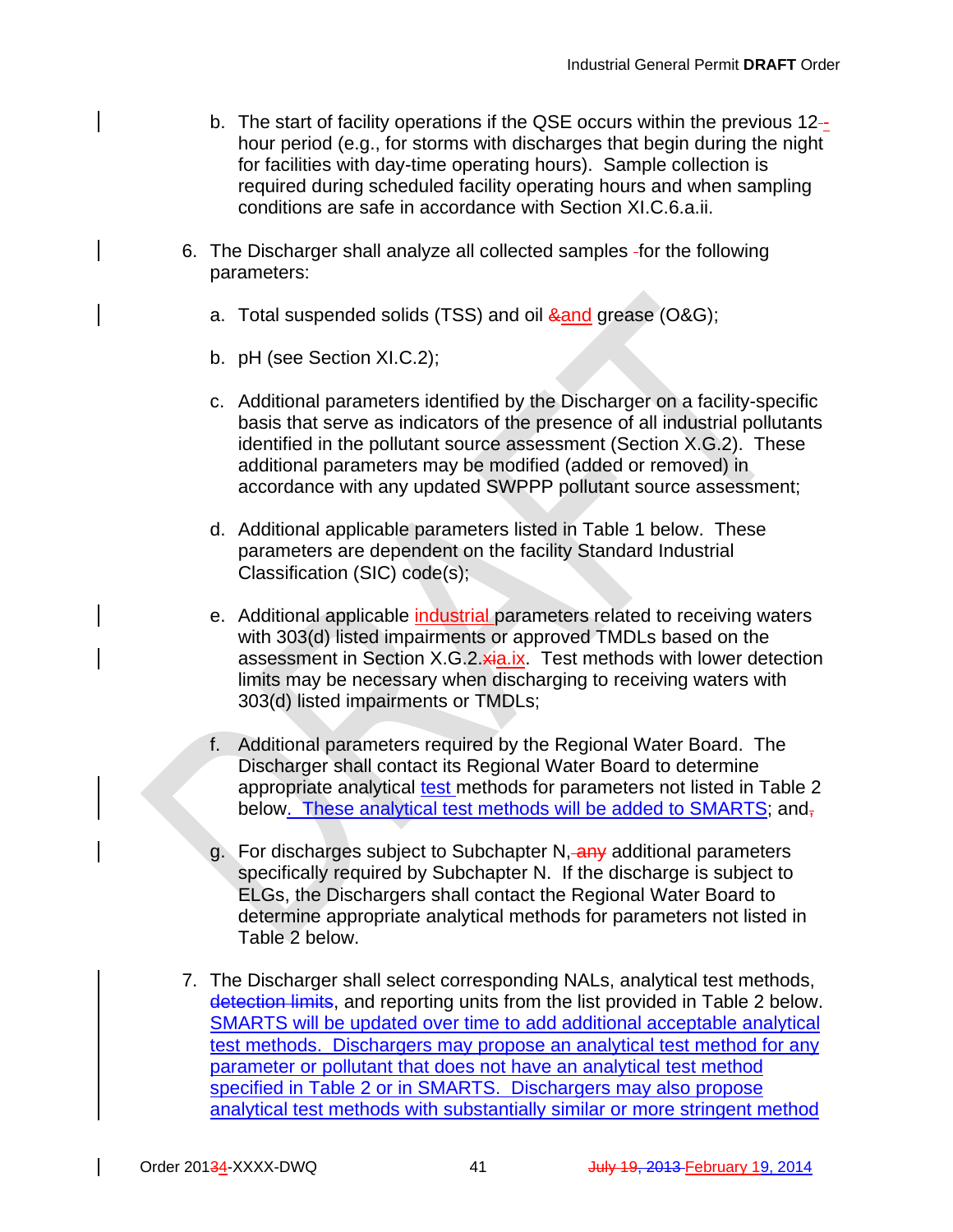b. The start of facility operations if the QSE occurs within the previous 12-hour period (e.g., for storms with discharges that begin during the night for facilities with day-time operating hours). Sample collection is required during scheduled facility operating hours and when sampling conditions are safe in accordance with Section XI.C.6.a.ii.

6. The Discharger shall analyze all collected samples for the following parameters:

   a. Total suspended solids (TSS) and oil and grease (O&G);

   b. pH (see Section XI.C.2);

   c. Additional parameters identified by the Discharger on a facility-specific basis that serve as indicators of the presence of all industrial pollutants identified in the pollutant source assessment (Section X.G.2). These additional parameters may be modified (added or removed) in accordance with any updated SWPPP pollutant source assessment;

   d. Additional applicable parameters listed in Table 1 below. These parameters are dependent on the facility Standard Industrial Classification (SIC) code(s);

   e. Additional applicable industrial parameters related to receiving waters with 303(d) listed impairments or approved TMDLs based on the assessment in Section X.G.2.a.ix. Test methods with lower detection limits may be necessary when discharging to receiving waters with 303(d) listed impairments or TMDLs;

   f. Additional parameters required by the Regional Water Board. The Discharger shall contact its Regional Water Board to determine appropriate analytical test methods for parameters not listed in Table 2 below. These analytical test methods will be added to SMARTS; and

   g. For discharges subject to Subchapter N, additional parameters specifically required by Subchapter N. If the discharge is subject to ELGs, the Dischargers shall contact the Regional Water Board to determine appropriate analytical methods for parameters not listed in Table 2 below.

7. The Discharger shall select corresponding NALs, analytical test methods, and reporting units from the list provided in Table 2 below. SMARTS will be updated over time to add additional acceptable analytical test methods. Dischargers may propose an analytical test method for any parameter or pollutant that does not have an analytical test method specified in Table 2 or in SMARTS. Dischargers may also propose analytical test methods with substantially similar or more stringent method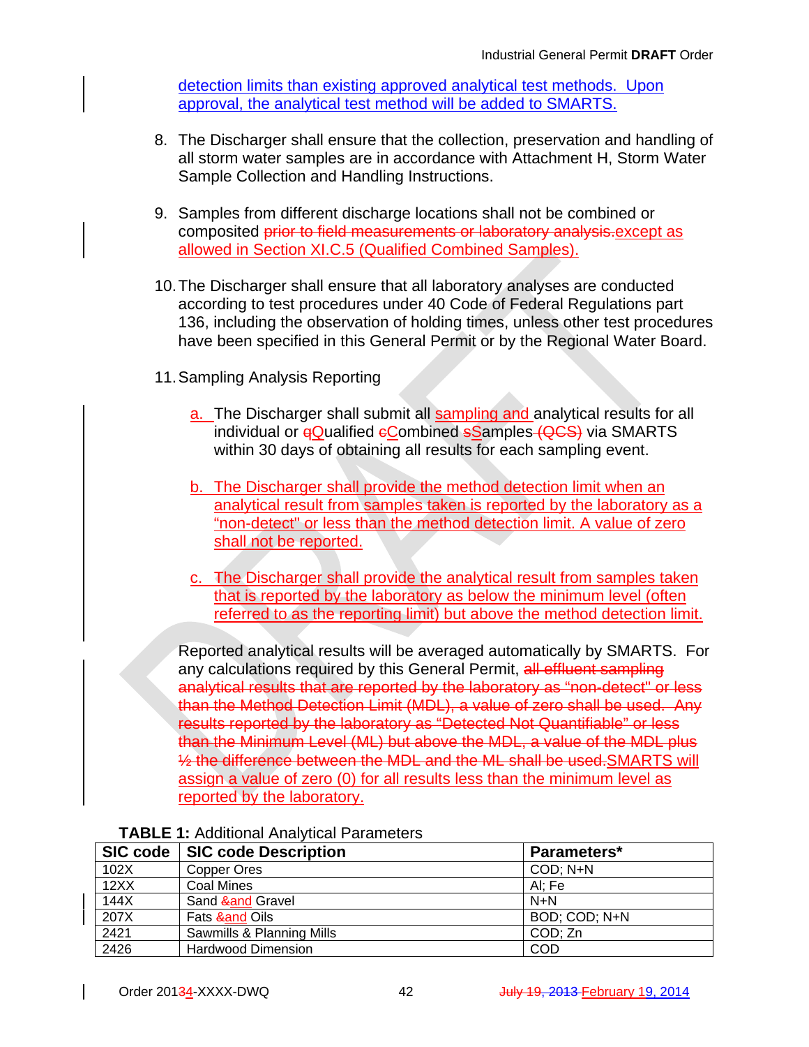detection limits than existing approved analytical test methods. Upon approval, the analytical test method will be added to SMARTS.

8. The Discharger shall ensure that the collection, preservation and handling of all storm water samples are in accordance with Attachment H, Storm Water Sample Collection and Handling Instructions.

9. Samples from different discharge locations shall not be combined or composited ~~prior to field measurements or laboratory analysis.~~except as allowed in Section XI.C.5 (Qualified Combined Samples).

10. The Discharger shall ensure that all laboratory analyses are conducted according to test procedures under 40 Code of Federal Regulations part 136, including the observation of holding times, unless other test procedures have been specified in this General Permit or by the Regional Water Board.

11. Sampling Analysis Reporting

    a. The Discharger shall submit all sampling and analytical results for all individual or ~~q~~Qualified ~~c~~Combined ~~s~~Samples ~~(QCS)~~ via SMARTS within 30 days of obtaining all results for each sampling event.

    b. The Discharger shall provide the method detection limit when an analytical result from samples taken is reported by the laboratory as a "non-detect" or less than the method detection limit. A value of zero shall not be reported.

    c. The Discharger shall provide the analytical result from samples taken that is reported by the laboratory as below the minimum level (often referred to as the reporting limit) but above the method detection limit.

    Reported analytical results will be averaged automatically by SMARTS. For any calculations required by this General Permit, ~~all effluent sampling analytical results that are reported by the laboratory as "non-detect" or less than the Method Detection Limit (MDL), a value of zero shall be used. Any results reported by the laboratory as "Detected Not Quantifiable" or less than the Minimum Level (ML) but above the MDL, a value of the MDL plus ½ the difference between the MDL and the ML shall be used.~~SMARTS will assign a value of zero (0) for all results less than the minimum level as reported by the laboratory.

**TABLE 1:** Additional Analytical Parameters

| SIC code | SIC code Description | Parameters* |
|---|---|---|
| 102X | Copper Ores | COD; N+N |
| 12XX | Coal Mines | Al; Fe |
| 144X | Sand ~~&~~and Gravel | N+N |
| 207X | Fats ~~&~~and Oils | BOD; COD; N+N |
| 2421 | Sawmills & Planning Mills | COD; Zn |
| 2426 | Hardwood Dimension | COD |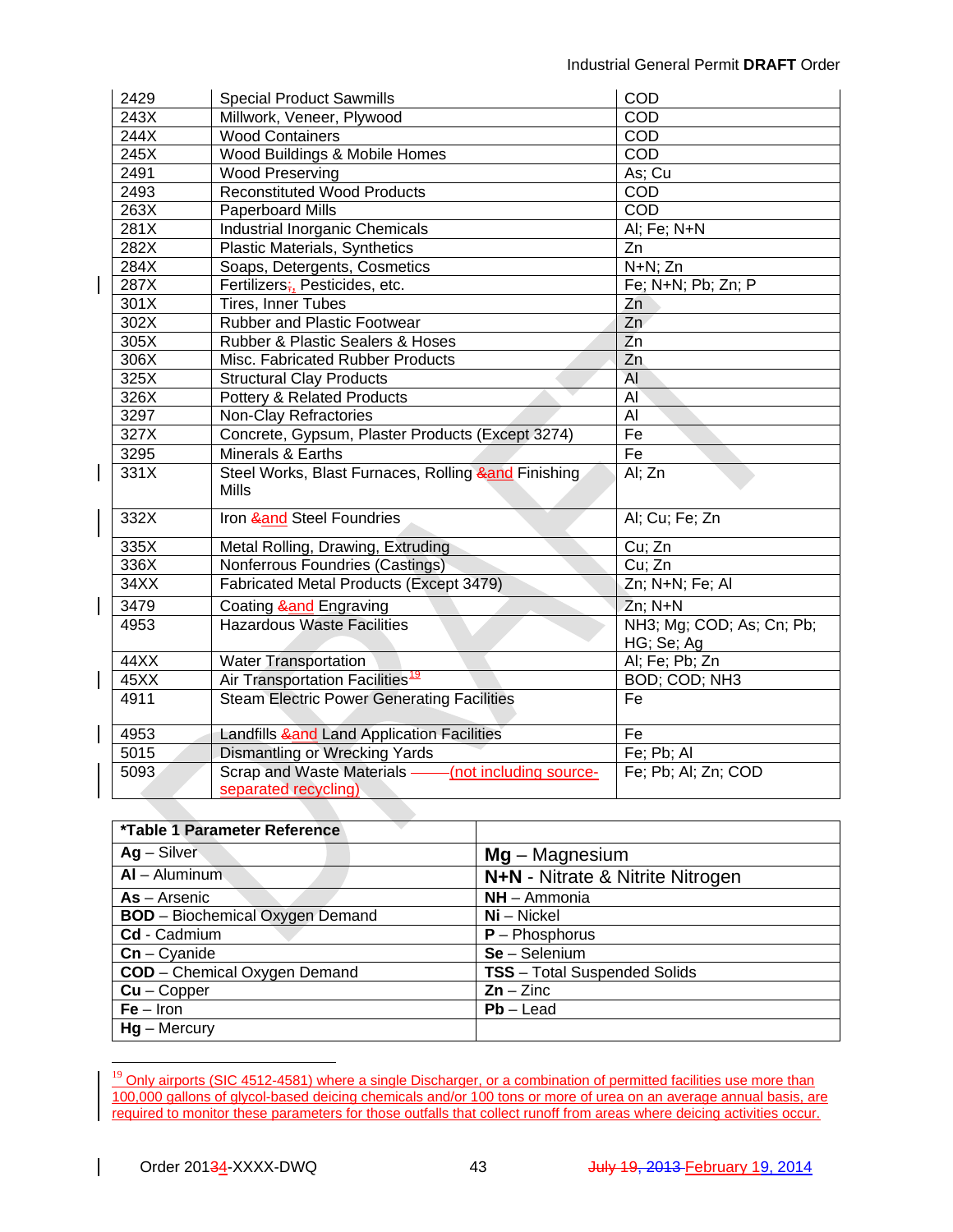| | | |
|---|---|---|
| 2429 | Special Product Sawmills | COD |
| 243X | Millwork, Veneer, Plywood | COD |
| 244X | Wood Containers | COD |
| 245X | Wood Buildings & Mobile Homes | COD |
| 2491 | Wood Preserving | As; Cu |
| 2493 | Reconstituted Wood Products | COD |
| 263X | Paperboard Mills | COD |
| 281X | Industrial Inorganic Chemicals | Al; Fe; N+N |
| 282X | Plastic Materials, Synthetics | Zn |
| 284X | Soaps, Detergents, Cosmetics | N+N; Zn |
| 287X | Fertilizers;, Pesticides, etc. | Fe; N+N; Pb; Zn; P |
| 301X | Tires, Inner Tubes | Zn |
| 302X | Rubber and Plastic Footwear | Zn |
| 305X | Rubber & Plastic Sealers & Hoses | Zn |
| 306X | Misc. Fabricated Rubber Products | Zn |
| 325X | Structural Clay Products | Al |
| 326X | Pottery & Related Products | Al |
| 3297 | Non-Clay Refractories | Al |
| 327X | Concrete, Gypsum, Plaster Products (Except 3274) | Fe |
| 3295 | Minerals & Earths | Fe |
| 331X | Steel Works, Blast Furnaces, Rolling &and Finishing Mills | Al; Zn |
| 332X | Iron &and Steel Foundries | Al; Cu; Fe; Zn |
| 335X | Metal Rolling, Drawing, Extruding | Cu; Zn |
| 336X | Nonferrous Foundries (Castings) | Cu; Zn |
| 34XX | Fabricated Metal Products (Except 3479) | Zn; N+N; Fe; Al |
| 3479 | Coating &and Engraving | Zn; N+N |
| 4953 | Hazardous Waste Facilities | NH3; Mg; COD; As; Cn; Pb; HG; Se; Ag |
| 44XX | Water Transportation | Al; Fe; Pb; Zn |
| 45XX | Air Transportation Facilities[19] | BOD; COD; NH3 |
| 4911 | Steam Electric Power Generating Facilities | Fe |
| 4953 | Landfills &and Land Application Facilities | Fe |
| 5015 | Dismantling or Wrecking Yards | Fe; Pb; Al |
| 5093 | Scrap and Waste Materials (not including source-separated recycling) | Fe; Pb; Al; Zn; COD |

| *Table 1 Parameter Reference | |
|---|---|
| **Ag** – Silver | **Mg** – Magnesium |
| **Al** – Aluminum | **N+N** - Nitrate & Nitrite Nitrogen |
| **As** – Arsenic | **NH** – Ammonia |
| **BOD** – Biochemical Oxygen Demand | **Ni** – Nickel |
| **Cd** - Cadmium | **P** – Phosphorus |
| **Cn** – Cyanide | **Se** – Selenium |
| **COD** – Chemical Oxygen Demand | **TSS** – Total Suspended Solids |
| **Cu** – Copper | **Zn** – Zinc |
| **Fe** – Iron | **Pb** – Lead |
| **Hg** – Mercury | |

[19] Only airports (SIC 4512-4581) where a single Discharger, or a combination of permitted facilities use more than 100,000 gallons of glycol-based deicing chemicals and/or 100 tons or more of urea on an average annual basis, are required to monitor these parameters for those outfalls that collect runoff from areas where deicing activities occur.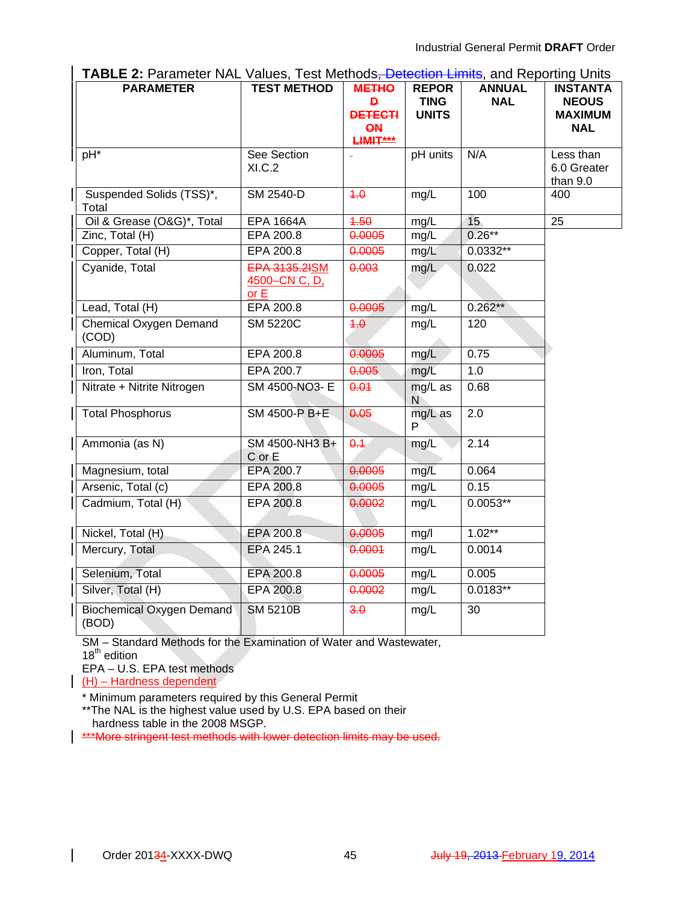**TABLE 2:** Parameter NAL Values, Test Methods, ~~Detection Limits~~, and Reporting Units

| PARAMETER | TEST METHOD | ~~METHOD DETECTION LIMIT***~~ | REPORTING UNITS | ANNUAL NAL | INSTANTANEOUS MAXIMUM NAL |
|---|---|---|---|---|---|
| pH* | See Section XI.C.2 | - | pH units | N/A | Less than 6.0 Greater than 9.0 |
| Suspended Solids (TSS)*, Total | SM 2540-D | ~~1.0~~ | mg/L | 100 | 400 |
| Oil & Grease (O&G)*, Total | EPA 1664A | ~~1.50~~ | mg/L | 15 | 25 |
| Zinc, Total (H) | EPA 200.8 | ~~0.0005~~ | mg/L | 0.26** | |
| Copper, Total (H) | EPA 200.8 | ~~0.0005~~ | mg/L | 0.0332** | |
| Cyanide, Total | ~~EPA 3135.2I~~SM 4500–CN C, D, or E | ~~0.003~~ | mg/L | 0.022 | |
| Lead, Total (H) | EPA 200.8 | ~~0.0005~~ | mg/L | 0.262** | |
| Chemical Oxygen Demand (COD) | SM 5220C | ~~1.0~~ | mg/L | 120 | |
| Aluminum, Total | EPA 200.8 | ~~0.0005~~ | mg/L | 0.75 | |
| Iron, Total | EPA 200.7 | ~~0.005~~ | mg/L | 1.0 | |
| Nitrate + Nitrite Nitrogen | SM 4500-NO3- E | ~~0.01~~ | mg/L as N | 0.68 | |
| Total Phosphorus | SM 4500-P B+E | ~~0.05~~ | mg/L as P | 2.0 | |
| Ammonia (as N) | SM 4500-NH3 B+ C or E | ~~0.1~~ | mg/L | 2.14 | |
| Magnesium, total | EPA 200.7 | ~~0.0005~~ | mg/L | 0.064 | |
| Arsenic, Total (c) | EPA 200.8 | ~~0.0005~~ | mg/L | 0.15 | |
| Cadmium, Total (H) | EPA 200.8 | ~~0.0002~~ | mg/L | 0.0053** | |
| Nickel, Total (H) | EPA 200.8 | ~~0.0005~~ | mg/l | 1.02** | |
| Mercury, Total | EPA 245.1 | ~~0.0001~~ | mg/L | 0.0014 | |
| Selenium, Total | EPA 200.8 | ~~0.0005~~ | mg/L | 0.005 | |
| Silver, Total (H) | EPA 200.8 | ~~0.0002~~ | mg/L | 0.0183** | |
| Biochemical Oxygen Demand (BOD) | SM 5210B | ~~3.0~~ | mg/L | 30 | |

SM – Standard Methods for the Examination of Water and Wastewater, 18th edition

EPA – U.S. EPA test methods

(H) – Hardness dependent

* Minimum parameters required by this General Permit

**The NAL is the highest value used by U.S. EPA based on their hardness table in the 2008 MSGP.

~~***More stringent test methods with lower detection limits may be used.~~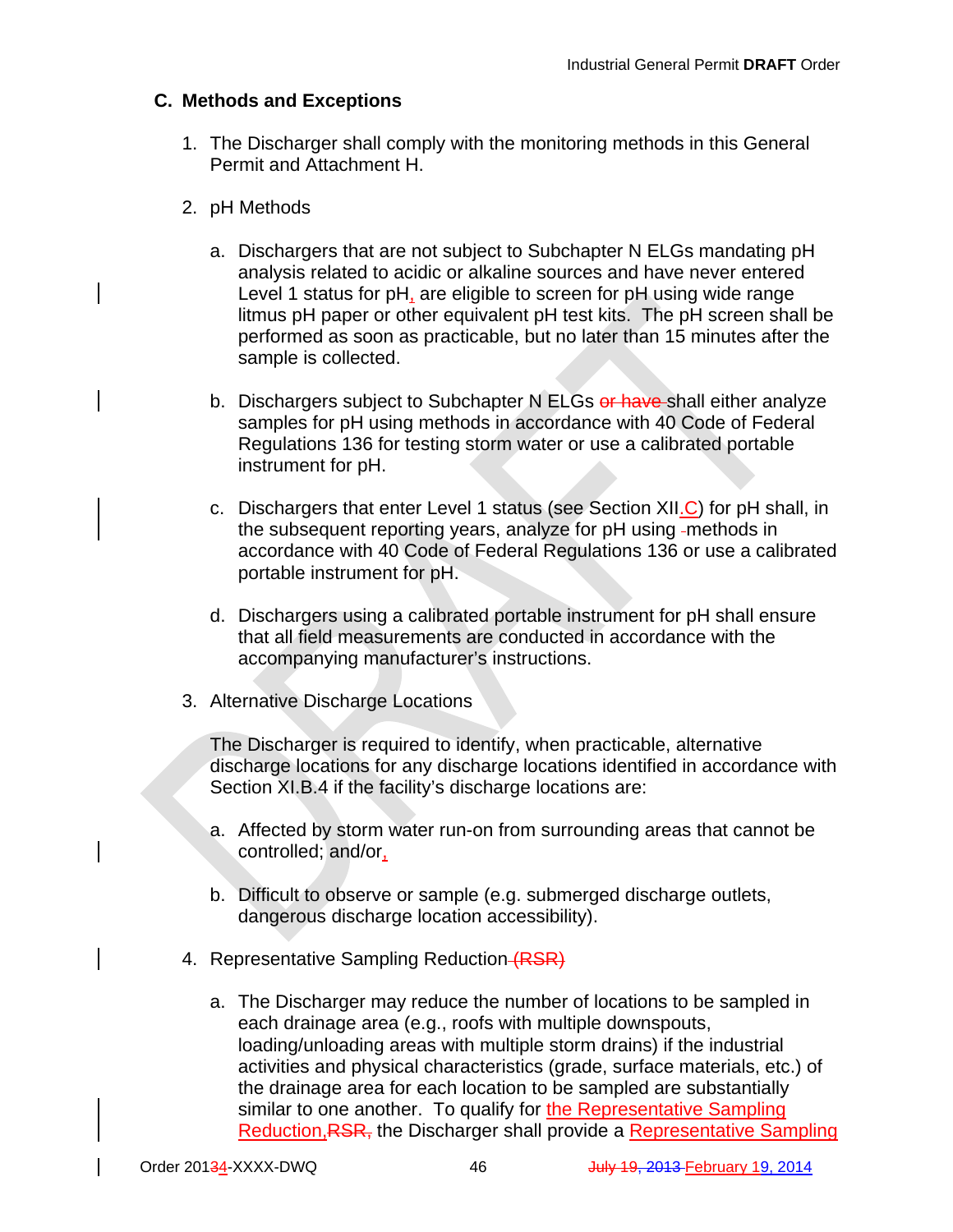## C. Methods and Exceptions

1. The Discharger shall comply with the monitoring methods in this General Permit and Attachment H.

2. pH Methods

   a. Dischargers that are not subject to Subchapter N ELGs mandating pH analysis related to acidic or alkaline sources and have never entered Level 1 status for pH, are eligible to screen for pH using wide range litmus pH paper or other equivalent pH test kits. The pH screen shall be performed as soon as practicable, but no later than 15 minutes after the sample is collected.

   b. Dischargers subject to Subchapter N ELGs ~~or have~~ shall either analyze samples for pH using methods in accordance with 40 Code of Federal Regulations 136 for testing storm water or use a calibrated portable instrument for pH.

   c. Dischargers that enter Level 1 status (see Section XII.C) for pH shall, in the subsequent reporting years, analyze for pH using methods in accordance with 40 Code of Federal Regulations 136 or use a calibrated portable instrument for pH.

   d. Dischargers using a calibrated portable instrument for pH shall ensure that all field measurements are conducted in accordance with the accompanying manufacturer's instructions.

3. Alternative Discharge Locations

   The Discharger is required to identify, when practicable, alternative discharge locations for any discharge locations identified in accordance with Section XI.B.4 if the facility's discharge locations are:

   a. Affected by storm water run-on from surrounding areas that cannot be controlled; and/or,

   b. Difficult to observe or sample (e.g. submerged discharge outlets, dangerous discharge location accessibility).

4. Representative Sampling Reduction ~~(RSR)~~

   a. The Discharger may reduce the number of locations to be sampled in each drainage area (e.g., roofs with multiple downspouts, loading/unloading areas with multiple storm drains) if the industrial activities and physical characteristics (grade, surface materials, etc.) of the drainage area for each location to be sampled are substantially similar to one another. To qualify for the Representative Sampling Reduction, ~~RSR,~~ the Discharger shall provide a Representative Sampling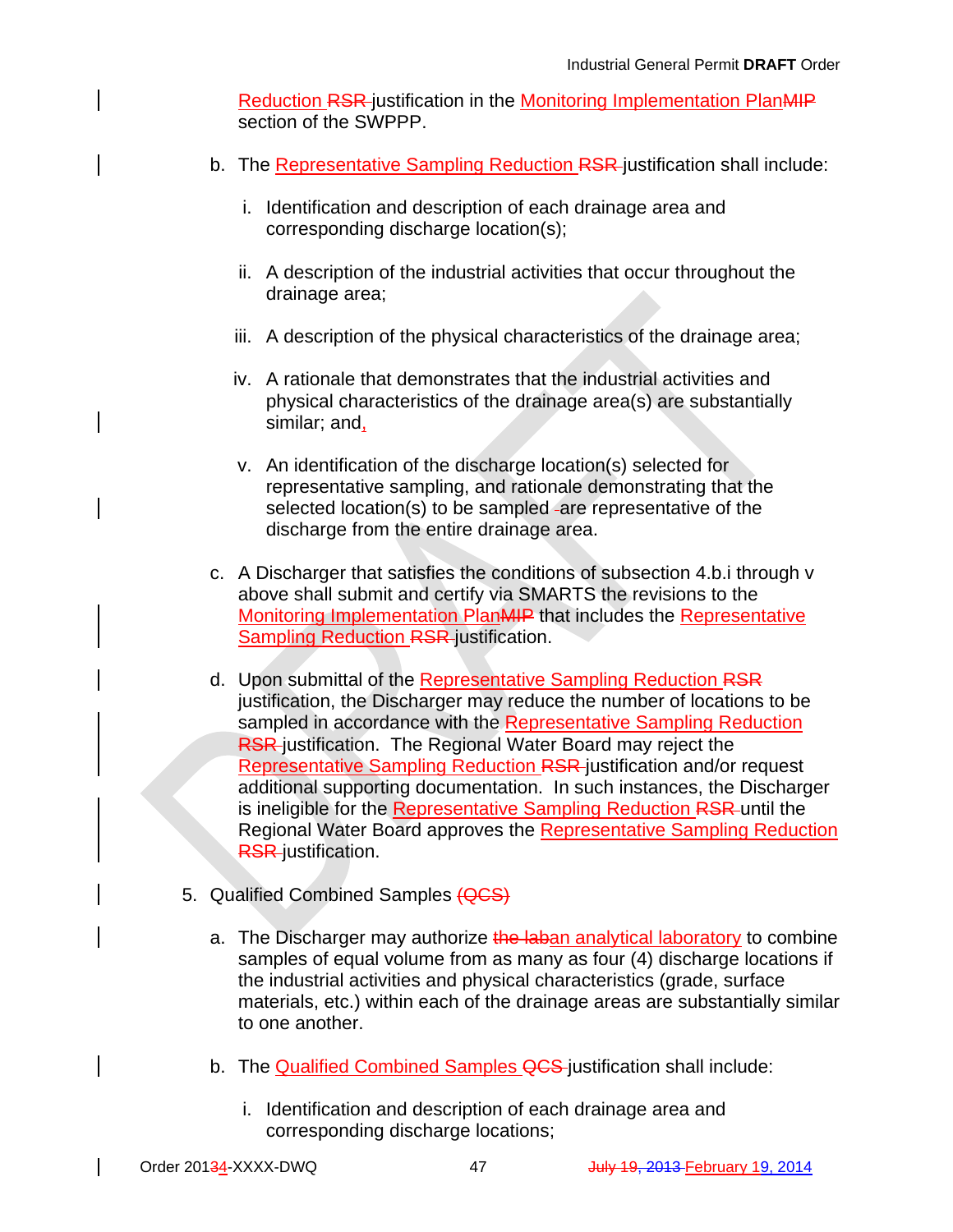Reduction RSR justification in the Monitoring Implementation PlanMIP section of the SWPPP.

b. The Representative Sampling Reduction RSR justification shall include:

   i. Identification and description of each drainage area and corresponding discharge location(s);

   ii. A description of the industrial activities that occur throughout the drainage area;

   iii. A description of the physical characteristics of the drainage area;

   iv. A rationale that demonstrates that the industrial activities and physical characteristics of the drainage area(s) are substantially similar; and,

   v. An identification of the discharge location(s) selected for representative sampling, and rationale demonstrating that the selected location(s) to be sampled are representative of the discharge from the entire drainage area.

c. A Discharger that satisfies the conditions of subsection 4.b.i through v above shall submit and certify via SMARTS the revisions to the Monitoring Implementation PlanMIP that includes the Representative Sampling Reduction RSR justification.

d. Upon submittal of the Representative Sampling Reduction RSR justification, the Discharger may reduce the number of locations to be sampled in accordance with the Representative Sampling Reduction RSR justification. The Regional Water Board may reject the Representative Sampling Reduction RSR justification and/or request additional supporting documentation. In such instances, the Discharger is ineligible for the Representative Sampling Reduction RSR until the Regional Water Board approves the Representative Sampling Reduction RSR justification.

5. Qualified Combined Samples (QCS)

   a. The Discharger may authorize the laban analytical laboratory to combine samples of equal volume from as many as four (4) discharge locations if the industrial activities and physical characteristics (grade, surface materials, etc.) within each of the drainage areas are substantially similar to one another.

   b. The Qualified Combined Samples QCS justification shall include:

      i. Identification and description of each drainage area and corresponding discharge locations;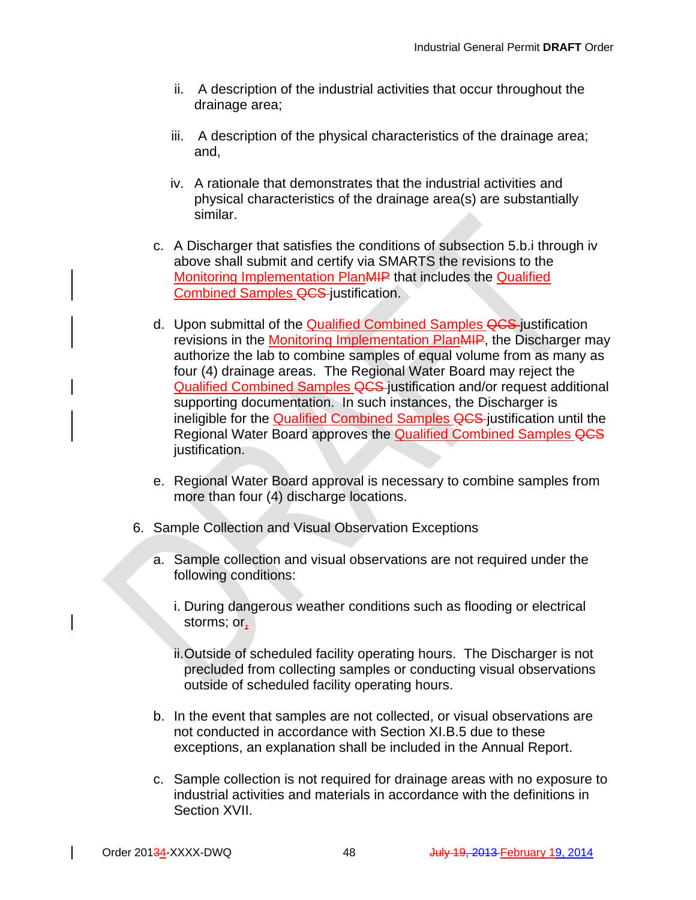ii. A description of the industrial activities that occur throughout the drainage area;

iii. A description of the physical characteristics of the drainage area; and,

iv. A rationale that demonstrates that the industrial activities and physical characteristics of the drainage area(s) are substantially similar.

c. A Discharger that satisfies the conditions of subsection 5.b.i through iv above shall submit and certify via SMARTS the revisions to the Monitoring Implementation Plan~~MIP~~ that includes the Qualified Combined Samples ~~QCS~~ justification.

d. Upon submittal of the Qualified Combined Samples ~~QCS~~ justification revisions in the Monitoring Implementation Plan~~MIP~~, the Discharger may authorize the lab to combine samples of equal volume from as many as four (4) drainage areas. The Regional Water Board may reject the Qualified Combined Samples ~~QCS~~ justification and/or request additional supporting documentation. In such instances, the Discharger is ineligible for the Qualified Combined Samples ~~QCS~~ justification until the Regional Water Board approves the Qualified Combined Samples ~~QCS~~ justification.

e. Regional Water Board approval is necessary to combine samples from more than four (4) discharge locations.

6. Sample Collection and Visual Observation Exceptions

a. Sample collection and visual observations are not required under the following conditions:

i. During dangerous weather conditions such as flooding or electrical storms; or,

ii. Outside of scheduled facility operating hours. The Discharger is not precluded from collecting samples or conducting visual observations outside of scheduled facility operating hours.

b. In the event that samples are not collected, or visual observations are not conducted in accordance with Section XI.B.5 due to these exceptions, an explanation shall be included in the Annual Report.

c. Sample collection is not required for drainage areas with no exposure to industrial activities and materials in accordance with the definitions in Section XVII.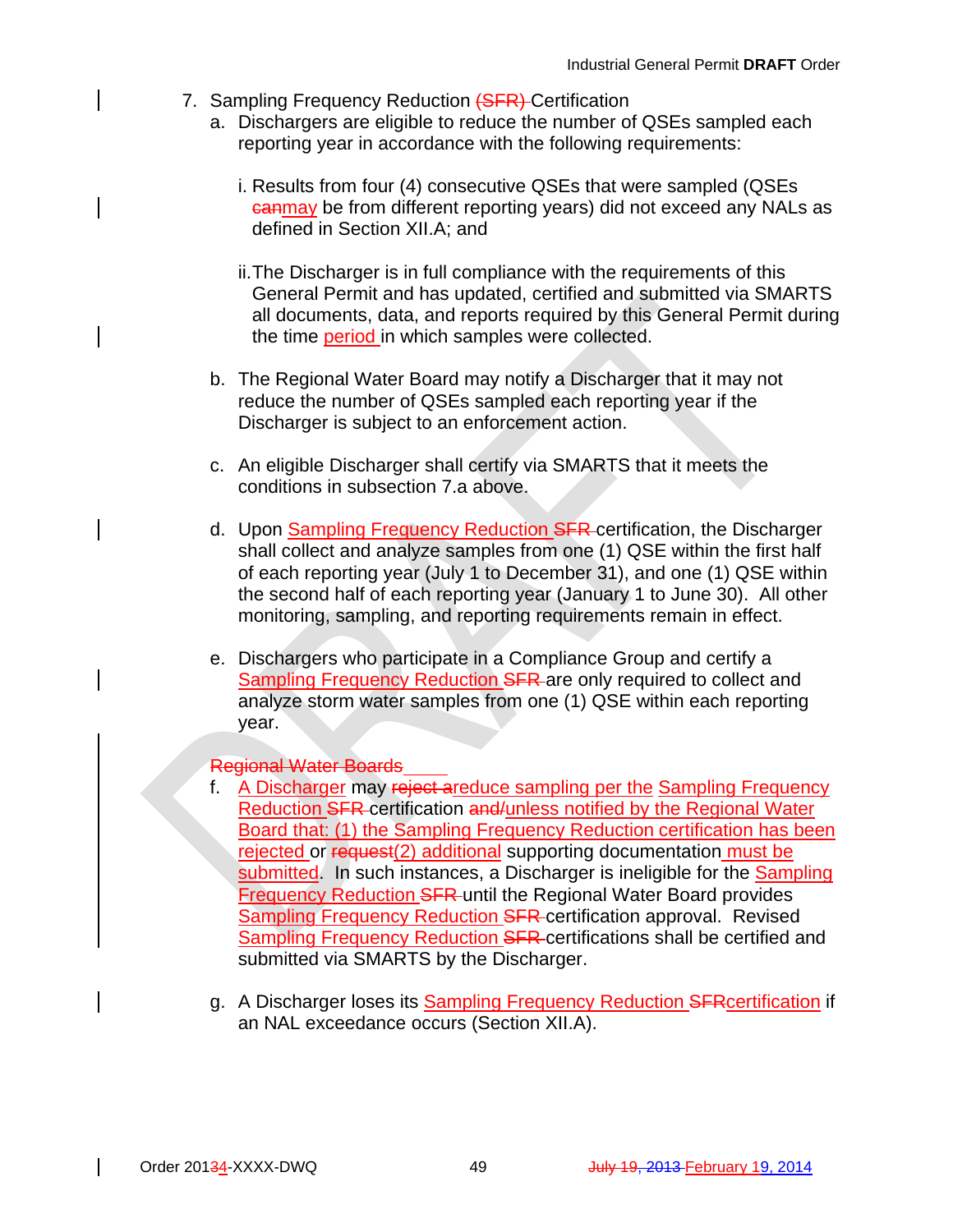7. Sampling Frequency Reduction (SFR) Certification
   a. Dischargers are eligible to reduce the number of QSEs sampled each reporting year in accordance with the following requirements:

      i. Results from four (4) consecutive QSEs that were sampled (QSEs canmay be from different reporting years) did not exceed any NALs as defined in Section XII.A; and

      ii. The Discharger is in full compliance with the requirements of this General Permit and has updated, certified and submitted via SMARTS all documents, data, and reports required by this General Permit during the time period in which samples were collected.

   b. The Regional Water Board may notify a Discharger that it may not reduce the number of QSEs sampled each reporting year if the Discharger is subject to an enforcement action.

   c. An eligible Discharger shall certify via SMARTS that it meets the conditions in subsection 7.a above.

   d. Upon Sampling Frequency Reduction SFR certification, the Discharger shall collect and analyze samples from one (1) QSE within the first half of each reporting year (July 1 to December 31), and one (1) QSE within the second half of each reporting year (January 1 to June 30). All other monitoring, sampling, and reporting requirements remain in effect.

   e. Dischargers who participate in a Compliance Group and certify a Sampling Frequency Reduction SFR are only required to collect and analyze storm water samples from one (1) QSE within each reporting year.

   Regional Water Boards

   f. A Discharger may reject areduce sampling per the Sampling Frequency Reduction SFR certification and/unless notified by the Regional Water Board that: (1) the Sampling Frequency Reduction certification has been rejected or request(2) additional supporting documentation must be submitted. In such instances, a Discharger is ineligible for the Sampling Frequency Reduction SFR until the Regional Water Board provides Sampling Frequency Reduction SFR certification approval. Revised Sampling Frequency Reduction SFR certifications shall be certified and submitted via SMARTS by the Discharger.

   g. A Discharger loses its Sampling Frequency Reduction SFRcertification if an NAL exceedance occurs (Section XII.A).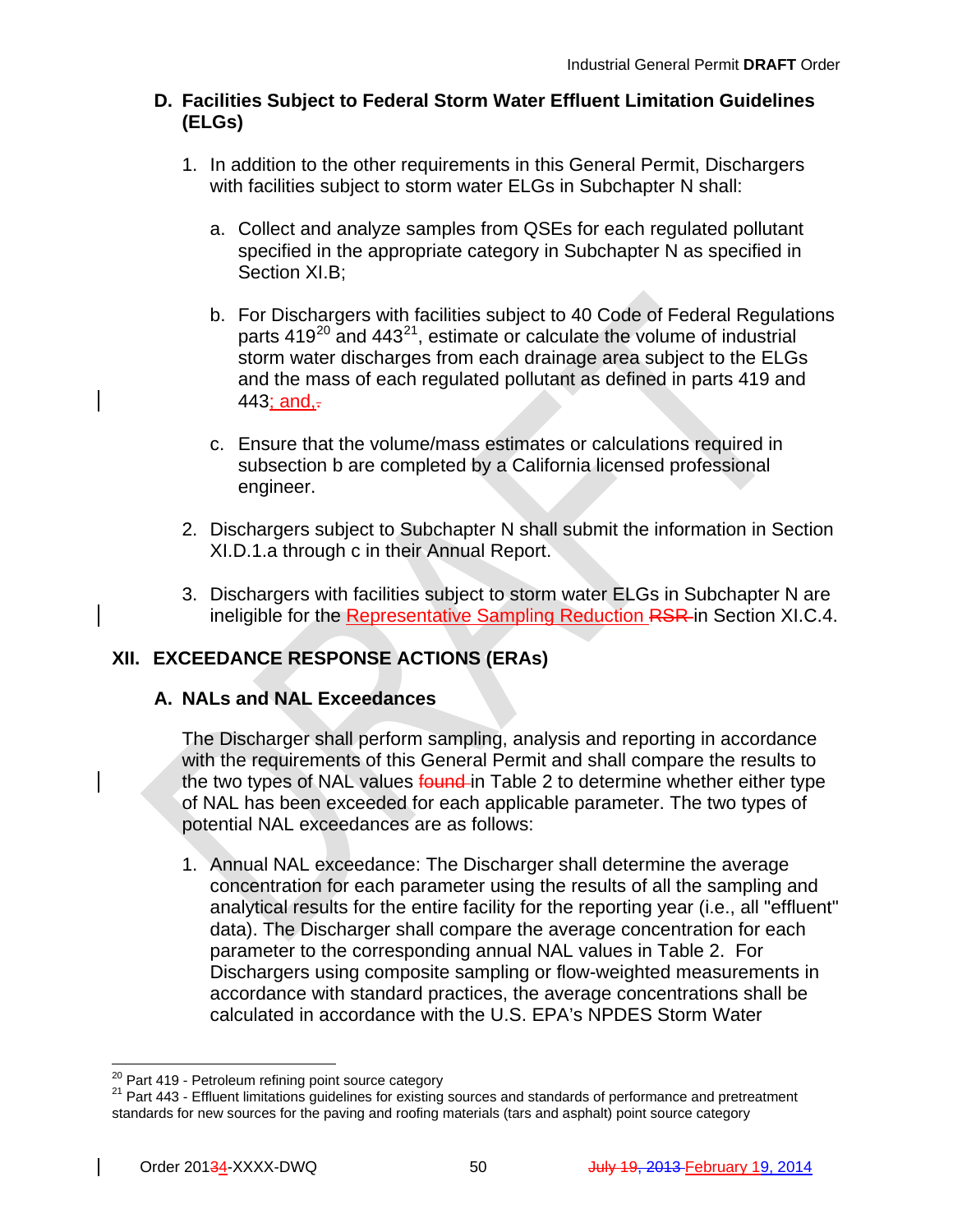## D. Facilities Subject to Federal Storm Water Effluent Limitation Guidelines (ELGs)

1. In addition to the other requirements in this General Permit, Dischargers with facilities subject to storm water ELGs in Subchapter N shall:

   a. Collect and analyze samples from QSEs for each regulated pollutant specified in the appropriate category in Subchapter N as specified in Section XI.B;

   b. For Dischargers with facilities subject to 40 Code of Federal Regulations parts 419[20] and 443[21], estimate or calculate the volume of industrial storm water discharges from each drainage area subject to the ELGs and the mass of each regulated pollutant as defined in parts 419 and 443; and,.

   c. Ensure that the volume/mass estimates or calculations required in subsection b are completed by a California licensed professional engineer.

2. Dischargers subject to Subchapter N shall submit the information in Section XI.D.1.a through c in their Annual Report.

3. Dischargers with facilities subject to storm water ELGs in Subchapter N are ineligible for the Representative Sampling Reduction RSR in Section XI.C.4.

# XII. EXCEEDANCE RESPONSE ACTIONS (ERAs)

## A. NALs and NAL Exceedances

The Discharger shall perform sampling, analysis and reporting in accordance with the requirements of this General Permit and shall compare the results to the two types of NAL values found in Table 2 to determine whether either type of NAL has been exceeded for each applicable parameter. The two types of potential NAL exceedances are as follows:

1. Annual NAL exceedance: The Discharger shall determine the average concentration for each parameter using the results of all the sampling and analytical results for the entire facility for the reporting year (i.e., all "effluent" data). The Discharger shall compare the average concentration for each parameter to the corresponding annual NAL values in Table 2. For Dischargers using composite sampling or flow-weighted measurements in accordance with standard practices, the average concentrations shall be calculated in accordance with the U.S. EPA's NPDES Storm Water

---

[20] Part 419 - Petroleum refining point source category

[21] Part 443 - Effluent limitations guidelines for existing sources and standards of performance and pretreatment standards for new sources for the paving and roofing materials (tars and asphalt) point source category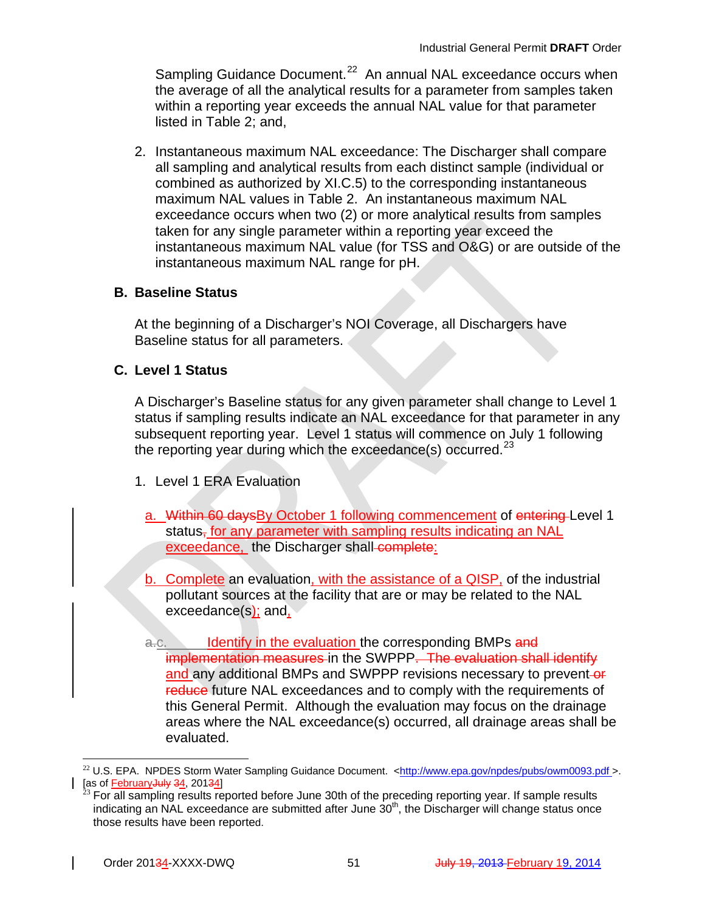Sampling Guidance Document.[22] An annual NAL exceedance occurs when the average of all the analytical results for a parameter from samples taken within a reporting year exceeds the annual NAL value for that parameter listed in Table 2; and,

2. Instantaneous maximum NAL exceedance: The Discharger shall compare all sampling and analytical results from each distinct sample (individual or combined as authorized by XI.C.5) to the corresponding instantaneous maximum NAL values in Table 2. An instantaneous maximum NAL exceedance occurs when two (2) or more analytical results from samples taken for any single parameter within a reporting year exceed the instantaneous maximum NAL value (for TSS and O&G) or are outside of the instantaneous maximum NAL range for pH.

### B. Baseline Status

At the beginning of a Discharger's NOI Coverage, all Dischargers have Baseline status for all parameters.

### C. Level 1 Status

A Discharger's Baseline status for any given parameter shall change to Level 1 status if sampling results indicate an NAL exceedance for that parameter in any subsequent reporting year. Level 1 status will commence on July 1 following the reporting year during which the exceedance(s) occurred.[23]

1. Level 1 ERA Evaluation

   a. ~~Within 60 days~~By October 1 following commencement of ~~entering~~ Level 1 status~~,~~ for any parameter with sampling results indicating an NAL exceedance, the Discharger shall ~~complete~~:

   b. Complete an evaluation, with the assistance of a QISP, of the industrial pollutant sources at the facility that are or may be related to the NAL exceedance(s); and~~,~~

   ~~a.~~c. Identify in the evaluation the corresponding BMPs ~~and implementation measures~~ in the SWPPP~~. The evaluation shall identify~~ and any additional BMPs and SWPPP revisions necessary to prevent ~~or reduce~~ future NAL exceedances and to comply with the requirements of this General Permit. Although the evaluation may focus on the drainage areas where the NAL exceedance(s) occurred, all drainage areas shall be evaluated.

---

[22] U.S. EPA. NPDES Storm Water Sampling Guidance Document. <http://www.epa.gov/npdes/pubs/owm0093.pdf >. [as of February~~July~~ ~~3~~4, 201~~3~~4]

[23] For all sampling results reported before June 30th of the preceding reporting year. If sample results indicating an NAL exceedance are submitted after June 30th, the Discharger will change status once those results have been reported.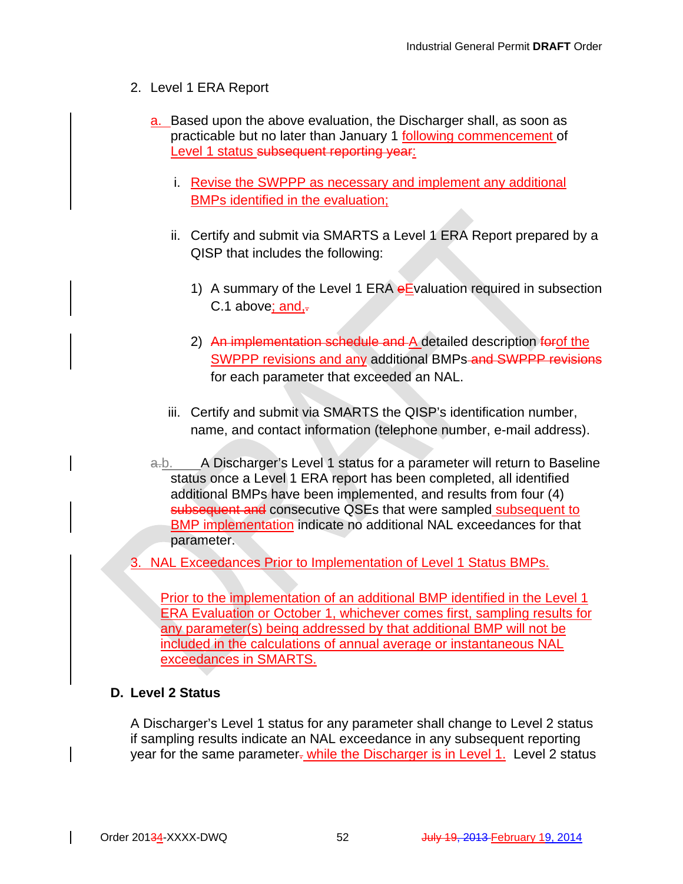2. Level 1 ERA Report

   a. Based upon the above evaluation, the Discharger shall, as soon as practicable but no later than January 1 following commencement of Level 1 status subsequent reporting year:

      i. Revise the SWPPP as necessary and implement any additional BMPs identified in the evaluation;

      ii. Certify and submit via SMARTS a Level 1 ERA Report prepared by a QISP that includes the following:

         1) A summary of the Level 1 ERA eEvaluation required in subsection C.1 above; and,.

         2) An implementation schedule and A detailed description forof the SWPPP revisions and any additional BMPs and SWPPP revisions for each parameter that exceeded an NAL.

      iii. Certify and submit via SMARTS the QISP's identification number, name, and contact information (telephone number, e-mail address).

   a.b. A Discharger's Level 1 status for a parameter will return to Baseline status once a Level 1 ERA report has been completed, all identified additional BMPs have been implemented, and results from four (4) subsequent and consecutive QSEs that were sampled subsequent to BMP implementation indicate no additional NAL exceedances for that parameter.

3. NAL Exceedances Prior to Implementation of Level 1 Status BMPs.

   Prior to the implementation of an additional BMP identified in the Level 1 ERA Evaluation or October 1, whichever comes first, sampling results for any parameter(s) being addressed by that additional BMP will not be included in the calculations of annual average or instantaneous NAL exceedances in SMARTS.

**D. Level 2 Status**

A Discharger's Level 1 status for any parameter shall change to Level 2 status if sampling results indicate an NAL exceedance in any subsequent reporting year for the same parameter. while the Discharger is in Level 1. Level 2 status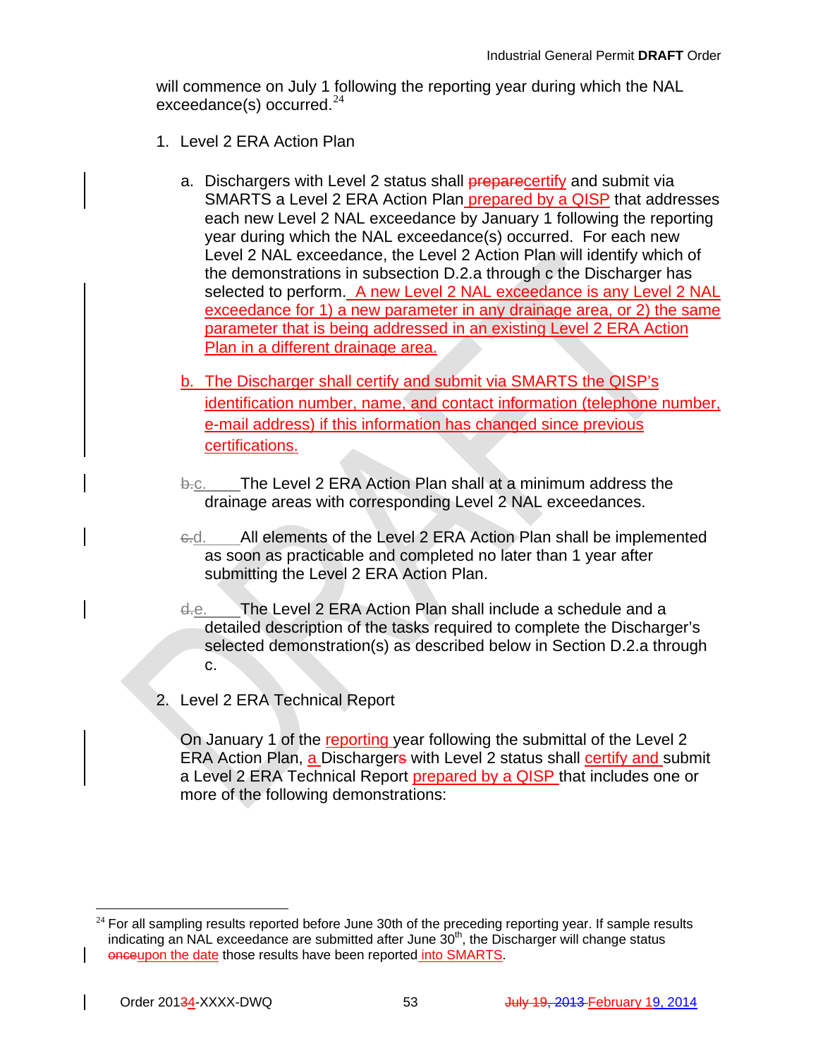will commence on July 1 following the reporting year during which the NAL exceedance(s) occurred.[24]

1. Level 2 ERA Action Plan

   a. Dischargers with Level 2 status shall ~~prepare~~certify and submit via SMARTS a Level 2 ERA Action Plan prepared by a QISP that addresses each new Level 2 NAL exceedance by January 1 following the reporting year during which the NAL exceedance(s) occurred. For each new Level 2 NAL exceedance, the Level 2 Action Plan will identify which of the demonstrations in subsection D.2.a through c the Discharger has selected to perform. A new Level 2 NAL exceedance is any Level 2 NAL exceedance for 1) a new parameter in any drainage area, or 2) the same parameter that is being addressed in an existing Level 2 ERA Action Plan in a different drainage area.

   b. The Discharger shall certify and submit via SMARTS the QISP's identification number, name, and contact information (telephone number, e-mail address) if this information has changed since previous certifications.

   ~~b.~~c. The Level 2 ERA Action Plan shall at a minimum address the drainage areas with corresponding Level 2 NAL exceedances.

   ~~c.~~d. All elements of the Level 2 ERA Action Plan shall be implemented as soon as practicable and completed no later than 1 year after submitting the Level 2 ERA Action Plan.

   ~~d.~~e. The Level 2 ERA Action Plan shall include a schedule and a detailed description of the tasks required to complete the Discharger's selected demonstration(s) as described below in Section D.2.a through c.

2. Level 2 ERA Technical Report

   On January 1 of the reporting year following the submittal of the Level 2 ERA Action Plan, a Discharger~~s~~ with Level 2 status shall certify and submit a Level 2 ERA Technical Report prepared by a QISP that includes one or more of the following demonstrations:

---

[24] For all sampling results reported before June 30th of the preceding reporting year. If sample results indicating an NAL exceedance are submitted after June 30th, the Discharger will change status ~~once~~upon the date those results have been reported into SMARTS.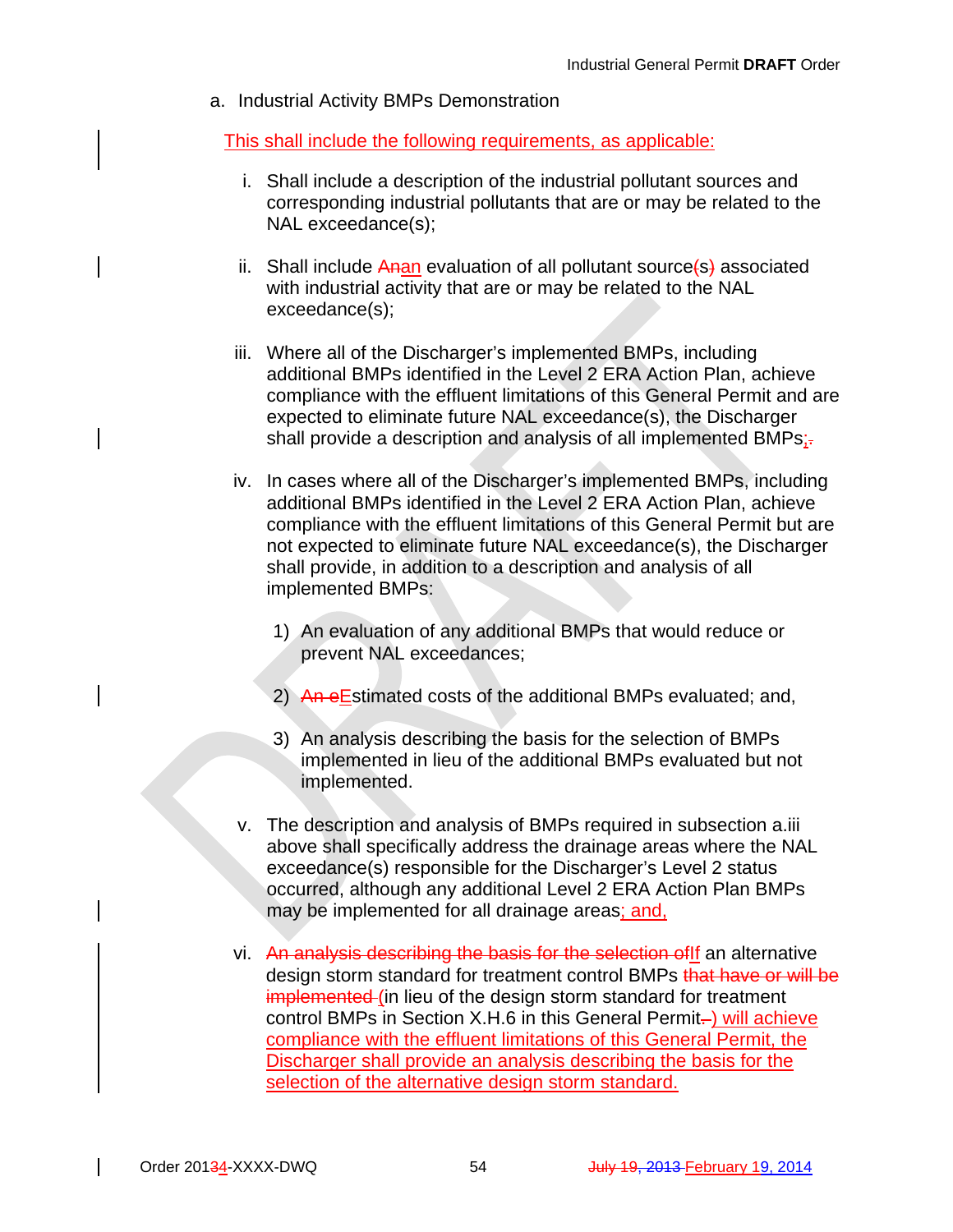a. Industrial Activity BMPs Demonstration

This shall include the following requirements, as applicable:

i. Shall include a description of the industrial pollutant sources and corresponding industrial pollutants that are or may be related to the NAL exceedance(s);

ii. Shall include Anan evaluation of all pollutant source(s) associated with industrial activity that are or may be related to the NAL exceedance(s);

iii. Where all of the Discharger's implemented BMPs, including additional BMPs identified in the Level 2 ERA Action Plan, achieve compliance with the effluent limitations of this General Permit and are expected to eliminate future NAL exceedance(s), the Discharger shall provide a description and analysis of all implemented BMPs;.

iv. In cases where all of the Discharger's implemented BMPs, including additional BMPs identified in the Level 2 ERA Action Plan, achieve compliance with the effluent limitations of this General Permit but are not expected to eliminate future NAL exceedance(s), the Discharger shall provide, in addition to a description and analysis of all implemented BMPs:

   1) An evaluation of any additional BMPs that would reduce or prevent NAL exceedances;

   2) An eEstimated costs of the additional BMPs evaluated; and,

   3) An analysis describing the basis for the selection of BMPs implemented in lieu of the additional BMPs evaluated but not implemented.

v. The description and analysis of BMPs required in subsection a.iii above shall specifically address the drainage areas where the NAL exceedance(s) responsible for the Discharger's Level 2 status occurred, although any additional Level 2 ERA Action Plan BMPs may be implemented for all drainage areas; and,

vi. An analysis describing the basis for the selection ofIf an alternative design storm standard for treatment control BMPs that have or will be implemented (in lieu of the design storm standard for treatment control BMPs in Section X.H.6 in this General Permit.) will achieve compliance with the effluent limitations of this General Permit, the Discharger shall provide an analysis describing the basis for the selection of the alternative design storm standard.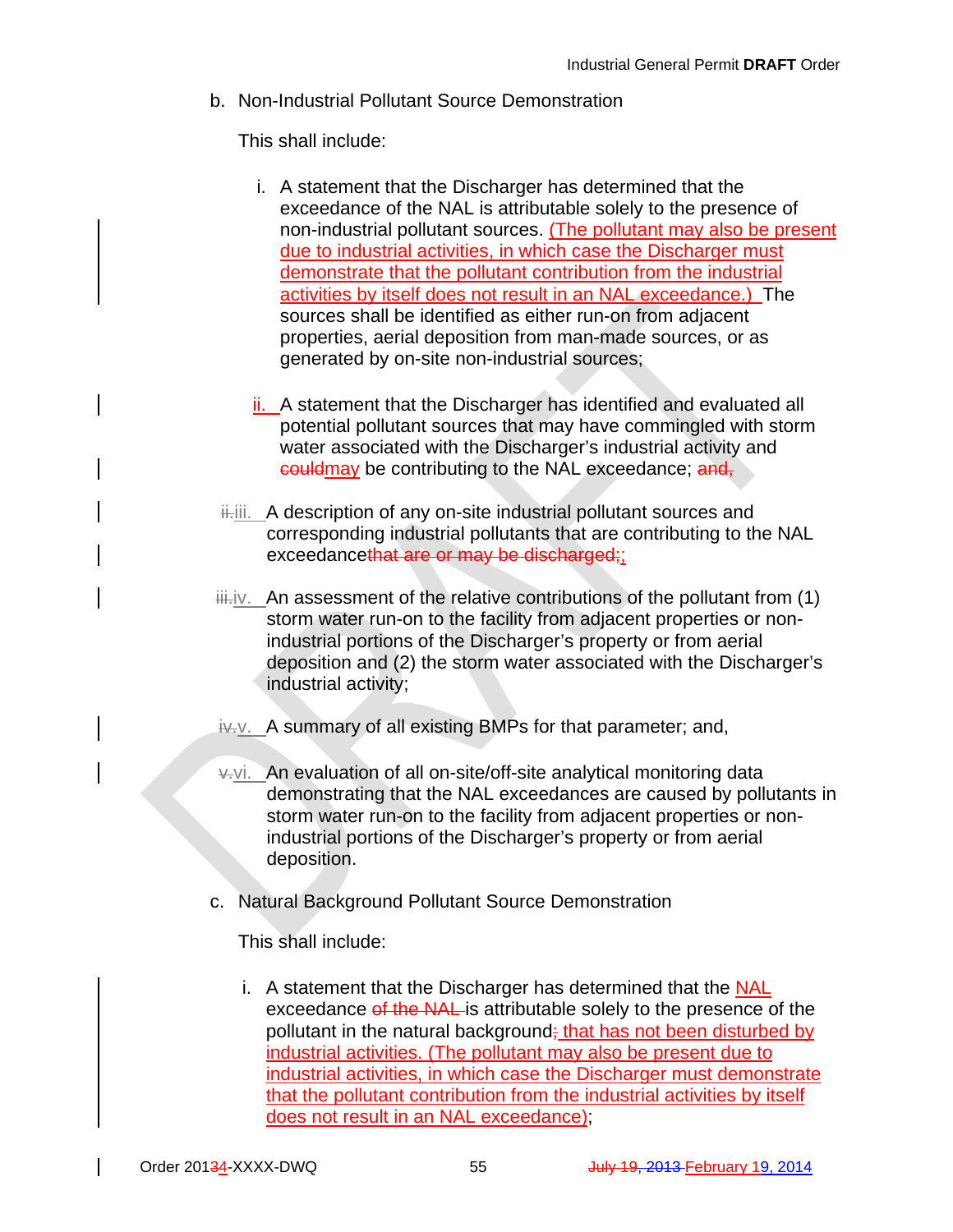b. Non-Industrial Pollutant Source Demonstration

This shall include:

i. A statement that the Discharger has determined that the exceedance of the NAL is attributable solely to the presence of non-industrial pollutant sources. (The pollutant may also be present due to industrial activities, in which case the Discharger must demonstrate that the pollutant contribution from the industrial activities by itself does not result in an NAL exceedance.) The sources shall be identified as either run-on from adjacent properties, aerial deposition from man-made sources, or as generated by on-site non-industrial sources;

ii. A statement that the Discharger has identified and evaluated all potential pollutant sources that may have commingled with storm water associated with the Discharger's industrial activity and ~~could~~may be contributing to the NAL exceedance; ~~and,~~

~~ii.~~iii. A description of any on-site industrial pollutant sources and corresponding industrial pollutants that are contributing to the NAL exceedance~~that are or may be discharged;~~;

~~iii.~~iv. An assessment of the relative contributions of the pollutant from (1) storm water run-on to the facility from adjacent properties or non-industrial portions of the Discharger's property or from aerial deposition and (2) the storm water associated with the Discharger's industrial activity;

~~iv.~~v. A summary of all existing BMPs for that parameter; and,

~~v.~~vi. An evaluation of all on-site/off-site analytical monitoring data demonstrating that the NAL exceedances are caused by pollutants in storm water run-on to the facility from adjacent properties or non-industrial portions of the Discharger's property or from aerial deposition.

c. Natural Background Pollutant Source Demonstration

This shall include:

i. A statement that the Discharger has determined that the NAL exceedance ~~of the NAL~~ is attributable solely to the presence of the pollutant in the natural background~~;~~ that has not been disturbed by industrial activities. (The pollutant may also be present due to industrial activities, in which case the Discharger must demonstrate that the pollutant contribution from the industrial activities by itself does not result in an NAL exceedance);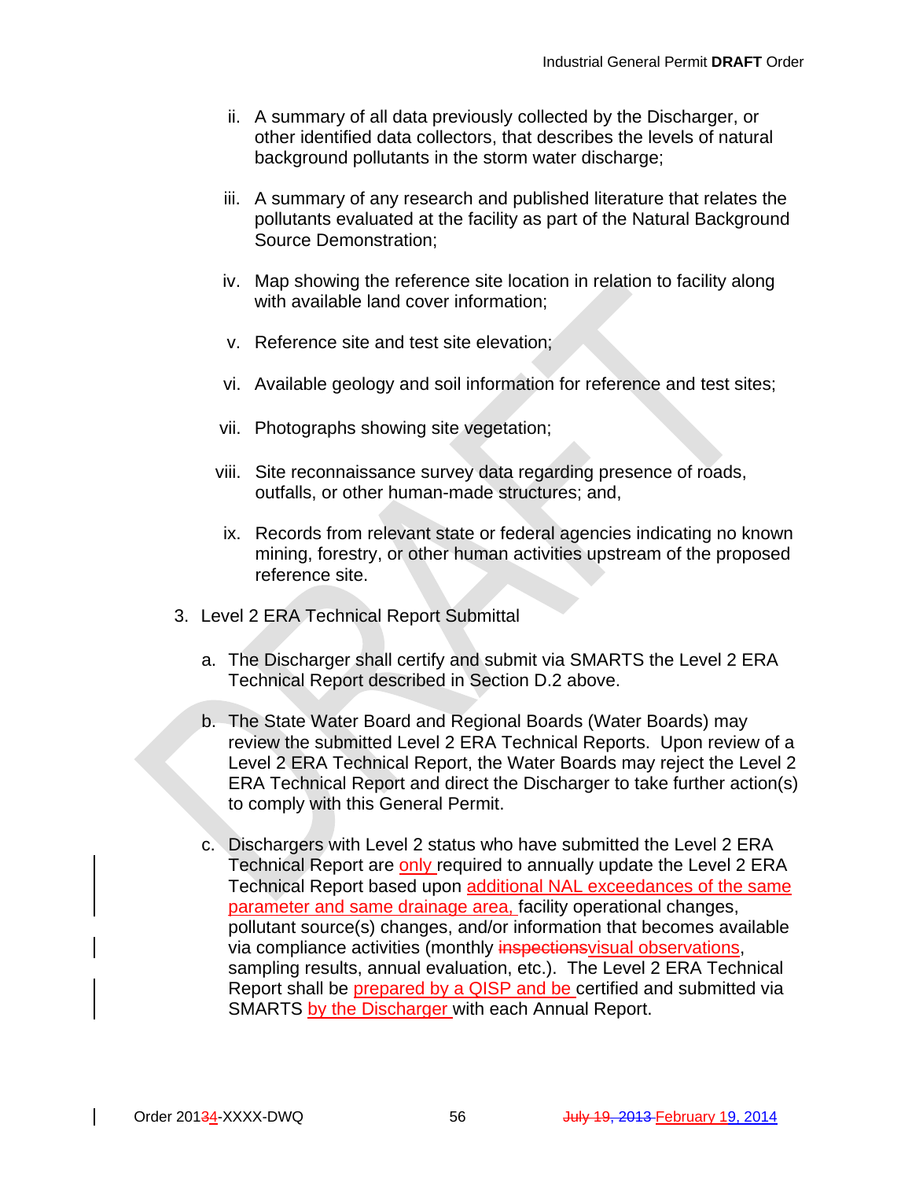ii. A summary of all data previously collected by the Discharger, or other identified data collectors, that describes the levels of natural background pollutants in the storm water discharge;

iii. A summary of any research and published literature that relates the pollutants evaluated at the facility as part of the Natural Background Source Demonstration;

iv. Map showing the reference site location in relation to facility along with available land cover information;

v. Reference site and test site elevation;

vi. Available geology and soil information for reference and test sites;

vii. Photographs showing site vegetation;

viii. Site reconnaissance survey data regarding presence of roads, outfalls, or other human-made structures; and,

ix. Records from relevant state or federal agencies indicating no known mining, forestry, or other human activities upstream of the proposed reference site.

3. Level 2 ERA Technical Report Submittal

   a. The Discharger shall certify and submit via SMARTS the Level 2 ERA Technical Report described in Section D.2 above.

   b. The State Water Board and Regional Boards (Water Boards) may review the submitted Level 2 ERA Technical Reports. Upon review of a Level 2 ERA Technical Report, the Water Boards may reject the Level 2 ERA Technical Report and direct the Discharger to take further action(s) to comply with this General Permit.

   c. Dischargers with Level 2 status who have submitted the Level 2 ERA Technical Report are only required to annually update the Level 2 ERA Technical Report based upon additional NAL exceedances of the same parameter and same drainage area, facility operational changes, pollutant source(s) changes, and/or information that becomes available via compliance activities (monthly ~~inspections~~visual observations, sampling results, annual evaluation, etc.). The Level 2 ERA Technical Report shall be prepared by a QISP and be certified and submitted via SMARTS by the Discharger with each Annual Report.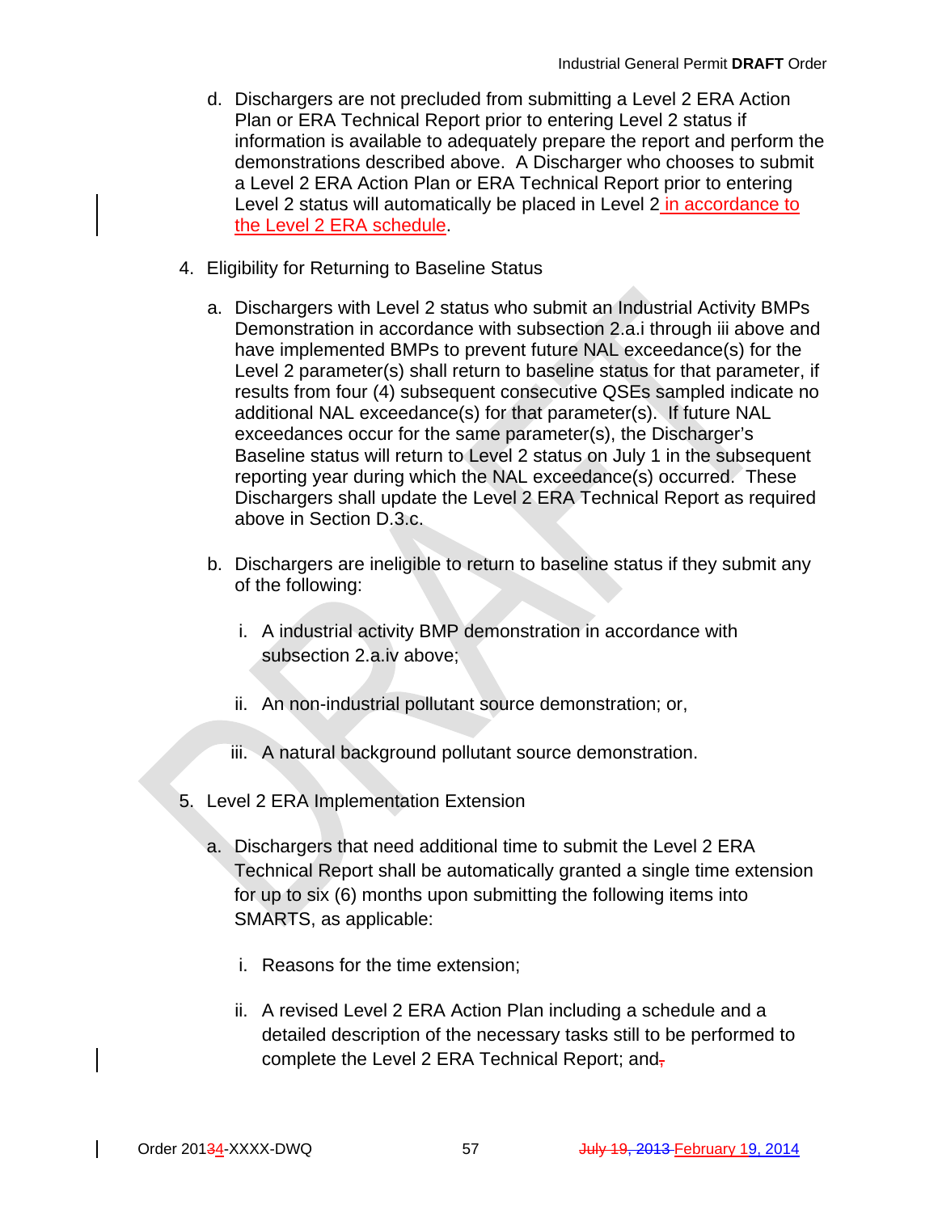d. Dischargers are not precluded from submitting a Level 2 ERA Action Plan or ERA Technical Report prior to entering Level 2 status if information is available to adequately prepare the report and perform the demonstrations described above. A Discharger who chooses to submit a Level 2 ERA Action Plan or ERA Technical Report prior to entering Level 2 status will automatically be placed in Level 2 in accordance to the Level 2 ERA schedule.

4. Eligibility for Returning to Baseline Status

   a. Dischargers with Level 2 status who submit an Industrial Activity BMPs Demonstration in accordance with subsection 2.a.i through iii above and have implemented BMPs to prevent future NAL exceedance(s) for the Level 2 parameter(s) shall return to baseline status for that parameter, if results from four (4) subsequent consecutive QSEs sampled indicate no additional NAL exceedance(s) for that parameter(s). If future NAL exceedances occur for the same parameter(s), the Discharger's Baseline status will return to Level 2 status on July 1 in the subsequent reporting year during which the NAL exceedance(s) occurred. These Dischargers shall update the Level 2 ERA Technical Report as required above in Section D.3.c.

   b. Dischargers are ineligible to return to baseline status if they submit any of the following:

      i. A industrial activity BMP demonstration in accordance with subsection 2.a.iv above;

      ii. An non-industrial pollutant source demonstration; or,

      iii. A natural background pollutant source demonstration.

5. Level 2 ERA Implementation Extension

   a. Dischargers that need additional time to submit the Level 2 ERA Technical Report shall be automatically granted a single time extension for up to six (6) months upon submitting the following items into SMARTS, as applicable:

      i. Reasons for the time extension;

      ii. A revised Level 2 ERA Action Plan including a schedule and a detailed description of the necessary tasks still to be performed to complete the Level 2 ERA Technical Report; and,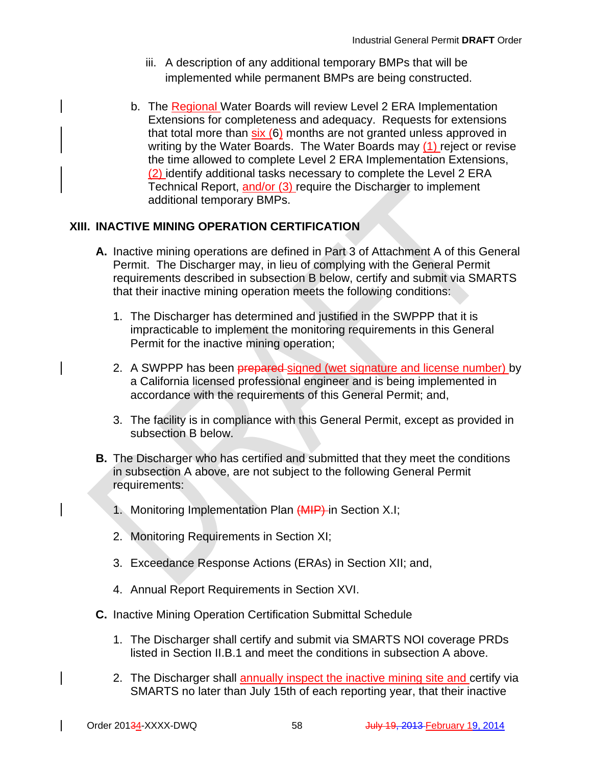iii. A description of any additional temporary BMPs that will be implemented while permanent BMPs are being constructed.

b. The Regional Water Boards will review Level 2 ERA Implementation Extensions for completeness and adequacy. Requests for extensions that total more than six (6) months are not granted unless approved in writing by the Water Boards. The Water Boards may (1) reject or revise the time allowed to complete Level 2 ERA Implementation Extensions, (2) identify additional tasks necessary to complete the Level 2 ERA Technical Report, and/or (3) require the Discharger to implement additional temporary BMPs.

## XIII. INACTIVE MINING OPERATION CERTIFICATION

**A.** Inactive mining operations are defined in Part 3 of Attachment A of this General Permit. The Discharger may, in lieu of complying with the General Permit requirements described in subsection B below, certify and submit via SMARTS that their inactive mining operation meets the following conditions:

1. The Discharger has determined and justified in the SWPPP that it is impracticable to implement the monitoring requirements in this General Permit for the inactive mining operation;

2. A SWPPP has been ~~prepared~~ signed (wet signature and license number) by a California licensed professional engineer and is being implemented in accordance with the requirements of this General Permit; and,

3. The facility is in compliance with this General Permit, except as provided in subsection B below.

**B.** The Discharger who has certified and submitted that they meet the conditions in subsection A above, are not subject to the following General Permit requirements:

1. Monitoring Implementation Plan ~~(MIP)~~ in Section X.I;

2. Monitoring Requirements in Section XI;

3. Exceedance Response Actions (ERAs) in Section XII; and,

4. Annual Report Requirements in Section XVI.

**C.** Inactive Mining Operation Certification Submittal Schedule

1. The Discharger shall certify and submit via SMARTS NOI coverage PRDs listed in Section II.B.1 and meet the conditions in subsection A above.

2. The Discharger shall annually inspect the inactive mining site and certify via SMARTS no later than July 15th of each reporting year, that their inactive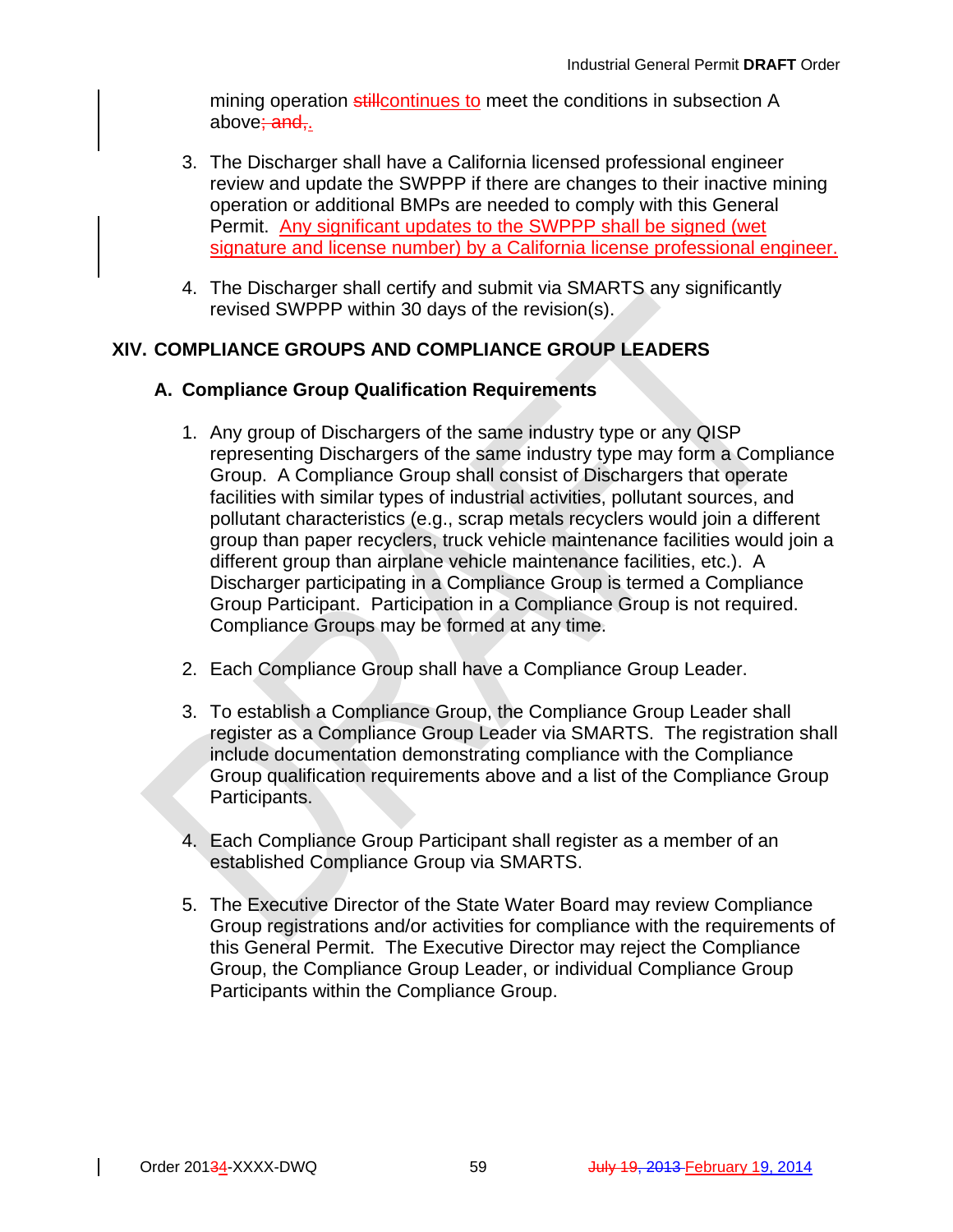mining operation ~~still~~continues to meet the conditions in subsection A above~~; and~~,.

3. The Discharger shall have a California licensed professional engineer review and update the SWPPP if there are changes to their inactive mining operation or additional BMPs are needed to comply with this General Permit. Any significant updates to the SWPPP shall be signed (wet signature and license number) by a California license professional engineer.

4. The Discharger shall certify and submit via SMARTS any significantly revised SWPPP within 30 days of the revision(s).

## XIV. COMPLIANCE GROUPS AND COMPLIANCE GROUP LEADERS

### A. Compliance Group Qualification Requirements

1. Any group of Dischargers of the same industry type or any QISP representing Dischargers of the same industry type may form a Compliance Group. A Compliance Group shall consist of Dischargers that operate facilities with similar types of industrial activities, pollutant sources, and pollutant characteristics (e.g., scrap metals recyclers would join a different group than paper recyclers, truck vehicle maintenance facilities would join a different group than airplane vehicle maintenance facilities, etc.). A Discharger participating in a Compliance Group is termed a Compliance Group Participant. Participation in a Compliance Group is not required. Compliance Groups may be formed at any time.

2. Each Compliance Group shall have a Compliance Group Leader.

3. To establish a Compliance Group, the Compliance Group Leader shall register as a Compliance Group Leader via SMARTS. The registration shall include documentation demonstrating compliance with the Compliance Group qualification requirements above and a list of the Compliance Group Participants.

4. Each Compliance Group Participant shall register as a member of an established Compliance Group via SMARTS.

5. The Executive Director of the State Water Board may review Compliance Group registrations and/or activities for compliance with the requirements of this General Permit. The Executive Director may reject the Compliance Group, the Compliance Group Leader, or individual Compliance Group Participants within the Compliance Group.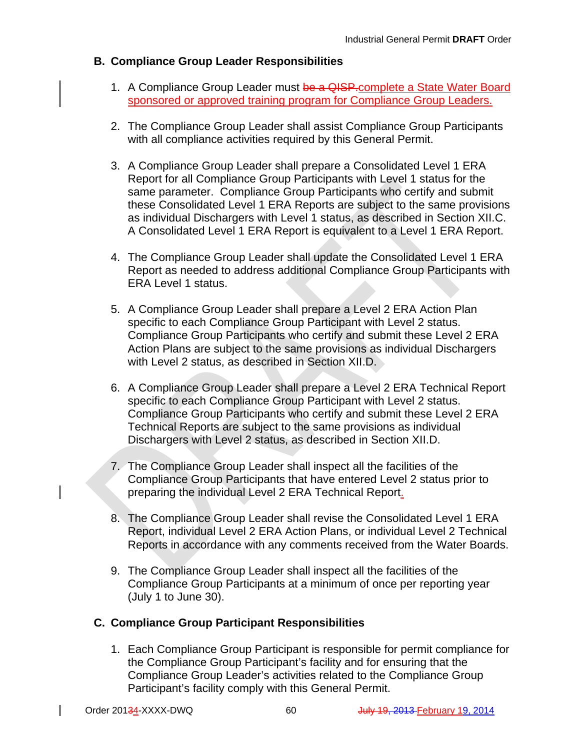## B. Compliance Group Leader Responsibilities

1. A Compliance Group Leader must ~~be a QISP.~~ complete a State Water Board sponsored or approved training program for Compliance Group Leaders.

2. The Compliance Group Leader shall assist Compliance Group Participants with all compliance activities required by this General Permit.

3. A Compliance Group Leader shall prepare a Consolidated Level 1 ERA Report for all Compliance Group Participants with Level 1 status for the same parameter. Compliance Group Participants who certify and submit these Consolidated Level 1 ERA Reports are subject to the same provisions as individual Dischargers with Level 1 status, as described in Section XII.C. A Consolidated Level 1 ERA Report is equivalent to a Level 1 ERA Report.

4. The Compliance Group Leader shall update the Consolidated Level 1 ERA Report as needed to address additional Compliance Group Participants with ERA Level 1 status.

5. A Compliance Group Leader shall prepare a Level 2 ERA Action Plan specific to each Compliance Group Participant with Level 2 status. Compliance Group Participants who certify and submit these Level 2 ERA Action Plans are subject to the same provisions as individual Dischargers with Level 2 status, as described in Section XII.D.

6. A Compliance Group Leader shall prepare a Level 2 ERA Technical Report specific to each Compliance Group Participant with Level 2 status. Compliance Group Participants who certify and submit these Level 2 ERA Technical Reports are subject to the same provisions as individual Dischargers with Level 2 status, as described in Section XII.D.

7. The Compliance Group Leader shall inspect all the facilities of the Compliance Group Participants that have entered Level 2 status prior to preparing the individual Level 2 ERA Technical Report.

8. The Compliance Group Leader shall revise the Consolidated Level 1 ERA Report, individual Level 2 ERA Action Plans, or individual Level 2 Technical Reports in accordance with any comments received from the Water Boards.

9. The Compliance Group Leader shall inspect all the facilities of the Compliance Group Participants at a minimum of once per reporting year (July 1 to June 30).

## C. Compliance Group Participant Responsibilities

1. Each Compliance Group Participant is responsible for permit compliance for the Compliance Group Participant's facility and for ensuring that the Compliance Group Leader's activities related to the Compliance Group Participant's facility comply with this General Permit.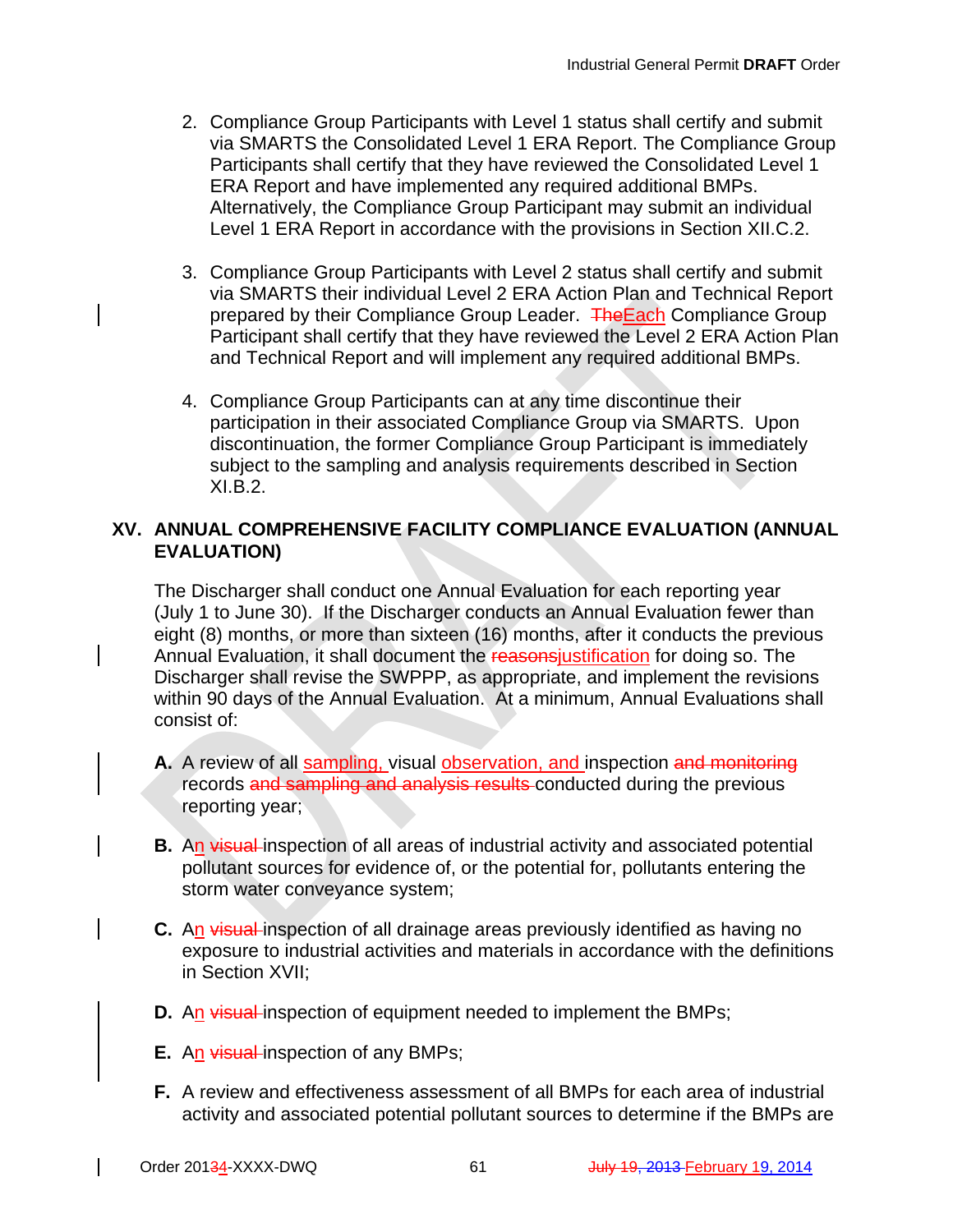2. Compliance Group Participants with Level 1 status shall certify and submit via SMARTS the Consolidated Level 1 ERA Report. The Compliance Group Participants shall certify that they have reviewed the Consolidated Level 1 ERA Report and have implemented any required additional BMPs. Alternatively, the Compliance Group Participant may submit an individual Level 1 ERA Report in accordance with the provisions in Section XII.C.2.

3. Compliance Group Participants with Level 2 status shall certify and submit via SMARTS their individual Level 2 ERA Action Plan and Technical Report prepared by their Compliance Group Leader. ~~The~~Each Compliance Group Participant shall certify that they have reviewed the Level 2 ERA Action Plan and Technical Report and will implement any required additional BMPs.

4. Compliance Group Participants can at any time discontinue their participation in their associated Compliance Group via SMARTS. Upon discontinuation, the former Compliance Group Participant is immediately subject to the sampling and analysis requirements described in Section XI.B.2.

## XV. ANNUAL COMPREHENSIVE FACILITY COMPLIANCE EVALUATION (ANNUAL EVALUATION)

The Discharger shall conduct one Annual Evaluation for each reporting year (July 1 to June 30). If the Discharger conducts an Annual Evaluation fewer than eight (8) months, or more than sixteen (16) months, after it conducts the previous Annual Evaluation, it shall document the ~~reasons~~justification for doing so. The Discharger shall revise the SWPPP, as appropriate, and implement the revisions within 90 days of the Annual Evaluation. At a minimum, Annual Evaluations shall consist of:

**A.** A review of all sampling, visual observation, and inspection ~~and monitoring~~ records ~~and sampling and analysis results~~ conducted during the previous reporting year;

**B.** An ~~visual~~ inspection of all areas of industrial activity and associated potential pollutant sources for evidence of, or the potential for, pollutants entering the storm water conveyance system;

**C.** An ~~visual~~ inspection of all drainage areas previously identified as having no exposure to industrial activities and materials in accordance with the definitions in Section XVII;

**D.** An ~~visual~~ inspection of equipment needed to implement the BMPs;

**E.** An ~~visual~~ inspection of any BMPs;

**F.** A review and effectiveness assessment of all BMPs for each area of industrial activity and associated potential pollutant sources to determine if the BMPs are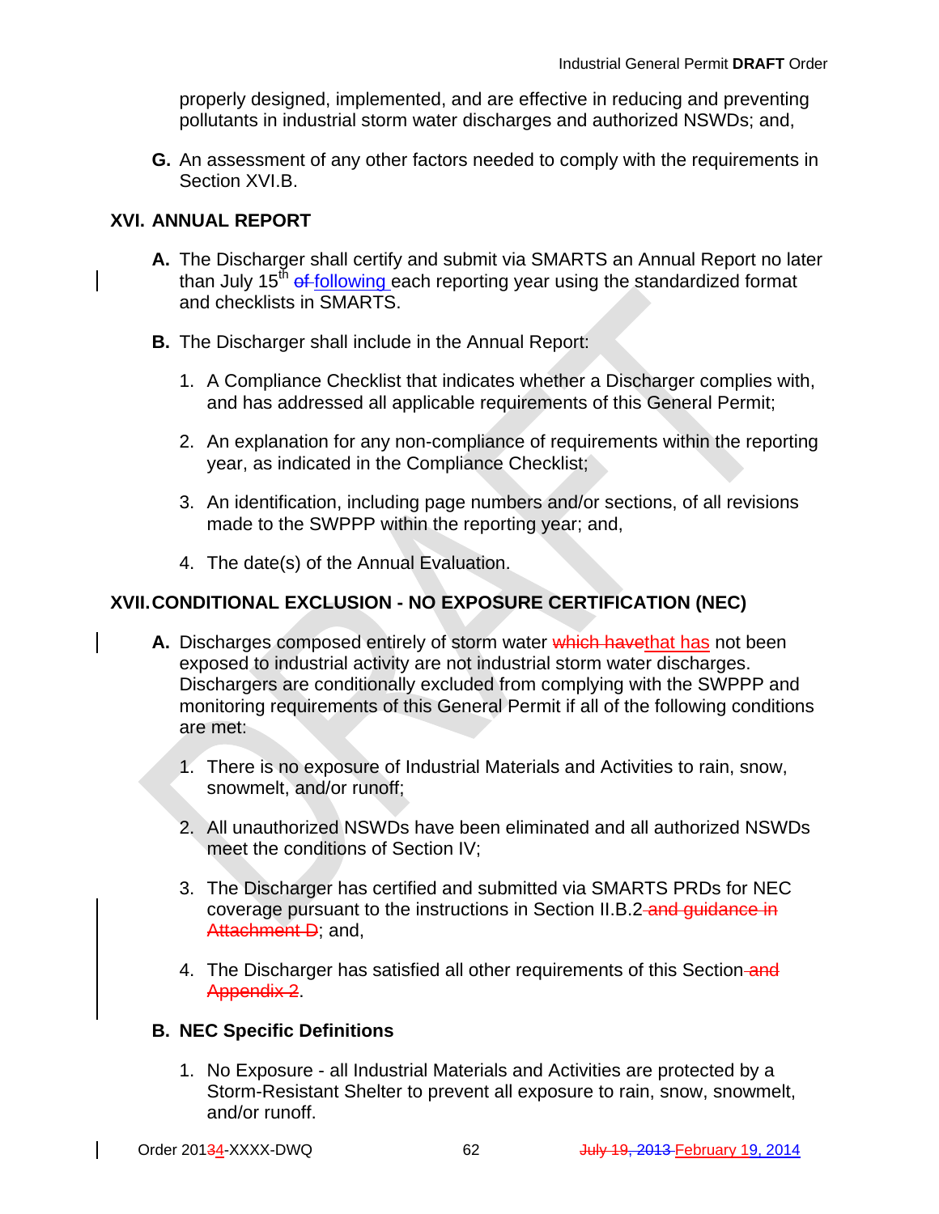properly designed, implemented, and are effective in reducing and preventing pollutants in industrial storm water discharges and authorized NSWDs; and,

**G.** An assessment of any other factors needed to comply with the requirements in Section XVI.B.

## XVI. ANNUAL REPORT

**A.** The Discharger shall certify and submit via SMARTS an Annual Report no later than July 15th ~~of~~ following each reporting year using the standardized format and checklists in SMARTS.

**B.** The Discharger shall include in the Annual Report:

1. A Compliance Checklist that indicates whether a Discharger complies with, and has addressed all applicable requirements of this General Permit;

2. An explanation for any non-compliance of requirements within the reporting year, as indicated in the Compliance Checklist;

3. An identification, including page numbers and/or sections, of all revisions made to the SWPPP within the reporting year; and,

4. The date(s) of the Annual Evaluation.

## XVII. CONDITIONAL EXCLUSION - NO EXPOSURE CERTIFICATION (NEC)

**A.** Discharges composed entirely of storm water ~~which have~~that has not been exposed to industrial activity are not industrial storm water discharges. Dischargers are conditionally excluded from complying with the SWPPP and monitoring requirements of this General Permit if all of the following conditions are met:

1. There is no exposure of Industrial Materials and Activities to rain, snow, snowmelt, and/or runoff;

2. All unauthorized NSWDs have been eliminated and all authorized NSWDs meet the conditions of Section IV;

3. The Discharger has certified and submitted via SMARTS PRDs for NEC coverage pursuant to the instructions in Section II.B.2 ~~and guidance in Attachment D~~; and,

4. The Discharger has satisfied all other requirements of this Section ~~and Appendix 2~~.

**B. NEC Specific Definitions**

1. No Exposure - all Industrial Materials and Activities are protected by a Storm-Resistant Shelter to prevent all exposure to rain, snow, snowmelt, and/or runoff.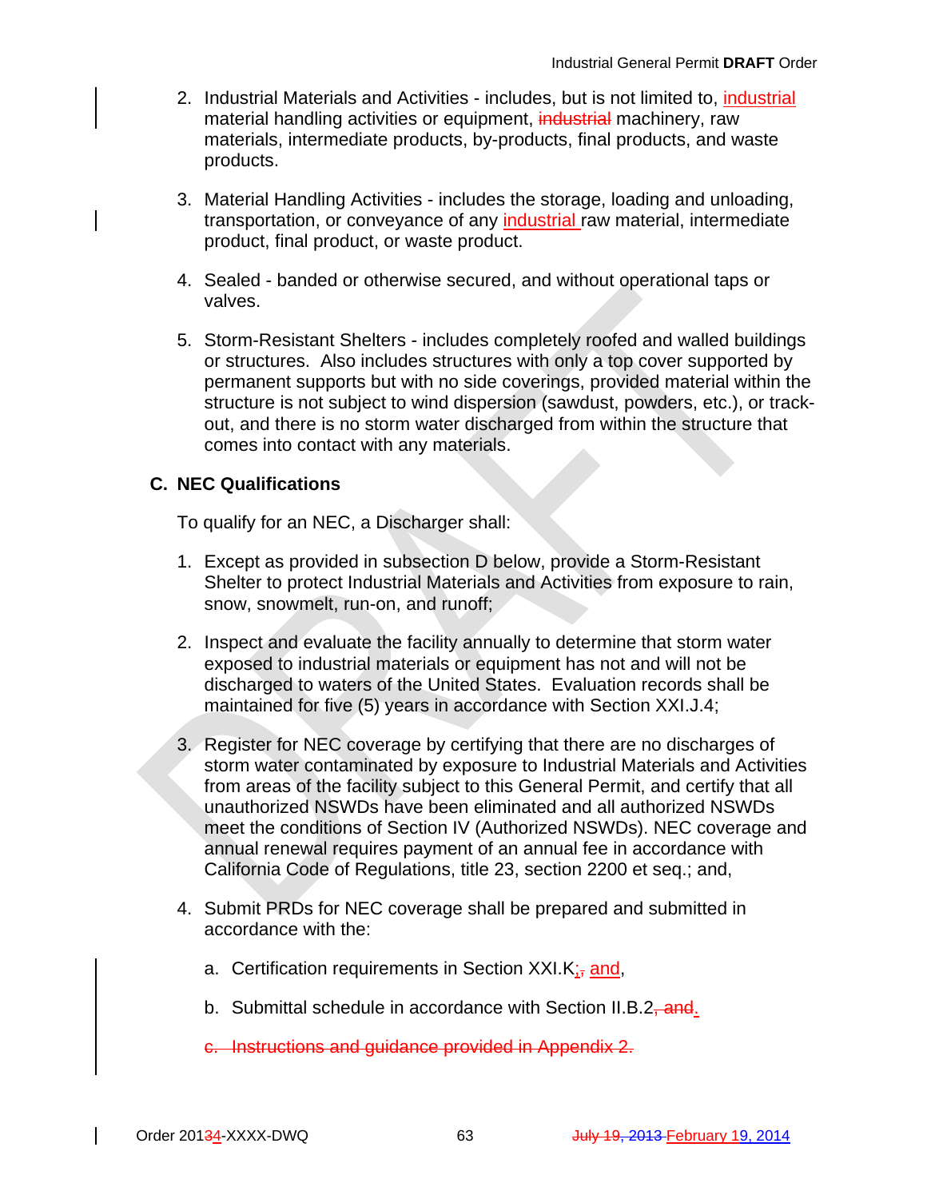2. Industrial Materials and Activities - includes, but is not limited to, industrial material handling activities or equipment, ~~industrial~~ machinery, raw materials, intermediate products, by-products, final products, and waste products.

3. Material Handling Activities - includes the storage, loading and unloading, transportation, or conveyance of any industrial raw material, intermediate product, final product, or waste product.

4. Sealed - banded or otherwise secured, and without operational taps or valves.

5. Storm-Resistant Shelters - includes completely roofed and walled buildings or structures. Also includes structures with only a top cover supported by permanent supports but with no side coverings, provided material within the structure is not subject to wind dispersion (sawdust, powders, etc.), or track-out, and there is no storm water discharged from within the structure that comes into contact with any materials.

## C. NEC Qualifications

To qualify for an NEC, a Discharger shall:

1. Except as provided in subsection D below, provide a Storm-Resistant Shelter to protect Industrial Materials and Activities from exposure to rain, snow, snowmelt, run-on, and runoff;

2. Inspect and evaluate the facility annually to determine that storm water exposed to industrial materials or equipment has not and will not be discharged to waters of the United States. Evaluation records shall be maintained for five (5) years in accordance with Section XXI.J.4;

3. Register for NEC coverage by certifying that there are no discharges of storm water contaminated by exposure to Industrial Materials and Activities from areas of the facility subject to this General Permit, and certify that all unauthorized NSWDs have been eliminated and all authorized NSWDs meet the conditions of Section IV (Authorized NSWDs). NEC coverage and annual renewal requires payment of an annual fee in accordance with California Code of Regulations, title 23, section 2200 et seq.; and,

4. Submit PRDs for NEC coverage shall be prepared and submitted in accordance with the:

   a. Certification requirements in Section XXI.K;~~,~~ and,

   b. Submittal schedule in accordance with Section II.B.2~~, and~~.

   ~~c. Instructions and guidance provided in Appendix 2.~~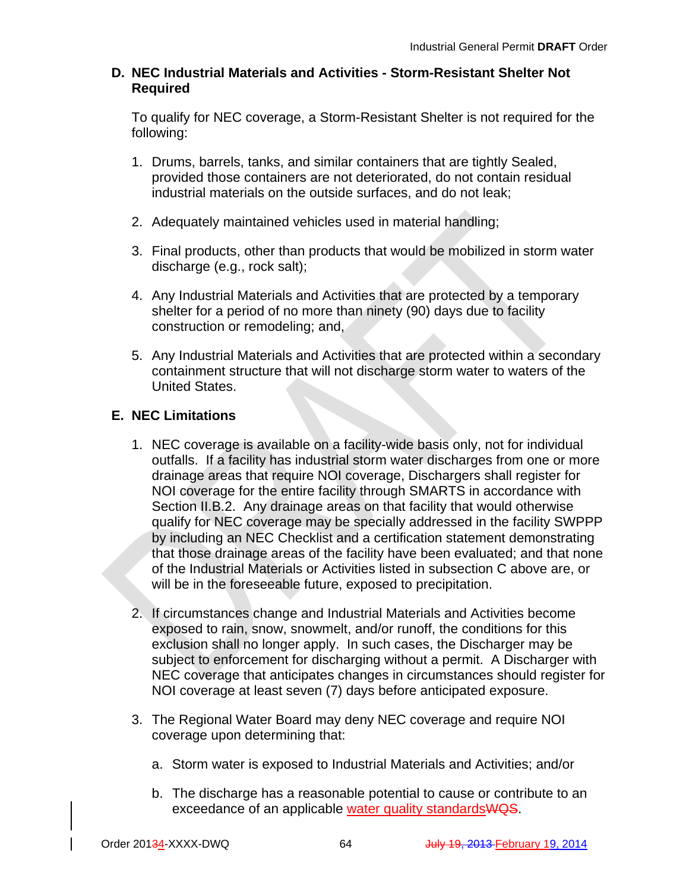### D. NEC Industrial Materials and Activities - Storm-Resistant Shelter Not Required

To qualify for NEC coverage, a Storm-Resistant Shelter is not required for the following:

1. Drums, barrels, tanks, and similar containers that are tightly Sealed, provided those containers are not deteriorated, do not contain residual industrial materials on the outside surfaces, and do not leak;

2. Adequately maintained vehicles used in material handling;

3. Final products, other than products that would be mobilized in storm water discharge (e.g., rock salt);

4. Any Industrial Materials and Activities that are protected by a temporary shelter for a period of no more than ninety (90) days due to facility construction or remodeling; and,

5. Any Industrial Materials and Activities that are protected within a secondary containment structure that will not discharge storm water to waters of the United States.

### E. NEC Limitations

1. NEC coverage is available on a facility-wide basis only, not for individual outfalls. If a facility has industrial storm water discharges from one or more drainage areas that require NOI coverage, Dischargers shall register for NOI coverage for the entire facility through SMARTS in accordance with Section II.B.2. Any drainage areas on that facility that would otherwise qualify for NEC coverage may be specially addressed in the facility SWPPP by including an NEC Checklist and a certification statement demonstrating that those drainage areas of the facility have been evaluated; and that none of the Industrial Materials or Activities listed in subsection C above are, or will be in the foreseeable future, exposed to precipitation.

2. If circumstances change and Industrial Materials and Activities become exposed to rain, snow, snowmelt, and/or runoff, the conditions for this exclusion shall no longer apply. In such cases, the Discharger may be subject to enforcement for discharging without a permit. A Discharger with NEC coverage that anticipates changes in circumstances should register for NOI coverage at least seven (7) days before anticipated exposure.

3. The Regional Water Board may deny NEC coverage and require NOI coverage upon determining that:

   a. Storm water is exposed to Industrial Materials and Activities; and/or

   b. The discharge has a reasonable potential to cause or contribute to an exceedance of an applicable water quality standards~~WQS~~.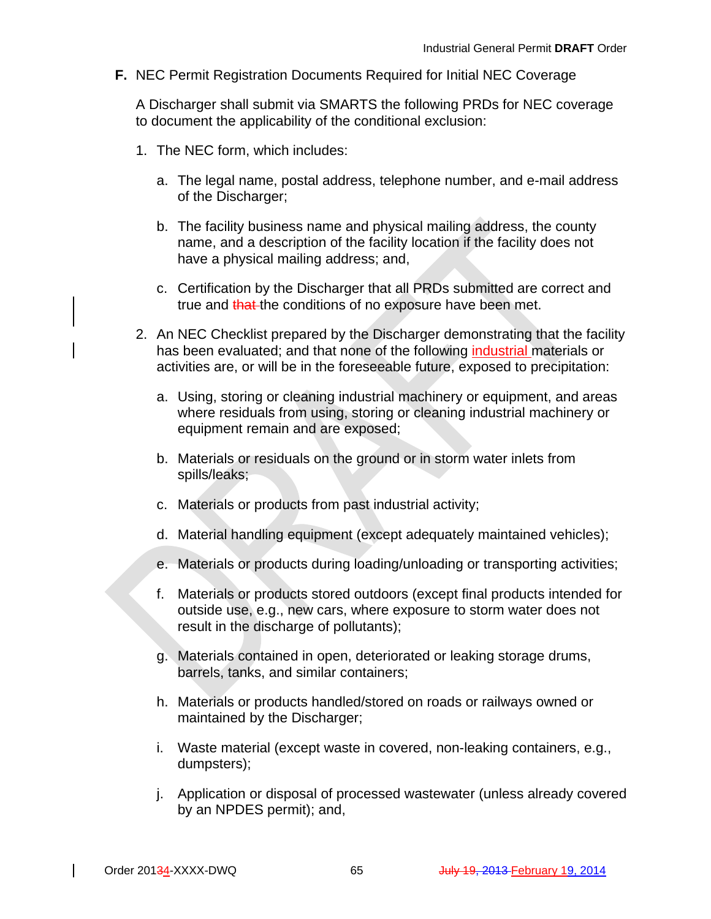**F.** NEC Permit Registration Documents Required for Initial NEC Coverage

A Discharger shall submit via SMARTS the following PRDs for NEC coverage to document the applicability of the conditional exclusion:

1. The NEC form, which includes:

    a. The legal name, postal address, telephone number, and e-mail address of the Discharger;

    b. The facility business name and physical mailing address, the county name, and a description of the facility location if the facility does not have a physical mailing address; and,

    c. Certification by the Discharger that all PRDs submitted are correct and true and ~~that~~ the conditions of no exposure have been met.

2. An NEC Checklist prepared by the Discharger demonstrating that the facility has been evaluated; and that none of the following industrial materials or activities are, or will be in the foreseeable future, exposed to precipitation:

    a. Using, storing or cleaning industrial machinery or equipment, and areas where residuals from using, storing or cleaning industrial machinery or equipment remain and are exposed;

    b. Materials or residuals on the ground or in storm water inlets from spills/leaks;

    c. Materials or products from past industrial activity;

    d. Material handling equipment (except adequately maintained vehicles);

    e. Materials or products during loading/unloading or transporting activities;

    f. Materials or products stored outdoors (except final products intended for outside use, e.g., new cars, where exposure to storm water does not result in the discharge of pollutants);

    g. Materials contained in open, deteriorated or leaking storage drums, barrels, tanks, and similar containers;

    h. Materials or products handled/stored on roads or railways owned or maintained by the Discharger;

    i. Waste material (except waste in covered, non-leaking containers, e.g., dumpsters);

    j. Application or disposal of processed wastewater (unless already covered by an NPDES permit); and,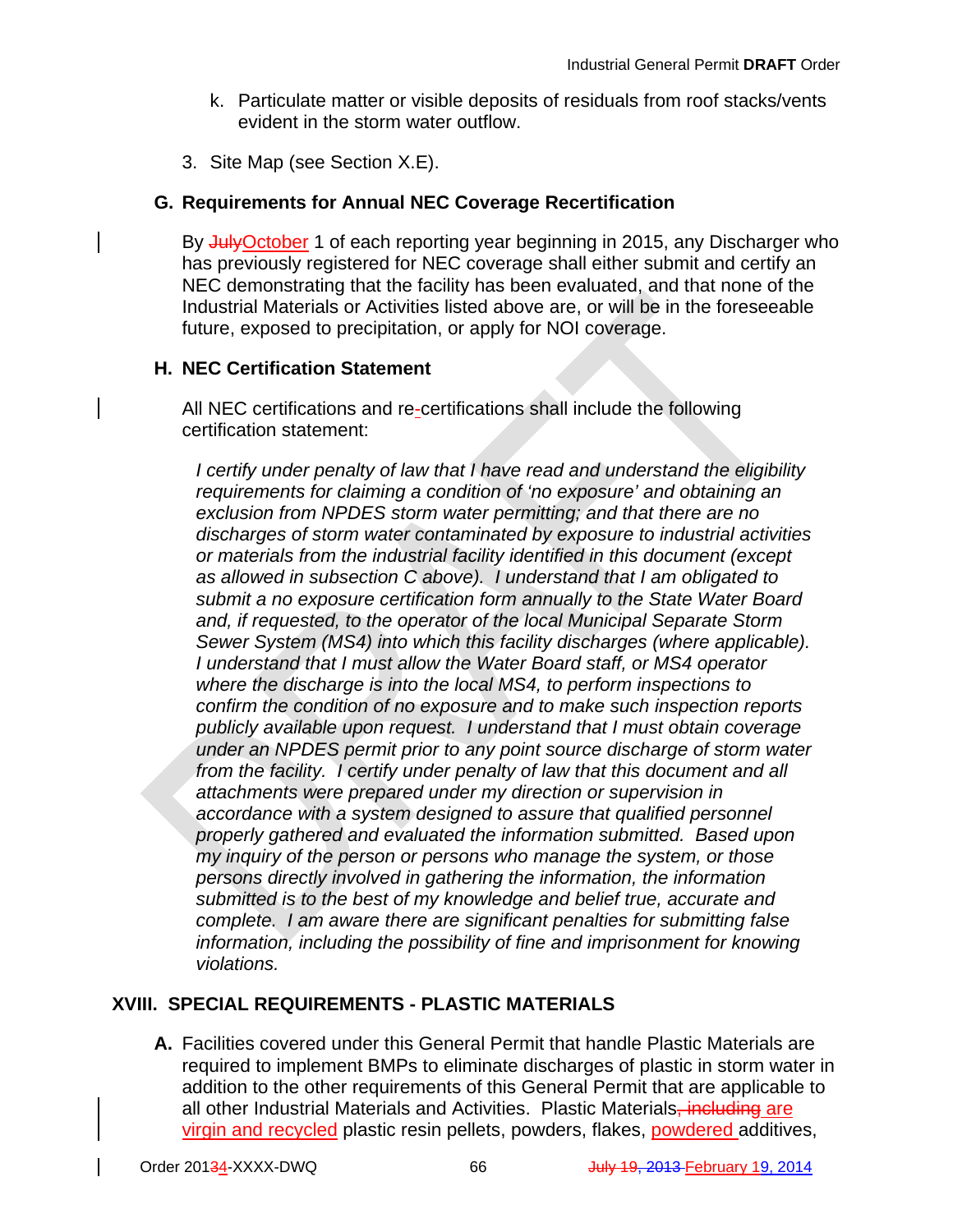k. Particulate matter or visible deposits of residuals from roof stacks/vents evident in the storm water outflow.

3. Site Map (see Section X.E).

### G. Requirements for Annual NEC Coverage Recertification

By ~~July~~October 1 of each reporting year beginning in 2015, any Discharger who has previously registered for NEC coverage shall either submit and certify an NEC demonstrating that the facility has been evaluated, and that none of the Industrial Materials or Activities listed above are, or will be in the foreseeable future, exposed to precipitation, or apply for NOI coverage.

### H. NEC Certification Statement

All NEC certifications and re-certifications shall include the following certification statement:

*I certify under penalty of law that I have read and understand the eligibility requirements for claiming a condition of 'no exposure' and obtaining an exclusion from NPDES storm water permitting; and that there are no discharges of storm water contaminated by exposure to industrial activities or materials from the industrial facility identified in this document (except as allowed in subsection C above). I understand that I am obligated to submit a no exposure certification form annually to the State Water Board and, if requested, to the operator of the local Municipal Separate Storm Sewer System (MS4) into which this facility discharges (where applicable). I understand that I must allow the Water Board staff, or MS4 operator where the discharge is into the local MS4, to perform inspections to confirm the condition of no exposure and to make such inspection reports publicly available upon request. I understand that I must obtain coverage under an NPDES permit prior to any point source discharge of storm water from the facility. I certify under penalty of law that this document and all attachments were prepared under my direction or supervision in accordance with a system designed to assure that qualified personnel properly gathered and evaluated the information submitted. Based upon my inquiry of the person or persons who manage the system, or those persons directly involved in gathering the information, the information submitted is to the best of my knowledge and belief true, accurate and complete. I am aware there are significant penalties for submitting false information, including the possibility of fine and imprisonment for knowing violations.*

## XVIII. SPECIAL REQUIREMENTS - PLASTIC MATERIALS

**A.** Facilities covered under this General Permit that handle Plastic Materials are required to implement BMPs to eliminate discharges of plastic in storm water in addition to the other requirements of this General Permit that are applicable to all other Industrial Materials and Activities. Plastic Materials~~, including~~ are virgin and recycled plastic resin pellets, powders, flakes, powdered additives,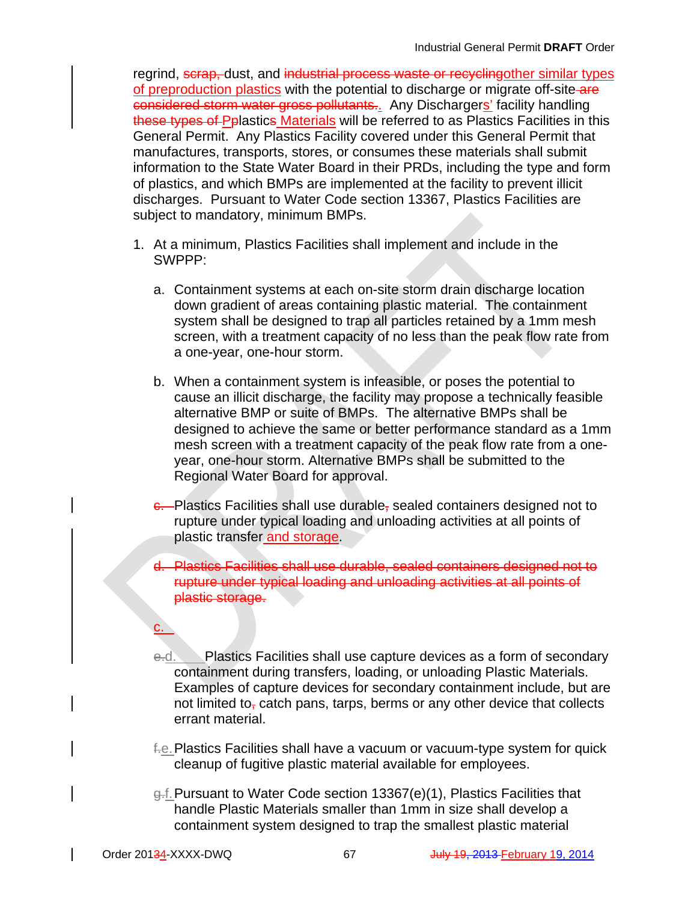regrind, ~~scrap,~~ dust, and ~~industrial process waste or recycling~~other similar types of preproduction plastics with the potential to discharge or migrate off-site ~~are considered storm water gross pollutants.~~. Any Dischargers' facility handling ~~these types of P~~plastics Materials will be referred to as Plastics Facilities in this General Permit. Any Plastics Facility covered under this General Permit that manufactures, transports, stores, or consumes these materials shall submit information to the State Water Board in their PRDs, including the type and form of plastics, and which BMPs are implemented at the facility to prevent illicit discharges. Pursuant to Water Code section 13367, Plastics Facilities are subject to mandatory, minimum BMPs.

1. At a minimum, Plastics Facilities shall implement and include in the SWPPP:

   a. Containment systems at each on-site storm drain discharge location down gradient of areas containing plastic material. The containment system shall be designed to trap all particles retained by a 1mm mesh screen, with a treatment capacity of no less than the peak flow rate from a one-year, one-hour storm.

   b. When a containment system is infeasible, or poses the potential to cause an illicit discharge, the facility may propose a technically feasible alternative BMP or suite of BMPs. The alternative BMPs shall be designed to achieve the same or better performance standard as a 1mm mesh screen with a treatment capacity of the peak flow rate from a one-year, one-hour storm. Alternative BMPs shall be submitted to the Regional Water Board for approval.

   ~~c.~~ Plastics Facilities shall use durable~~,~~ sealed containers designed not to rupture under typical loading and unloading activities at all points of plastic transfer and storage.

   ~~d. Plastics Facilities shall use durable, sealed containers designed not to rupture under typical loading and unloading activities at all points of plastic storage.~~

   c.

   ~~e.~~d. Plastics Facilities shall use capture devices as a form of secondary containment during transfers, loading, or unloading Plastic Materials. Examples of capture devices for secondary containment include, but are not limited to~~,~~ catch pans, tarps, berms or any other device that collects errant material.

   ~~f.~~e. Plastics Facilities shall have a vacuum or vacuum-type system for quick cleanup of fugitive plastic material available for employees.

   ~~g.~~f. Pursuant to Water Code section 13367(e)(1), Plastics Facilities that handle Plastic Materials smaller than 1mm in size shall develop a containment system designed to trap the smallest plastic material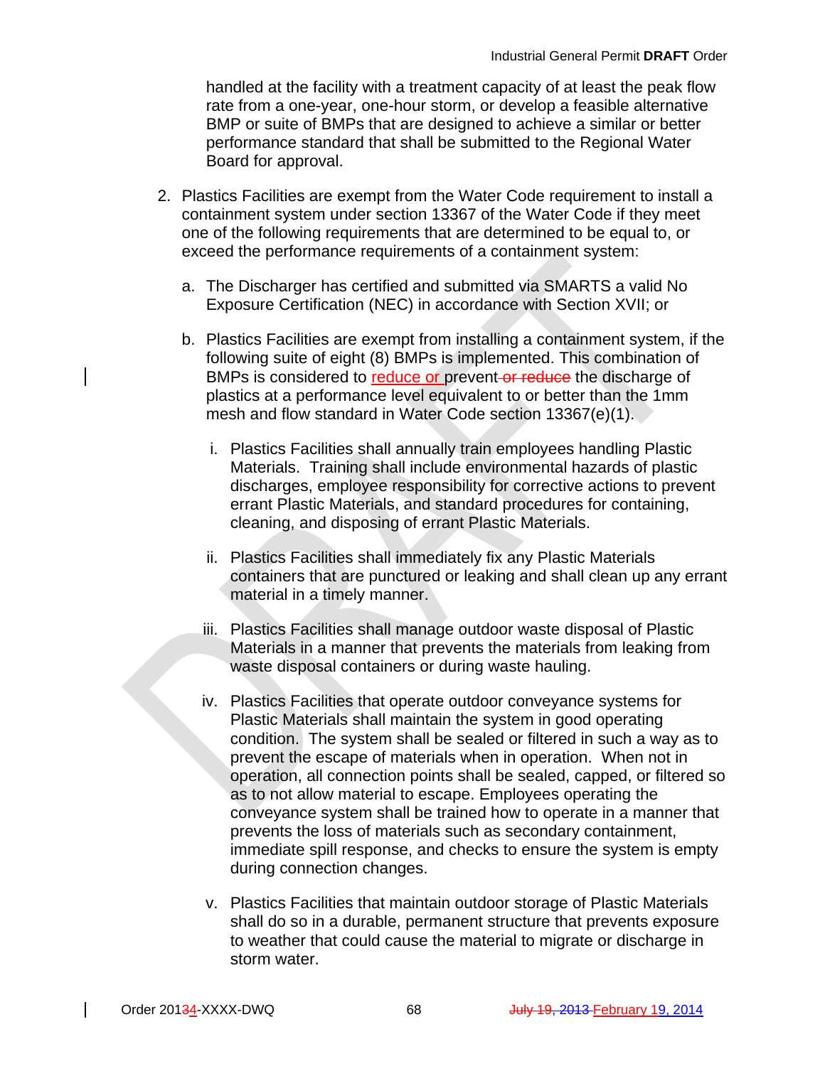handled at the facility with a treatment capacity of at least the peak flow rate from a one-year, one-hour storm, or develop a feasible alternative BMP or suite of BMPs that are designed to achieve a similar or better performance standard that shall be submitted to the Regional Water Board for approval.

2. Plastics Facilities are exempt from the Water Code requirement to install a containment system under section 13367 of the Water Code if they meet one of the following requirements that are determined to be equal to, or exceed the performance requirements of a containment system:

   a. The Discharger has certified and submitted via SMARTS a valid No Exposure Certification (NEC) in accordance with Section XVII; or

   b. Plastics Facilities are exempt from installing a containment system, if the following suite of eight (8) BMPs is implemented. This combination of BMPs is considered to reduce or prevent ~~or reduce~~ the discharge of plastics at a performance level equivalent to or better than the 1mm mesh and flow standard in Water Code section 13367(e)(1).

      i. Plastics Facilities shall annually train employees handling Plastic Materials. Training shall include environmental hazards of plastic discharges, employee responsibility for corrective actions to prevent errant Plastic Materials, and standard procedures for containing, cleaning, and disposing of errant Plastic Materials.

      ii. Plastics Facilities shall immediately fix any Plastic Materials containers that are punctured or leaking and shall clean up any errant material in a timely manner.

      iii. Plastics Facilities shall manage outdoor waste disposal of Plastic Materials in a manner that prevents the materials from leaking from waste disposal containers or during waste hauling.

      iv. Plastics Facilities that operate outdoor conveyance systems for Plastic Materials shall maintain the system in good operating condition. The system shall be sealed or filtered in such a way as to prevent the escape of materials when in operation. When not in operation, all connection points shall be sealed, capped, or filtered so as to not allow material to escape. Employees operating the conveyance system shall be trained how to operate in a manner that prevents the loss of materials such as secondary containment, immediate spill response, and checks to ensure the system is empty during connection changes.

      v. Plastics Facilities that maintain outdoor storage of Plastic Materials shall do so in a durable, permanent structure that prevents exposure to weather that could cause the material to migrate or discharge in storm water.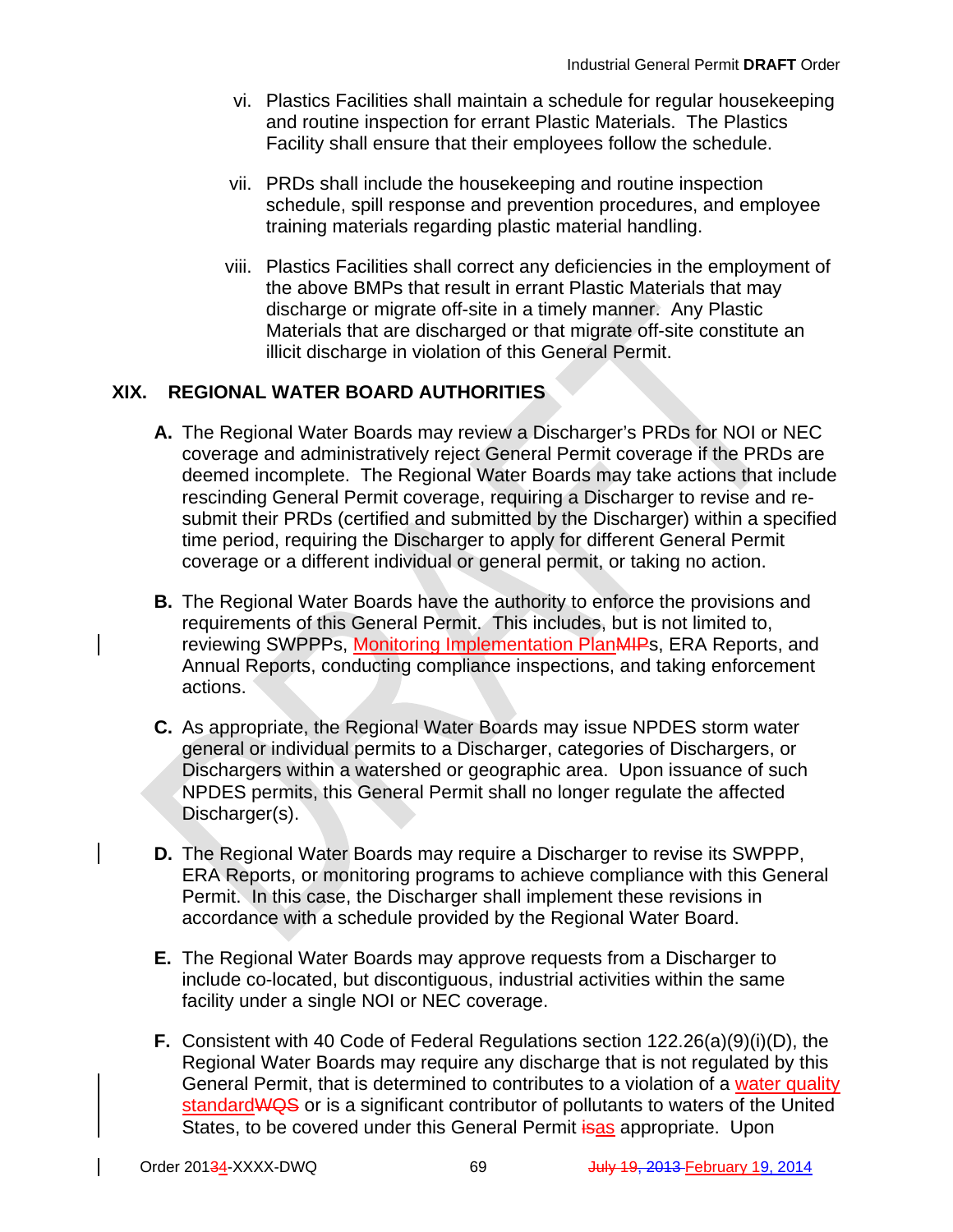vi. Plastics Facilities shall maintain a schedule for regular housekeeping and routine inspection for errant Plastic Materials. The Plastics Facility shall ensure that their employees follow the schedule.

vii. PRDs shall include the housekeeping and routine inspection schedule, spill response and prevention procedures, and employee training materials regarding plastic material handling.

viii. Plastics Facilities shall correct any deficiencies in the employment of the above BMPs that result in errant Plastic Materials that may discharge or migrate off-site in a timely manner. Any Plastic Materials that are discharged or that migrate off-site constitute an illicit discharge in violation of this General Permit.

## XIX. REGIONAL WATER BOARD AUTHORITIES

**A.** The Regional Water Boards may review a Discharger's PRDs for NOI or NEC coverage and administratively reject General Permit coverage if the PRDs are deemed incomplete. The Regional Water Boards may take actions that include rescinding General Permit coverage, requiring a Discharger to revise and re-submit their PRDs (certified and submitted by the Discharger) within a specified time period, requiring the Discharger to apply for different General Permit coverage or a different individual or general permit, or taking no action.

**B.** The Regional Water Boards have the authority to enforce the provisions and requirements of this General Permit. This includes, but is not limited to, reviewing SWPPPs, Monitoring Implementation PlanMIPs, ERA Reports, and Annual Reports, conducting compliance inspections, and taking enforcement actions.

**C.** As appropriate, the Regional Water Boards may issue NPDES storm water general or individual permits to a Discharger, categories of Dischargers, or Dischargers within a watershed or geographic area. Upon issuance of such NPDES permits, this General Permit shall no longer regulate the affected Discharger(s).

**D.** The Regional Water Boards may require a Discharger to revise its SWPPP, ERA Reports, or monitoring programs to achieve compliance with this General Permit. In this case, the Discharger shall implement these revisions in accordance with a schedule provided by the Regional Water Board.

**E.** The Regional Water Boards may approve requests from a Discharger to include co-located, but discontiguous, industrial activities within the same facility under a single NOI or NEC coverage.

**F.** Consistent with 40 Code of Federal Regulations section 122.26(a)(9)(i)(D), the Regional Water Boards may require any discharge that is not regulated by this General Permit, that is determined to contributes to a violation of a water quality standardWQS or is a significant contributor of pollutants to waters of the United States, to be covered under this General Permit isas appropriate. Upon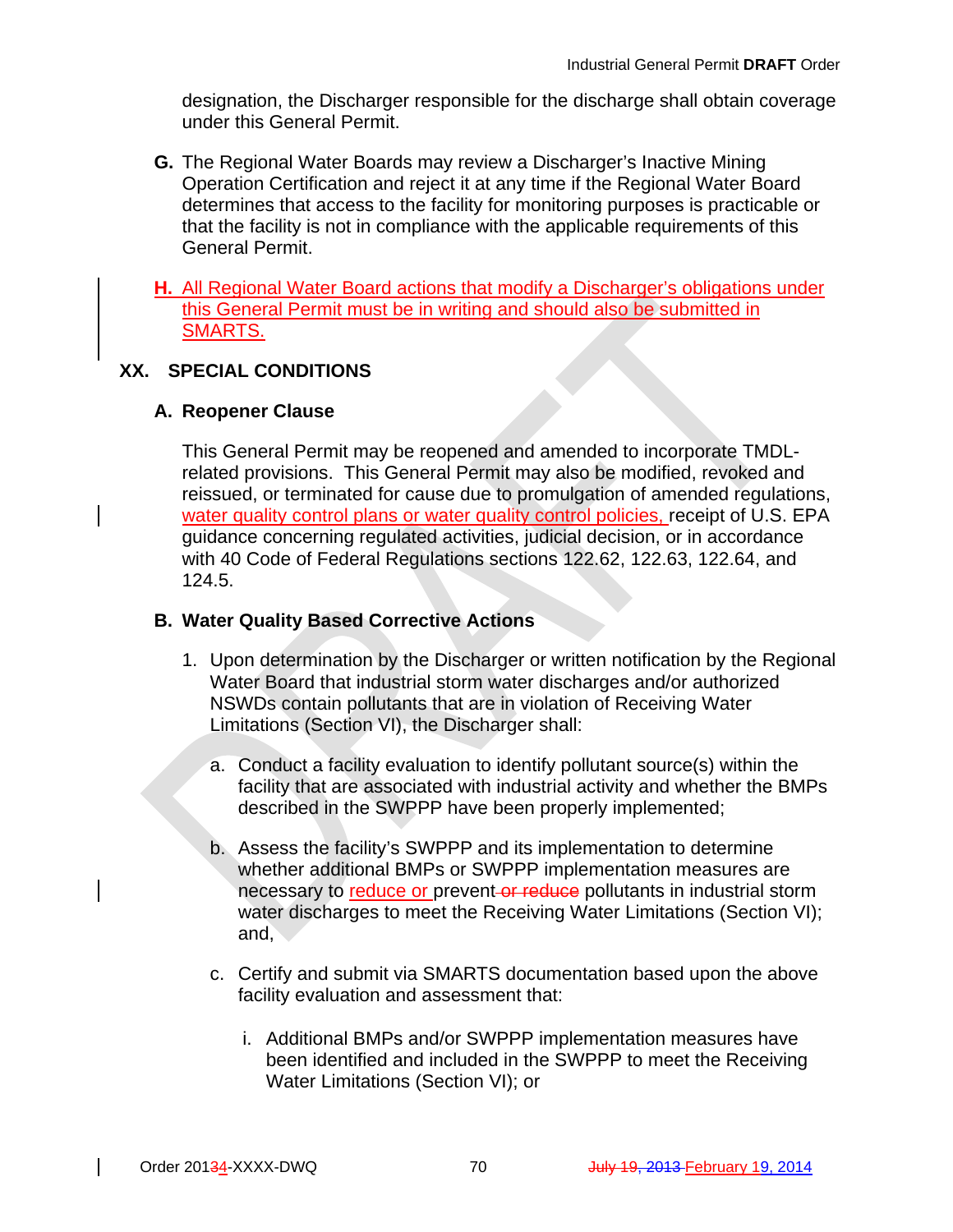designation, the Discharger responsible for the discharge shall obtain coverage under this General Permit.

**G.** The Regional Water Boards may review a Discharger's Inactive Mining Operation Certification and reject it at any time if the Regional Water Board determines that access to the facility for monitoring purposes is practicable or that the facility is not in compliance with the applicable requirements of this General Permit.

**H.** All Regional Water Board actions that modify a Discharger's obligations under this General Permit must be in writing and should also be submitted in SMARTS.

## XX. SPECIAL CONDITIONS

### A. Reopener Clause

This General Permit may be reopened and amended to incorporate TMDL-related provisions. This General Permit may also be modified, revoked and reissued, or terminated for cause due to promulgation of amended regulations, water quality control plans or water quality control policies, receipt of U.S. EPA guidance concerning regulated activities, judicial decision, or in accordance with 40 Code of Federal Regulations sections 122.62, 122.63, 122.64, and 124.5.

### B. Water Quality Based Corrective Actions

1. Upon determination by the Discharger or written notification by the Regional Water Board that industrial storm water discharges and/or authorized NSWDs contain pollutants that are in violation of Receiving Water Limitations (Section VI), the Discharger shall:

   a. Conduct a facility evaluation to identify pollutant source(s) within the facility that are associated with industrial activity and whether the BMPs described in the SWPPP have been properly implemented;

   b. Assess the facility's SWPPP and its implementation to determine whether additional BMPs or SWPPP implementation measures are necessary to reduce or prevent ~~or reduce~~ pollutants in industrial storm water discharges to meet the Receiving Water Limitations (Section VI); and,

   c. Certify and submit via SMARTS documentation based upon the above facility evaluation and assessment that:

      i. Additional BMPs and/or SWPPP implementation measures have been identified and included in the SWPPP to meet the Receiving Water Limitations (Section VI); or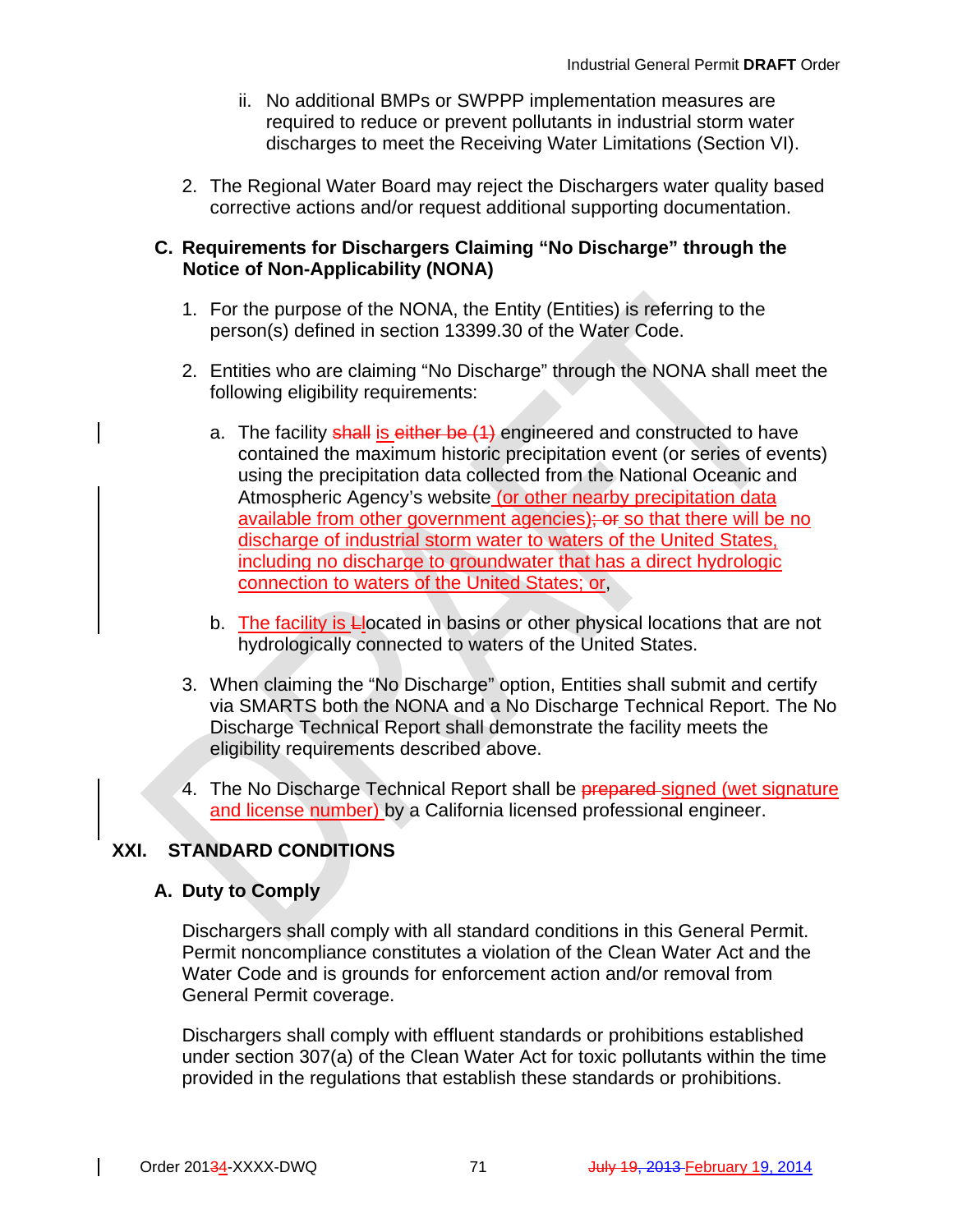ii. No additional BMPs or SWPPP implementation measures are required to reduce or prevent pollutants in industrial storm water discharges to meet the Receiving Water Limitations (Section VI).

2. The Regional Water Board may reject the Dischargers water quality based corrective actions and/or request additional supporting documentation.

### C. Requirements for Dischargers Claiming "No Discharge" through the Notice of Non-Applicability (NONA)

1. For the purpose of the NONA, the Entity (Entities) is referring to the person(s) defined in section 13399.30 of the Water Code.

2. Entities who are claiming "No Discharge" through the NONA shall meet the following eligibility requirements:

   a. The facility ~~shall~~ is ~~either be (1)~~ engineered and constructed to have contained the maximum historic precipitation event (or series of events) using the precipitation data collected from the National Oceanic and Atmospheric Agency's website (or other nearby precipitation data available from other government agencies)~~; or~~ so that there will be no discharge of industrial storm water to waters of the United States, including no discharge to groundwater that has a direct hydrologic connection to waters of the United States; or,

   b. The facility is ~~L~~located in basins or other physical locations that are not hydrologically connected to waters of the United States.

3. When claiming the "No Discharge" option, Entities shall submit and certify via SMARTS both the NONA and a No Discharge Technical Report. The No Discharge Technical Report shall demonstrate the facility meets the eligibility requirements described above.

4. The No Discharge Technical Report shall be ~~prepared~~ signed (wet signature and license number) by a California licensed professional engineer.

## XXI. STANDARD CONDITIONS

### A. Duty to Comply

Dischargers shall comply with all standard conditions in this General Permit. Permit noncompliance constitutes a violation of the Clean Water Act and the Water Code and is grounds for enforcement action and/or removal from General Permit coverage.

Dischargers shall comply with effluent standards or prohibitions established under section 307(a) of the Clean Water Act for toxic pollutants within the time provided in the regulations that establish these standards or prohibitions.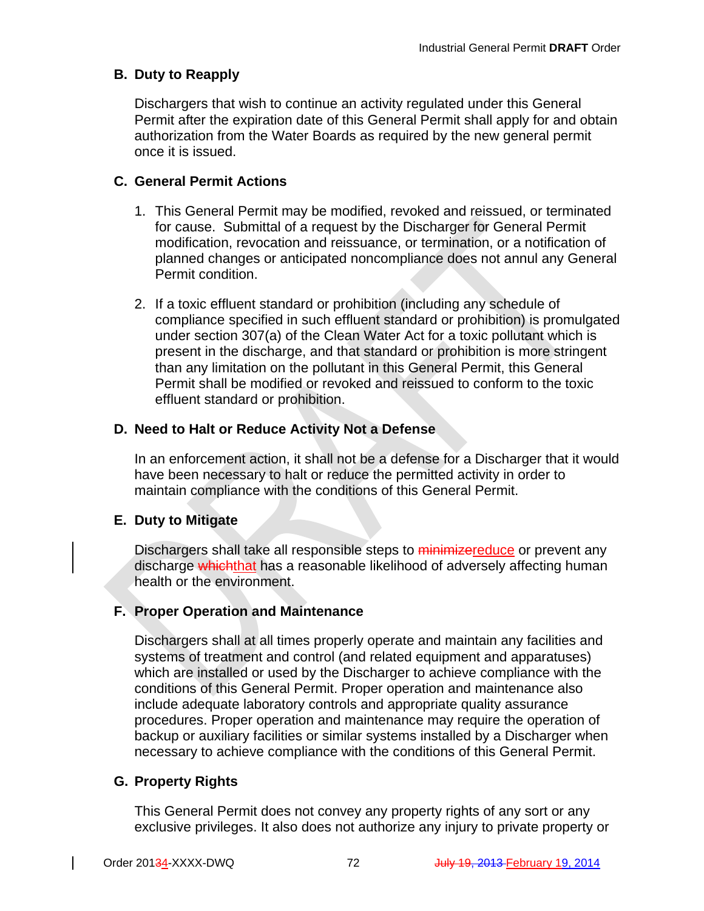## B. Duty to Reapply

Dischargers that wish to continue an activity regulated under this General Permit after the expiration date of this General Permit shall apply for and obtain authorization from the Water Boards as required by the new general permit once it is issued.

## C. General Permit Actions

1. This General Permit may be modified, revoked and reissued, or terminated for cause. Submittal of a request by the Discharger for General Permit modification, revocation and reissuance, or termination, or a notification of planned changes or anticipated noncompliance does not annul any General Permit condition.

2. If a toxic effluent standard or prohibition (including any schedule of compliance specified in such effluent standard or prohibition) is promulgated under section 307(a) of the Clean Water Act for a toxic pollutant which is present in the discharge, and that standard or prohibition is more stringent than any limitation on the pollutant in this General Permit, this General Permit shall be modified or revoked and reissued to conform to the toxic effluent standard or prohibition.

## D. Need to Halt or Reduce Activity Not a Defense

In an enforcement action, it shall not be a defense for a Discharger that it would have been necessary to halt or reduce the permitted activity in order to maintain compliance with the conditions of this General Permit.

## E. Duty to Mitigate

Dischargers shall take all responsible steps to ~~minimize~~reduce or prevent any discharge ~~which~~that has a reasonable likelihood of adversely affecting human health or the environment.

## F. Proper Operation and Maintenance

Dischargers shall at all times properly operate and maintain any facilities and systems of treatment and control (and related equipment and apparatuses) which are installed or used by the Discharger to achieve compliance with the conditions of this General Permit. Proper operation and maintenance also include adequate laboratory controls and appropriate quality assurance procedures. Proper operation and maintenance may require the operation of backup or auxiliary facilities or similar systems installed by a Discharger when necessary to achieve compliance with the conditions of this General Permit.

## G. Property Rights

This General Permit does not convey any property rights of any sort or any exclusive privileges. It also does not authorize any injury to private property or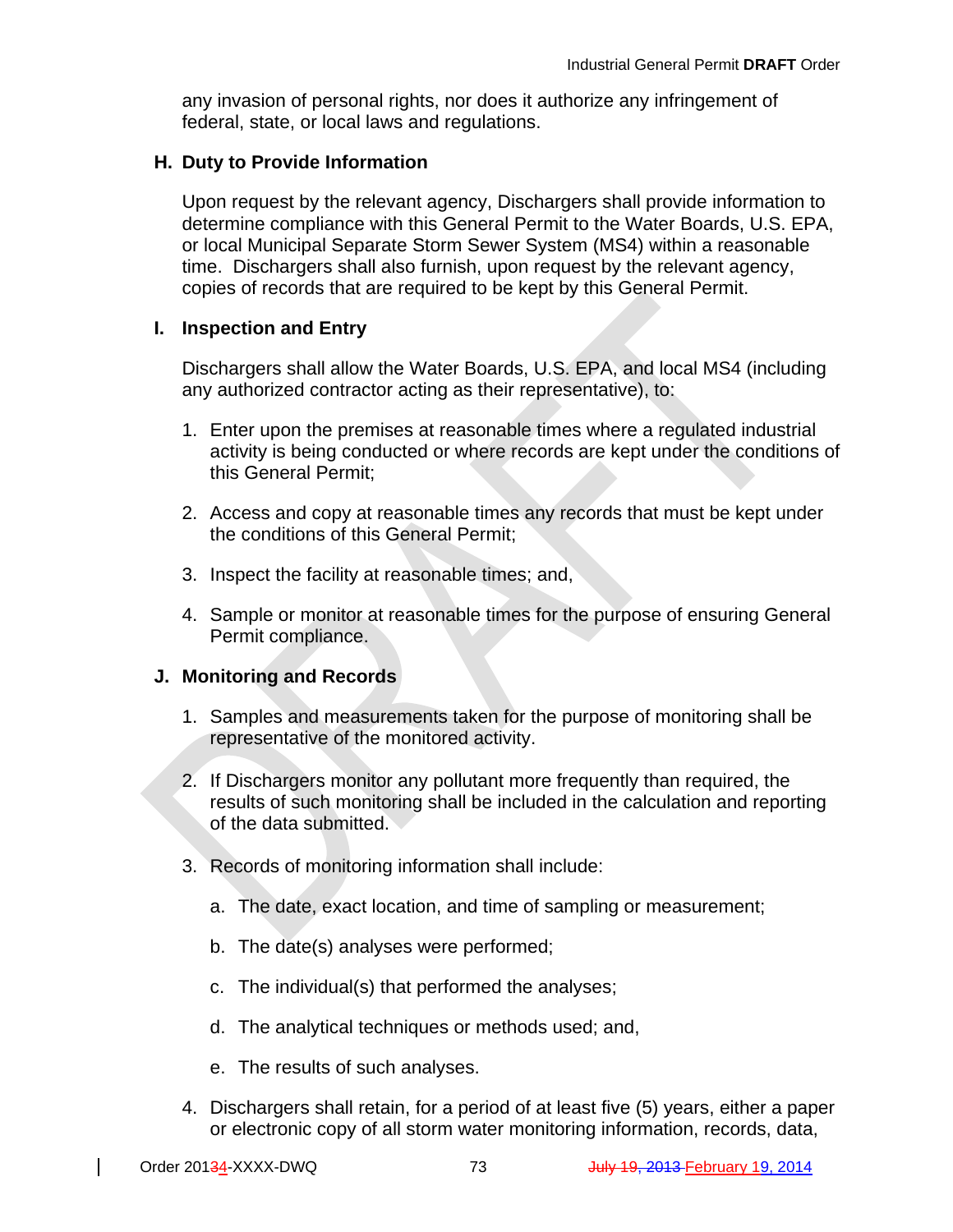any invasion of personal rights, nor does it authorize any infringement of federal, state, or local laws and regulations.

### H. Duty to Provide Information

Upon request by the relevant agency, Dischargers shall provide information to determine compliance with this General Permit to the Water Boards, U.S. EPA, or local Municipal Separate Storm Sewer System (MS4) within a reasonable time. Dischargers shall also furnish, upon request by the relevant agency, copies of records that are required to be kept by this General Permit.

### I. Inspection and Entry

Dischargers shall allow the Water Boards, U.S. EPA, and local MS4 (including any authorized contractor acting as their representative), to:

1. Enter upon the premises at reasonable times where a regulated industrial activity is being conducted or where records are kept under the conditions of this General Permit;

2. Access and copy at reasonable times any records that must be kept under the conditions of this General Permit;

3. Inspect the facility at reasonable times; and,

4. Sample or monitor at reasonable times for the purpose of ensuring General Permit compliance.

### J. Monitoring and Records

1. Samples and measurements taken for the purpose of monitoring shall be representative of the monitored activity.

2. If Dischargers monitor any pollutant more frequently than required, the results of such monitoring shall be included in the calculation and reporting of the data submitted.

3. Records of monitoring information shall include:

   a. The date, exact location, and time of sampling or measurement;

   b. The date(s) analyses were performed;

   c. The individual(s) that performed the analyses;

   d. The analytical techniques or methods used; and,

   e. The results of such analyses.

4. Dischargers shall retain, for a period of at least five (5) years, either a paper or electronic copy of all storm water monitoring information, records, data,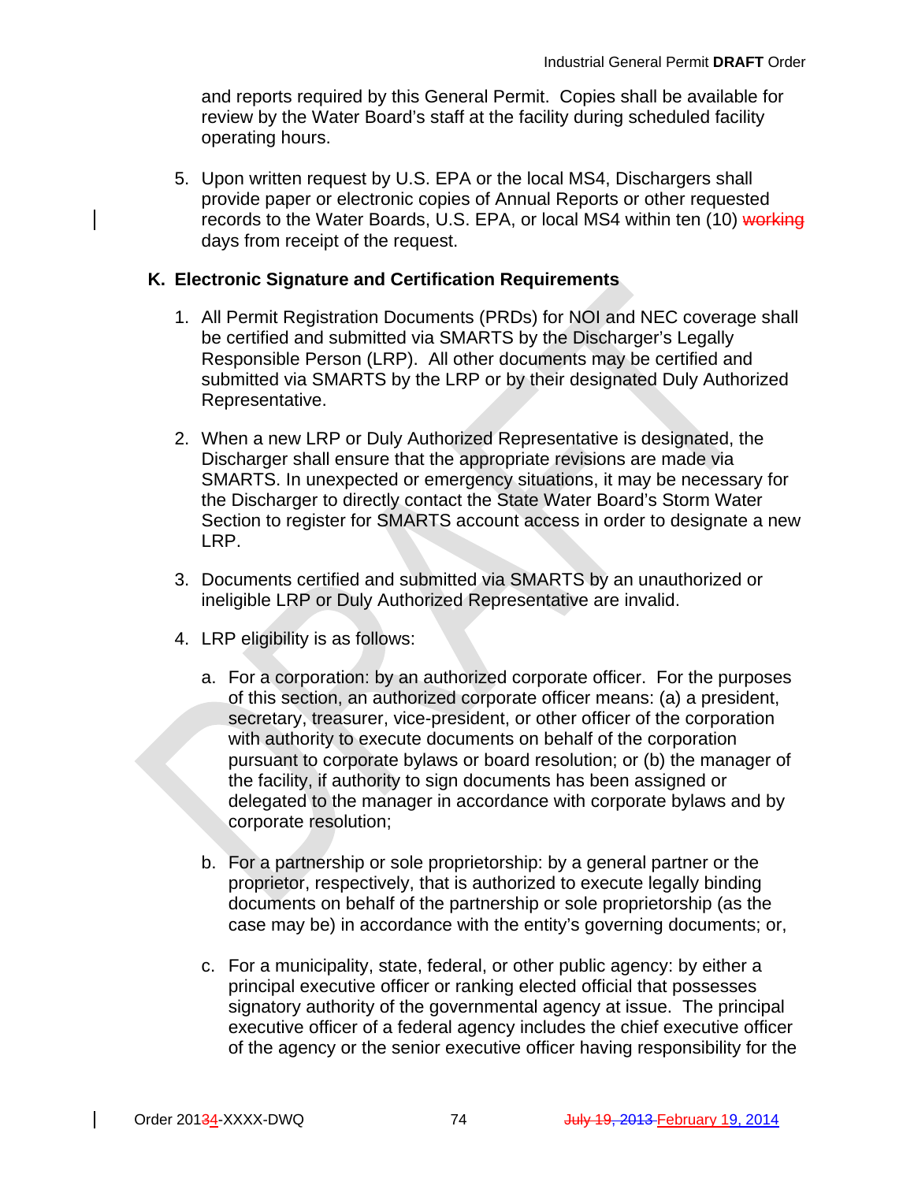and reports required by this General Permit. Copies shall be available for review by the Water Board's staff at the facility during scheduled facility operating hours.

5. Upon written request by U.S. EPA or the local MS4, Dischargers shall provide paper or electronic copies of Annual Reports or other requested records to the Water Boards, U.S. EPA, or local MS4 within ten (10) ~~working~~ days from receipt of the request.

## K. Electronic Signature and Certification Requirements

1. All Permit Registration Documents (PRDs) for NOI and NEC coverage shall be certified and submitted via SMARTS by the Discharger's Legally Responsible Person (LRP). All other documents may be certified and submitted via SMARTS by the LRP or by their designated Duly Authorized Representative.

2. When a new LRP or Duly Authorized Representative is designated, the Discharger shall ensure that the appropriate revisions are made via SMARTS. In unexpected or emergency situations, it may be necessary for the Discharger to directly contact the State Water Board's Storm Water Section to register for SMARTS account access in order to designate a new LRP.

3. Documents certified and submitted via SMARTS by an unauthorized or ineligible LRP or Duly Authorized Representative are invalid.

4. LRP eligibility is as follows:

   a. For a corporation: by an authorized corporate officer. For the purposes of this section, an authorized corporate officer means: (a) a president, secretary, treasurer, vice-president, or other officer of the corporation with authority to execute documents on behalf of the corporation pursuant to corporate bylaws or board resolution; or (b) the manager of the facility, if authority to sign documents has been assigned or delegated to the manager in accordance with corporate bylaws and by corporate resolution;

   b. For a partnership or sole proprietorship: by a general partner or the proprietor, respectively, that is authorized to execute legally binding documents on behalf of the partnership or sole proprietorship (as the case may be) in accordance with the entity's governing documents; or,

   c. For a municipality, state, federal, or other public agency: by either a principal executive officer or ranking elected official that possesses signatory authority of the governmental agency at issue. The principal executive officer of a federal agency includes the chief executive officer of the agency or the senior executive officer having responsibility for the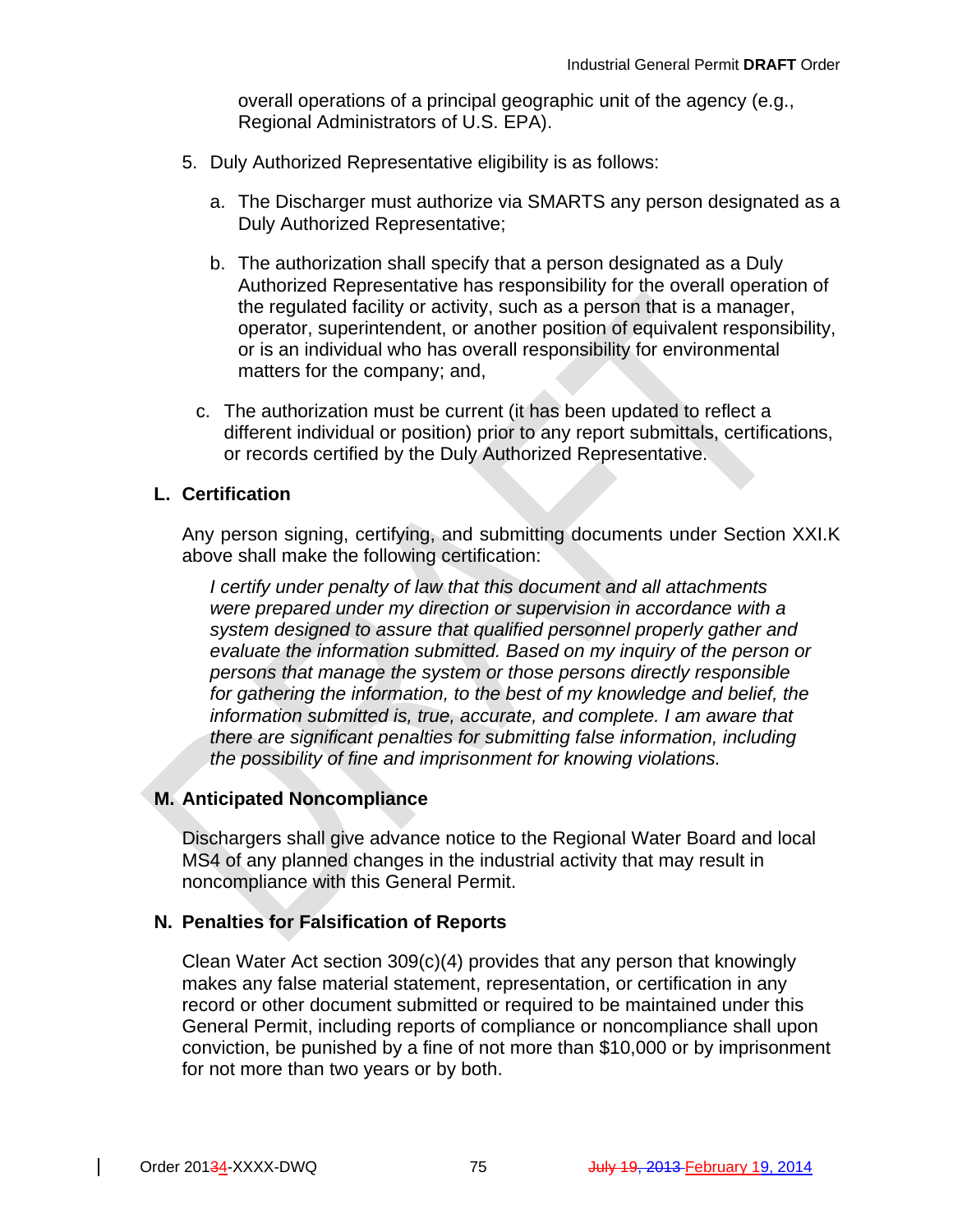overall operations of a principal geographic unit of the agency (e.g., Regional Administrators of U.S. EPA).

5. Duly Authorized Representative eligibility is as follows:

   a. The Discharger must authorize via SMARTS any person designated as a Duly Authorized Representative;

   b. The authorization shall specify that a person designated as a Duly Authorized Representative has responsibility for the overall operation of the regulated facility or activity, such as a person that is a manager, operator, superintendent, or another position of equivalent responsibility, or is an individual who has overall responsibility for environmental matters for the company; and,

   c. The authorization must be current (it has been updated to reflect a different individual or position) prior to any report submittals, certifications, or records certified by the Duly Authorized Representative.

## L. Certification

Any person signing, certifying, and submitting documents under Section XXI.K above shall make the following certification:

*I certify under penalty of law that this document and all attachments were prepared under my direction or supervision in accordance with a system designed to assure that qualified personnel properly gather and evaluate the information submitted. Based on my inquiry of the person or persons that manage the system or those persons directly responsible for gathering the information, to the best of my knowledge and belief, the information submitted is, true, accurate, and complete. I am aware that there are significant penalties for submitting false information, including the possibility of fine and imprisonment for knowing violations.*

## M. Anticipated Noncompliance

Dischargers shall give advance notice to the Regional Water Board and local MS4 of any planned changes in the industrial activity that may result in noncompliance with this General Permit.

## N. Penalties for Falsification of Reports

Clean Water Act section 309(c)(4) provides that any person that knowingly makes any false material statement, representation, or certification in any record or other document submitted or required to be maintained under this General Permit, including reports of compliance or noncompliance shall upon conviction, be punished by a fine of not more than $10,000 or by imprisonment for not more than two years or by both.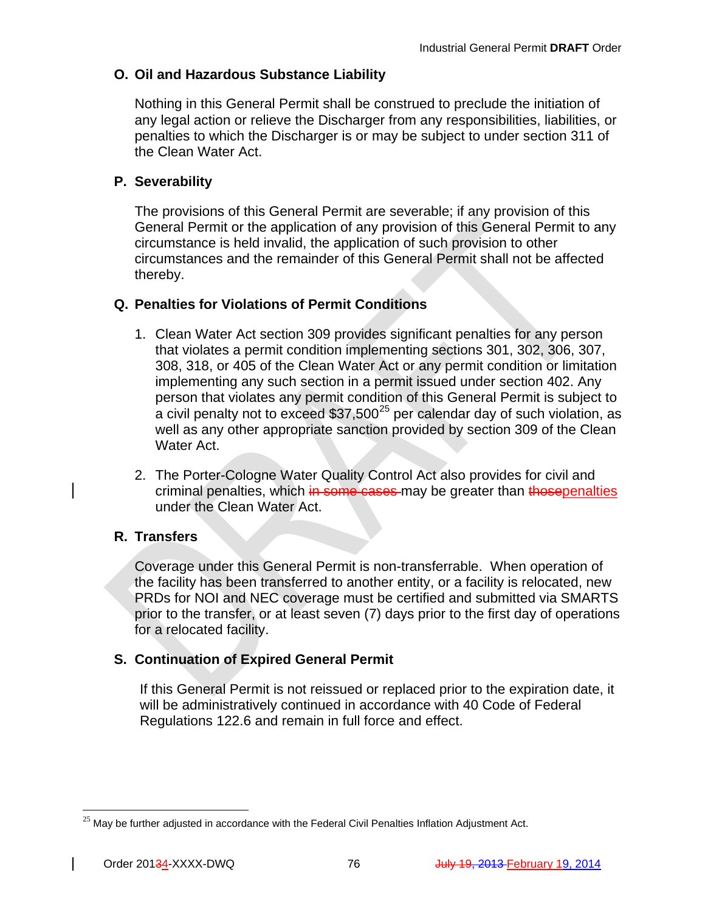### O. Oil and Hazardous Substance Liability

Nothing in this General Permit shall be construed to preclude the initiation of any legal action or relieve the Discharger from any responsibilities, liabilities, or penalties to which the Discharger is or may be subject to under section 311 of the Clean Water Act.

### P. Severability

The provisions of this General Permit are severable; if any provision of this General Permit or the application of any provision of this General Permit to any circumstance is held invalid, the application of such provision to other circumstances and the remainder of this General Permit shall not be affected thereby.

### Q. Penalties for Violations of Permit Conditions

1. Clean Water Act section 309 provides significant penalties for any person that violates a permit condition implementing sections 301, 302, 306, 307, 308, 318, or 405 of the Clean Water Act or any permit condition or limitation implementing any such section in a permit issued under section 402. Any person that violates any permit condition of this General Permit is subject to a civil penalty not to exceed $37,500[25] per calendar day of such violation, as well as any other appropriate sanction provided by section 309 of the Clean Water Act.

2. The Porter-Cologne Water Quality Control Act also provides for civil and criminal penalties, which ~~in some cases~~ may be greater than ~~those~~penalties under the Clean Water Act.

### R. Transfers

Coverage under this General Permit is non-transferrable. When operation of the facility has been transferred to another entity, or a facility is relocated, new PRDs for NOI and NEC coverage must be certified and submitted via SMARTS prior to the transfer, or at least seven (7) days prior to the first day of operations for a relocated facility.

### S. Continuation of Expired General Permit

If this General Permit is not reissued or replaced prior to the expiration date, it will be administratively continued in accordance with 40 Code of Federal Regulations 122.6 and remain in full force and effect.

---

[25] May be further adjusted in accordance with the Federal Civil Penalties Inflation Adjustment Act.